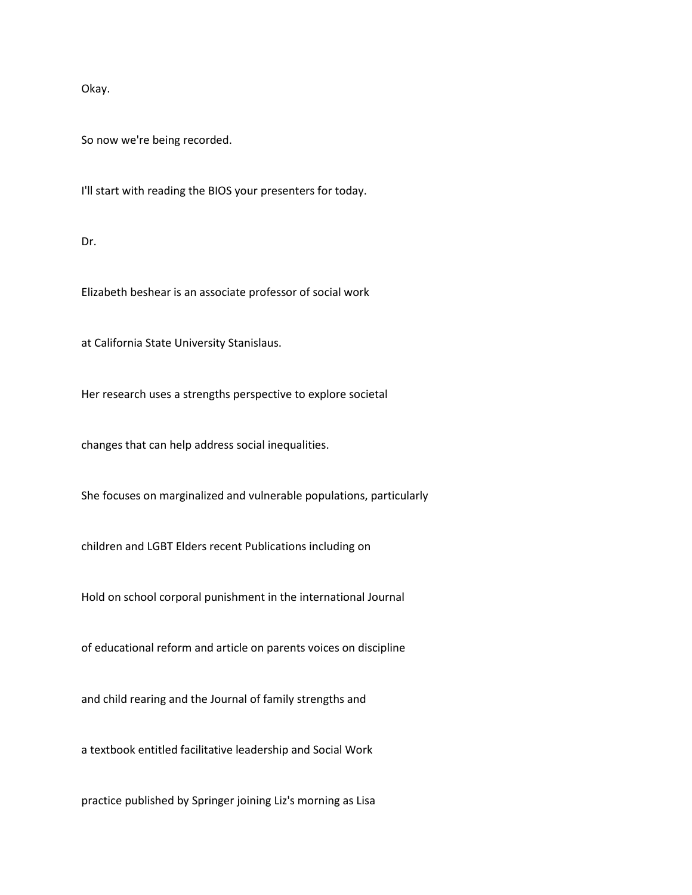Okay.

So now we're being recorded.

I'll start with reading the BIOS your presenters for today.

Dr.

Elizabeth beshear is an associate professor of social work

at California State University Stanislaus.

Her research uses a strengths perspective to explore societal

changes that can help address social inequalities.

She focuses on marginalized and vulnerable populations, particularly

children and LGBT Elders recent Publications including on

Hold on school corporal punishment in the international Journal

of educational reform and article on parents voices on discipline

and child rearing and the Journal of family strengths and

a textbook entitled facilitative leadership and Social Work

practice published by Springer joining Liz's morning as Lisa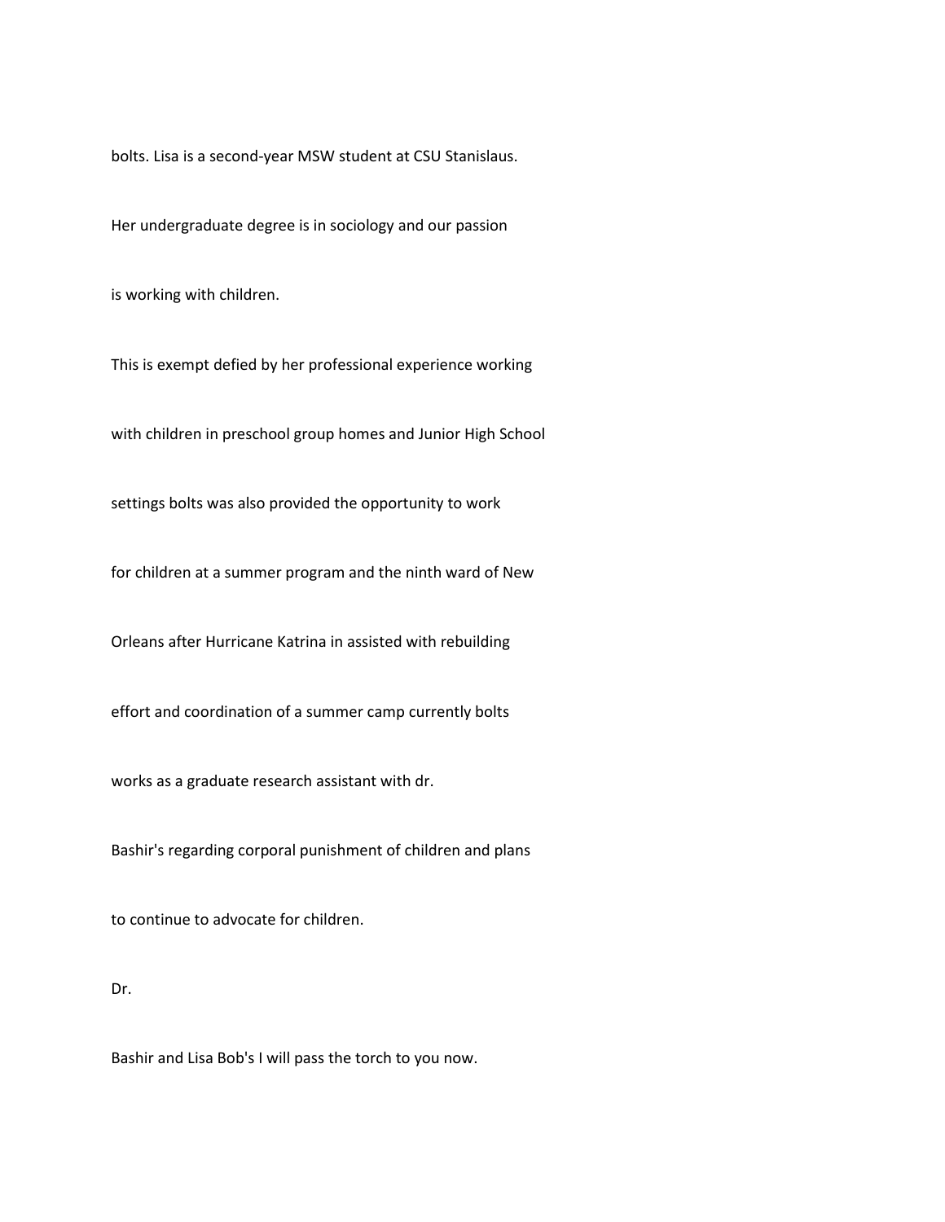bolts. Lisa is a second-year MSW student at CSU Stanislaus.

Her undergraduate degree is in sociology and our passion

is working with children.

This is exempt defied by her professional experience working

with children in preschool group homes and Junior High School

settings bolts was also provided the opportunity to work

for children at a summer program and the ninth ward of New

Orleans after Hurricane Katrina in assisted with rebuilding

effort and coordination of a summer camp currently bolts

works as a graduate research assistant with dr.

Bashir's regarding corporal punishment of children and plans

to continue to advocate for children.

Dr.

Bashir and Lisa Bob's I will pass the torch to you now.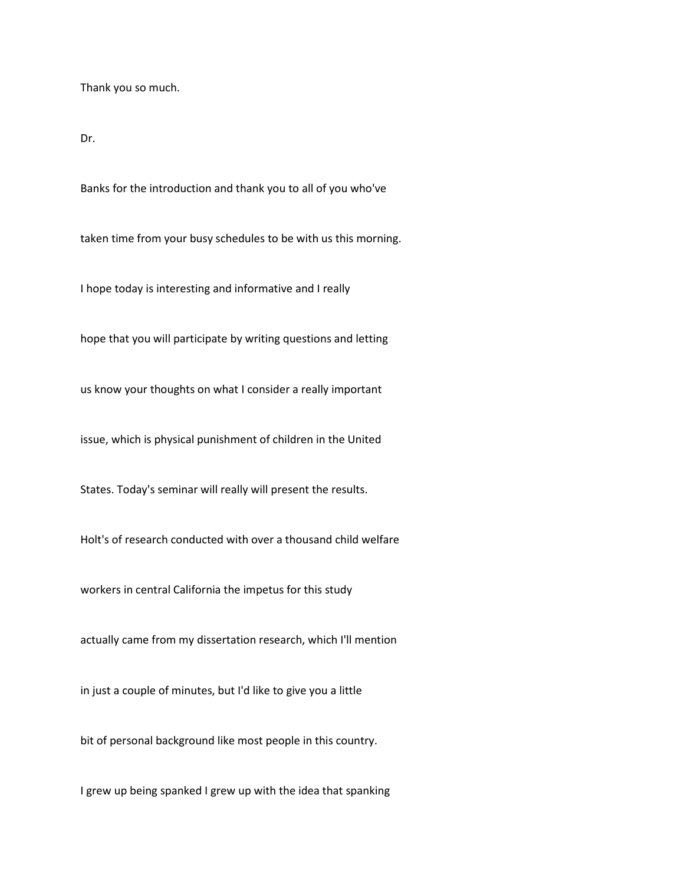Thank you so much.

Dr.

Banks for the introduction and thank you to all of you who've

taken time from your busy schedules to be with us this morning.

I hope today is interesting and informative and I really

hope that you will participate by writing questions and letting

us know your thoughts on what I consider a really important

issue, which is physical punishment of children in the United

States. Today's seminar will really will present the results.

Holt's of research conducted with over a thousand child welfare

workers in central California the impetus for this study

actually came from my dissertation research, which I'll mention

in just a couple of minutes, but I'd like to give you a little

bit of personal background like most people in this country.

I grew up being spanked I grew up with the idea that spanking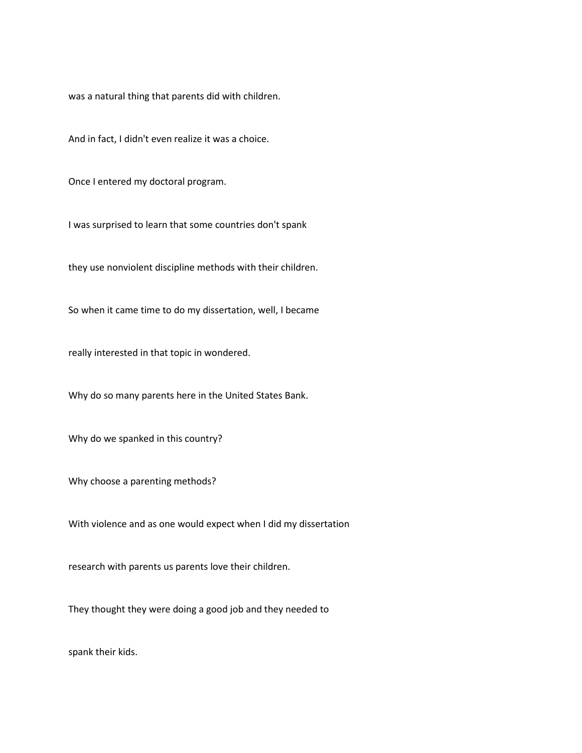was a natural thing that parents did with children.

And in fact, I didn't even realize it was a choice.

Once I entered my doctoral program.

I was surprised to learn that some countries don't spank

they use nonviolent discipline methods with their children.

So when it came time to do my dissertation, well, I became

really interested in that topic in wondered.

Why do so many parents here in the United States Bank.

Why do we spanked in this country?

Why choose a parenting methods?

With violence and as one would expect when I did my dissertation

research with parents us parents love their children.

They thought they were doing a good job and they needed to

spank their kids.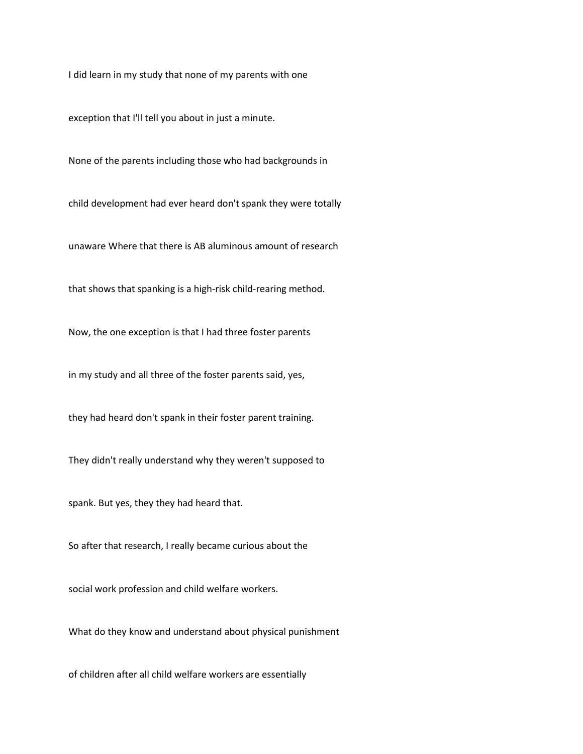I did learn in my study that none of my parents with one

exception that I'll tell you about in just a minute.

None of the parents including those who had backgrounds in

child development had ever heard don't spank they were totally

unaware Where that there is AB aluminous amount of research

that shows that spanking is a high-risk child-rearing method.

Now, the one exception is that I had three foster parents

in my study and all three of the foster parents said, yes,

they had heard don't spank in their foster parent training.

They didn't really understand why they weren't supposed to

spank. But yes, they they had heard that.

So after that research, I really became curious about the

social work profession and child welfare workers.

What do they know and understand about physical punishment

of children after all child welfare workers are essentially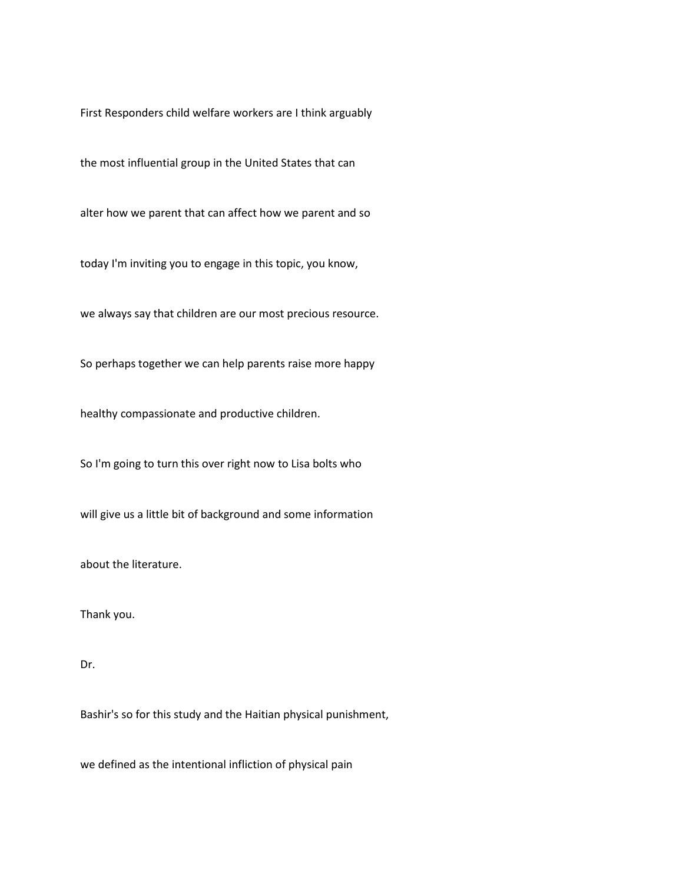First Responders child welfare workers are I think arguably

the most influential group in the United States that can

alter how we parent that can affect how we parent and so

today I'm inviting you to engage in this topic, you know,

we always say that children are our most precious resource.

So perhaps together we can help parents raise more happy

healthy compassionate and productive children.

So I'm going to turn this over right now to Lisa bolts who

will give us a little bit of background and some information

about the literature.

Thank you.

Dr.

Bashir's so for this study and the Haitian physical punishment,

we defined as the intentional infliction of physical pain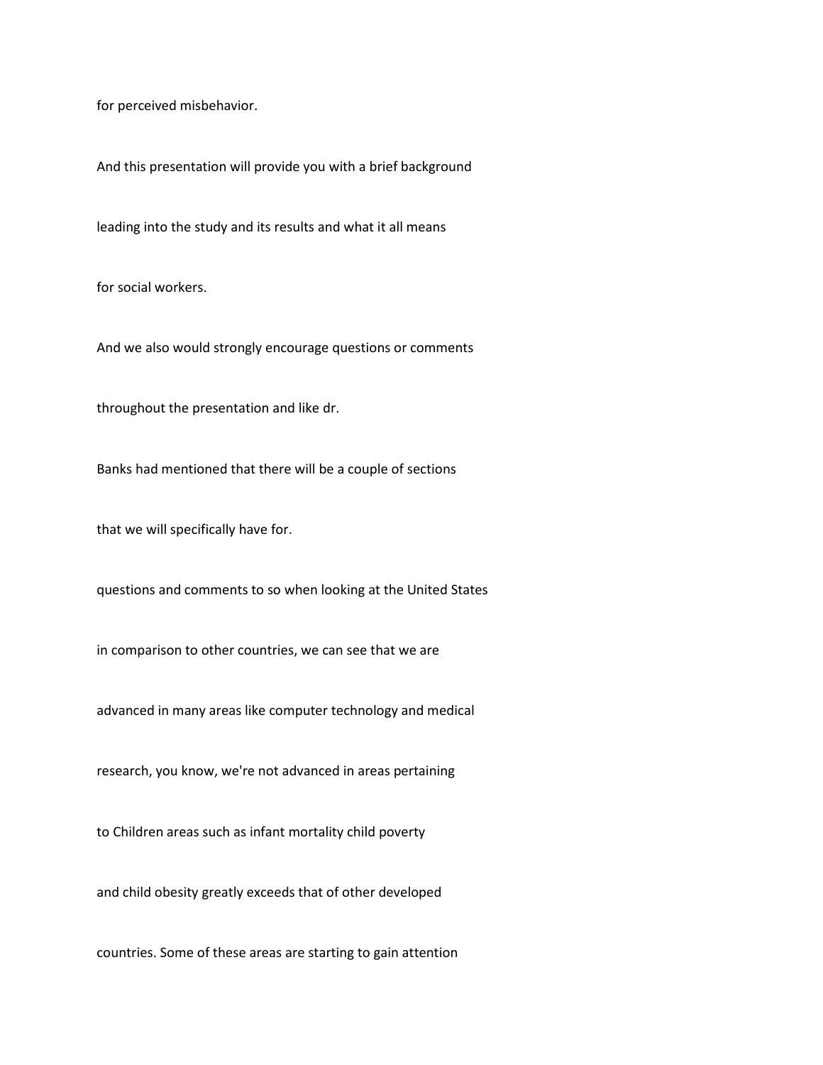for perceived misbehavior.

And this presentation will provide you with a brief background

leading into the study and its results and what it all means

for social workers.

And we also would strongly encourage questions or comments

throughout the presentation and like dr.

Banks had mentioned that there will be a couple of sections

that we will specifically have for.

questions and comments to so when looking at the United States

in comparison to other countries, we can see that we are

advanced in many areas like computer technology and medical

research, you know, we're not advanced in areas pertaining

to Children areas such as infant mortality child poverty

and child obesity greatly exceeds that of other developed

countries. Some of these areas are starting to gain attention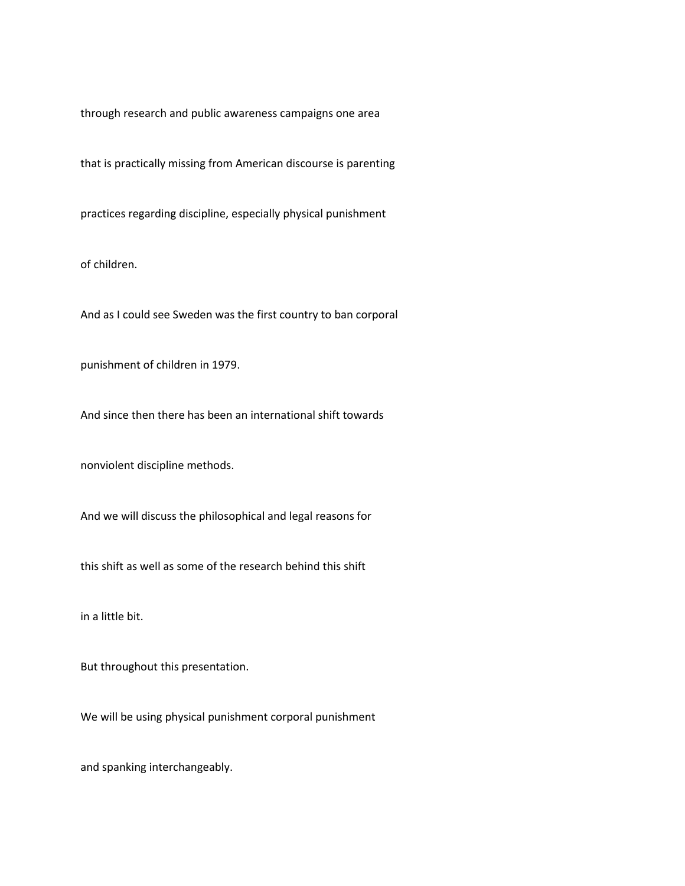through research and public awareness campaigns one area

that is practically missing from American discourse is parenting

practices regarding discipline, especially physical punishment

of children.

And as I could see Sweden was the first country to ban corporal

punishment of children in 1979.

And since then there has been an international shift towards

nonviolent discipline methods.

And we will discuss the philosophical and legal reasons for

this shift as well as some of the research behind this shift

in a little bit.

But throughout this presentation.

We will be using physical punishment corporal punishment

and spanking interchangeably.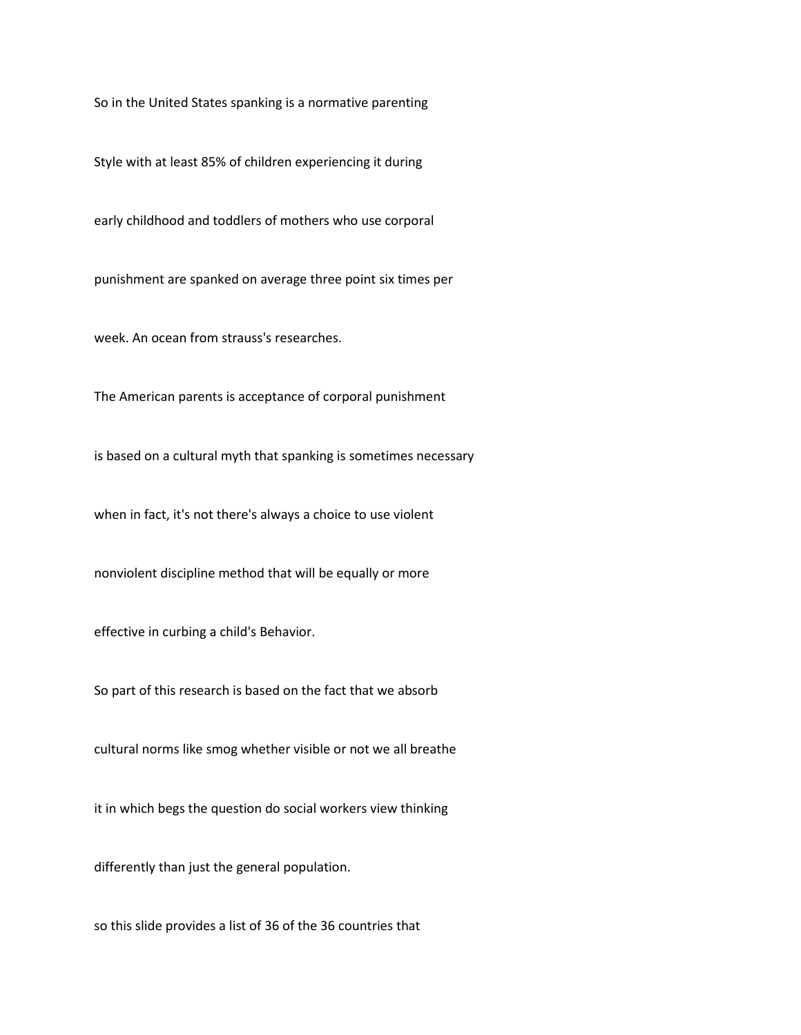So in the United States spanking is a normative parenting

Style with at least 85% of children experiencing it during

early childhood and toddlers of mothers who use corporal

punishment are spanked on average three point six times per

week. An ocean from strauss's researches.

The American parents is acceptance of corporal punishment

is based on a cultural myth that spanking is sometimes necessary

when in fact, it's not there's always a choice to use violent

nonviolent discipline method that will be equally or more

effective in curbing a child's Behavior.

So part of this research is based on the fact that we absorb

cultural norms like smog whether visible or not we all breathe

it in which begs the question do social workers view thinking

differently than just the general population.

so this slide provides a list of 36 of the 36 countries that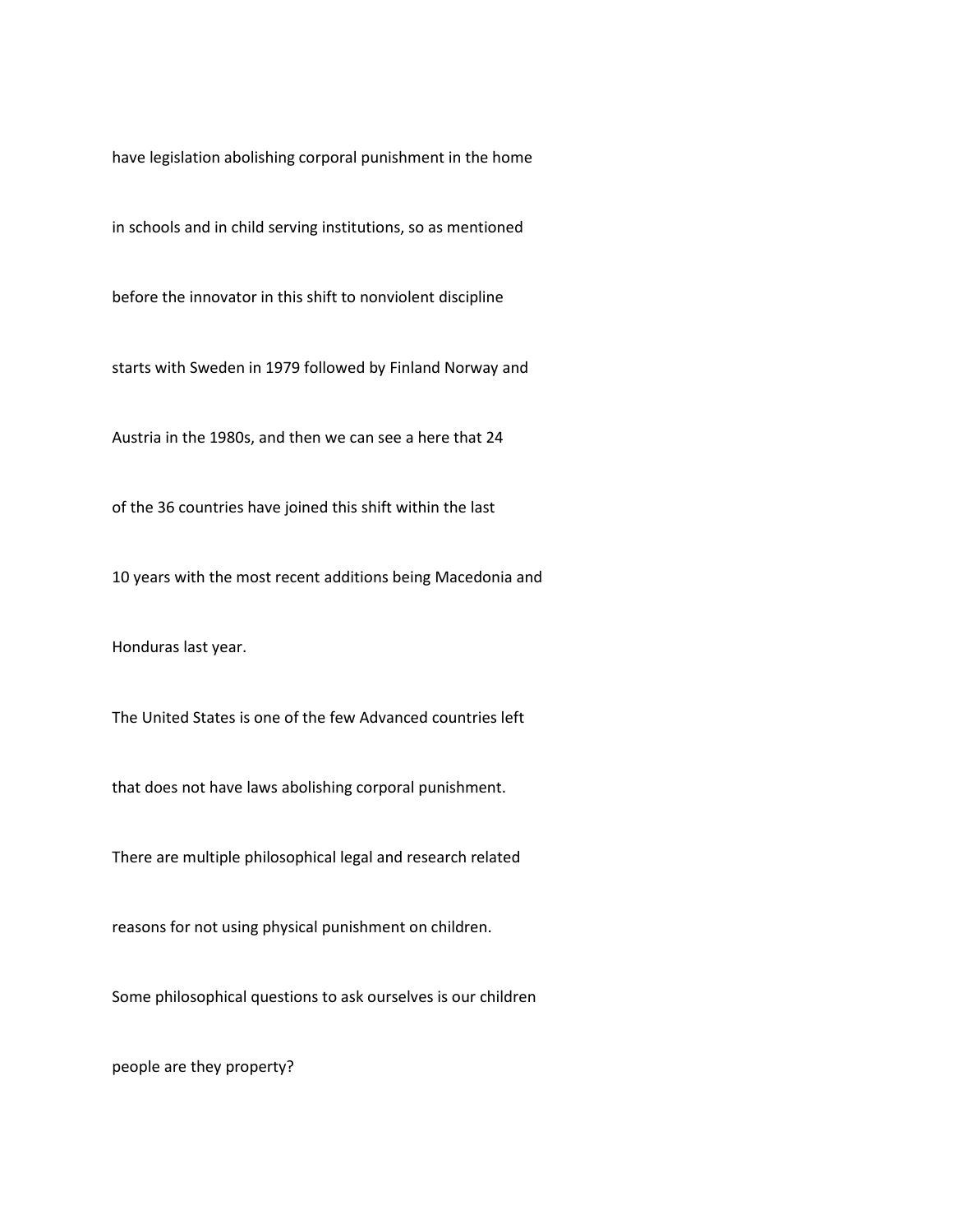have legislation abolishing corporal punishment in the home

in schools and in child serving institutions, so as mentioned

before the innovator in this shift to nonviolent discipline

starts with Sweden in 1979 followed by Finland Norway and

Austria in the 1980s, and then we can see a here that 24

of the 36 countries have joined this shift within the last

10 years with the most recent additions being Macedonia and

Honduras last year.

The United States is one of the few Advanced countries left

that does not have laws abolishing corporal punishment.

There are multiple philosophical legal and research related

reasons for not using physical punishment on children.

Some philosophical questions to ask ourselves is our children

people are they property?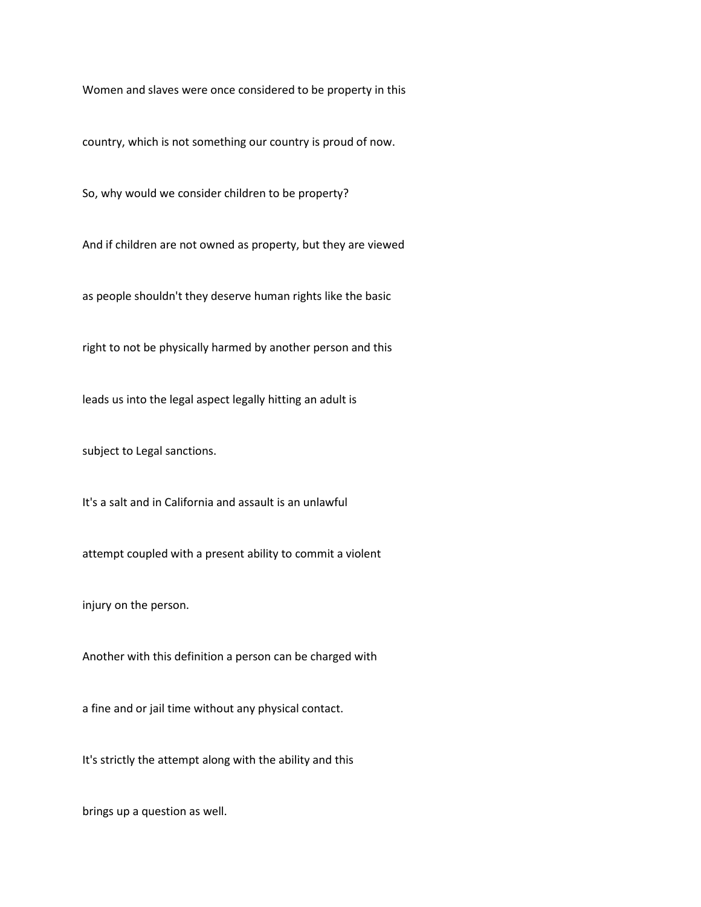Women and slaves were once considered to be property in this country, which is not something our country is proud of now.

So, why would we consider children to be property?

And if children are not owned as property, but they are viewed as people shouldn't they deserve human rights like the basic right to not be physically harmed by another person and this leads us into the legal aspect legally hitting an adult is subject to Legal sanctions.

It's a salt and in California and assault is an unlawful attempt coupled with a present ability to commit a violent injury on the person.

Another with this definition a person can be charged with a fine and or jail time without any physical contact.

It's strictly the attempt along with the ability and this brings up a question as well.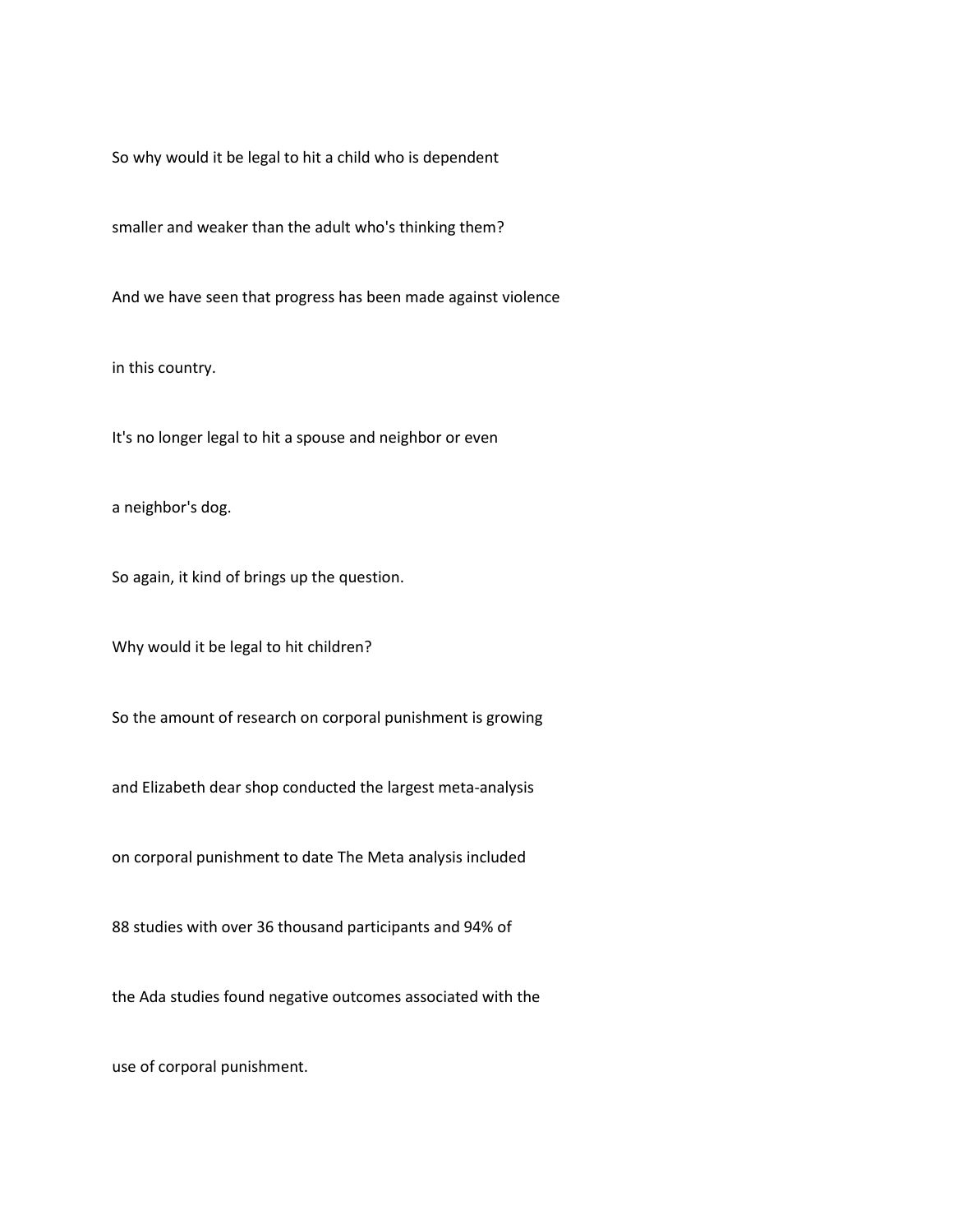So why would it be legal to hit a child who is dependent

smaller and weaker than the adult who's thinking them?

And we have seen that progress has been made against violence

in this country.

It's no longer legal to hit a spouse and neighbor or even

a neighbor's dog.

So again, it kind of brings up the question.

Why would it be legal to hit children?

So the amount of research on corporal punishment is growing

and Elizabeth dear shop conducted the largest meta-analysis

on corporal punishment to date The Meta analysis included

88 studies with over 36 thousand participants and 94% of

the Ada studies found negative outcomes associated with the

use of corporal punishment.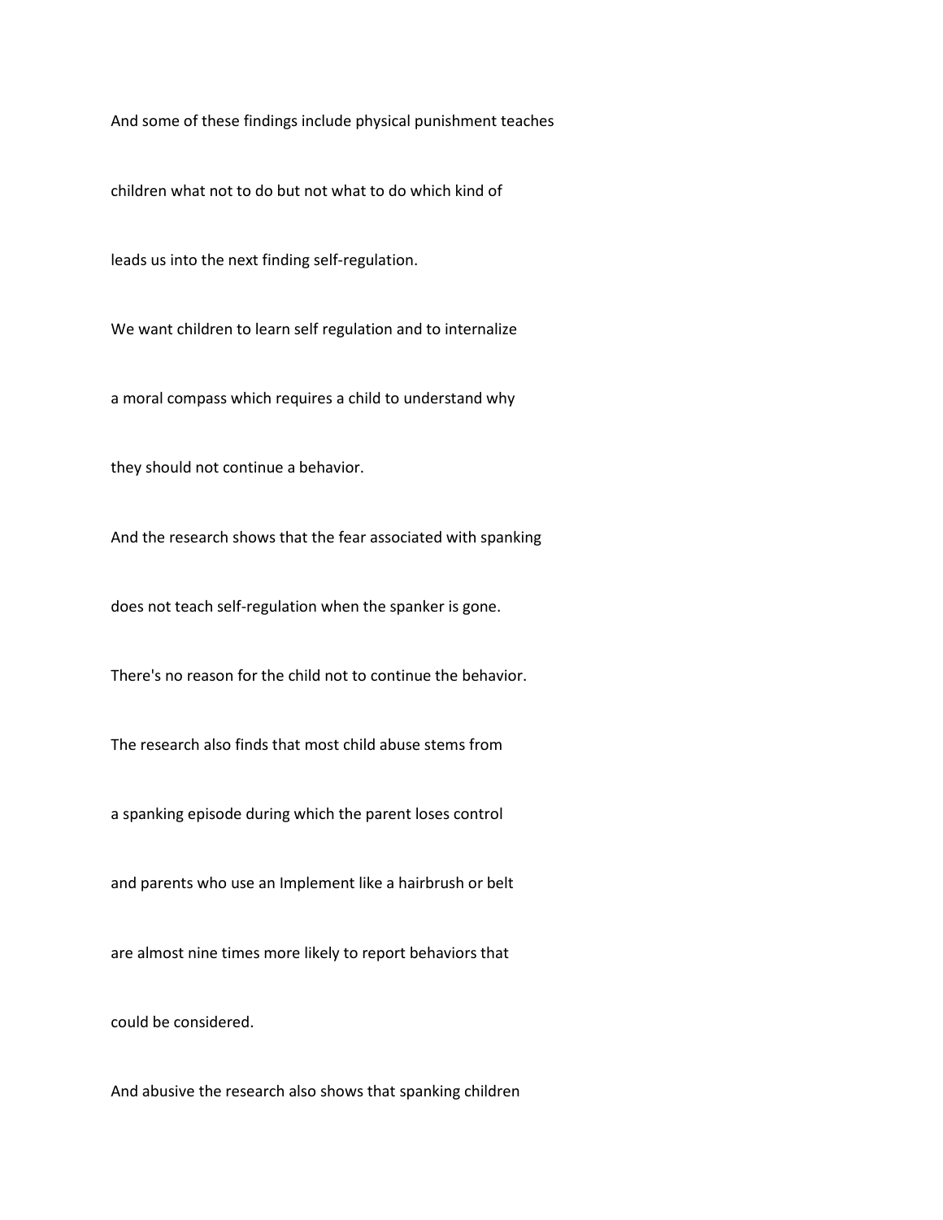And some of these findings include physical punishment teaches

children what not to do but not what to do which kind of

leads us into the next finding self-regulation.

We want children to learn self regulation and to internalize

a moral compass which requires a child to understand why

they should not continue a behavior.

And the research shows that the fear associated with spanking

does not teach self-regulation when the spanker is gone.

There's no reason for the child not to continue the behavior.

The research also finds that most child abuse stems from

a spanking episode during which the parent loses control

and parents who use an Implement like a hairbrush or belt

are almost nine times more likely to report behaviors that

could be considered.

And abusive the research also shows that spanking children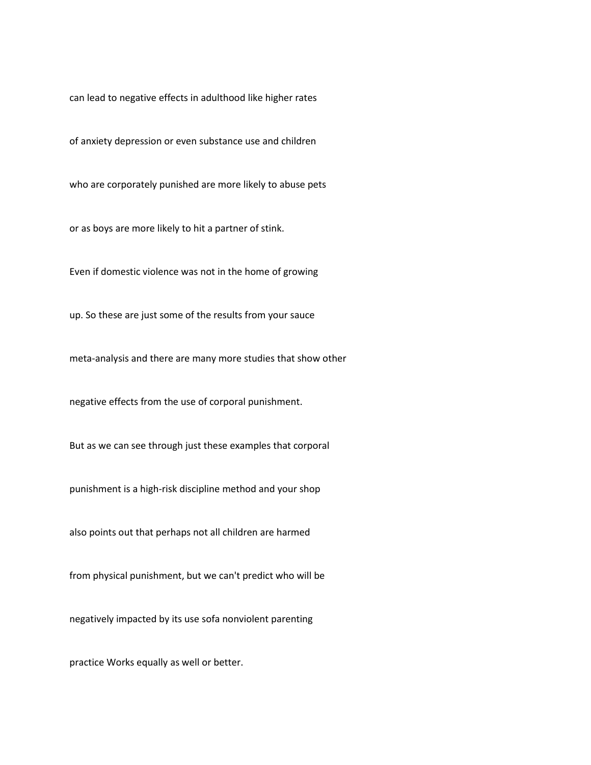can lead to negative effects in adulthood like higher rates

of anxiety depression or even substance use and children

who are corporately punished are more likely to abuse pets

or as boys are more likely to hit a partner of stink.

Even if domestic violence was not in the home of growing

up. So these are just some of the results from your sauce

meta-analysis and there are many more studies that show other

negative effects from the use of corporal punishment.

But as we can see through just these examples that corporal

punishment is a high-risk discipline method and your shop

also points out that perhaps not all children are harmed

from physical punishment, but we can't predict who will be

negatively impacted by its use sofa nonviolent parenting

practice Works equally as well or better.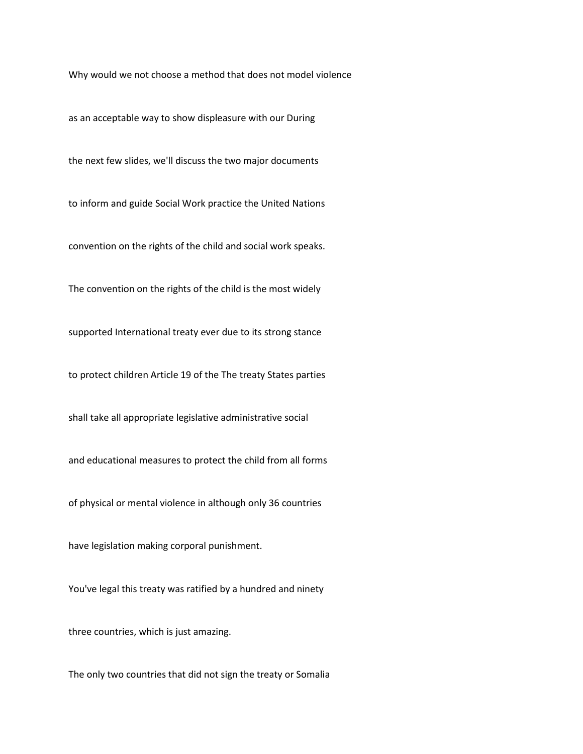Why would we not choose a method that does not model violence

as an acceptable way to show displeasure with our During

the next few slides, we'll discuss the two major documents

to inform and guide Social Work practice the United Nations

convention on the rights of the child and social work speaks.

The convention on the rights of the child is the most widely

supported International treaty ever due to its strong stance

to protect children Article 19 of the The treaty States parties

shall take all appropriate legislative administrative social

and educational measures to protect the child from all forms

of physical or mental violence in although only 36 countries

have legislation making corporal punishment.

You've legal this treaty was ratified by a hundred and ninety

three countries, which is just amazing.

The only two countries that did not sign the treaty or Somalia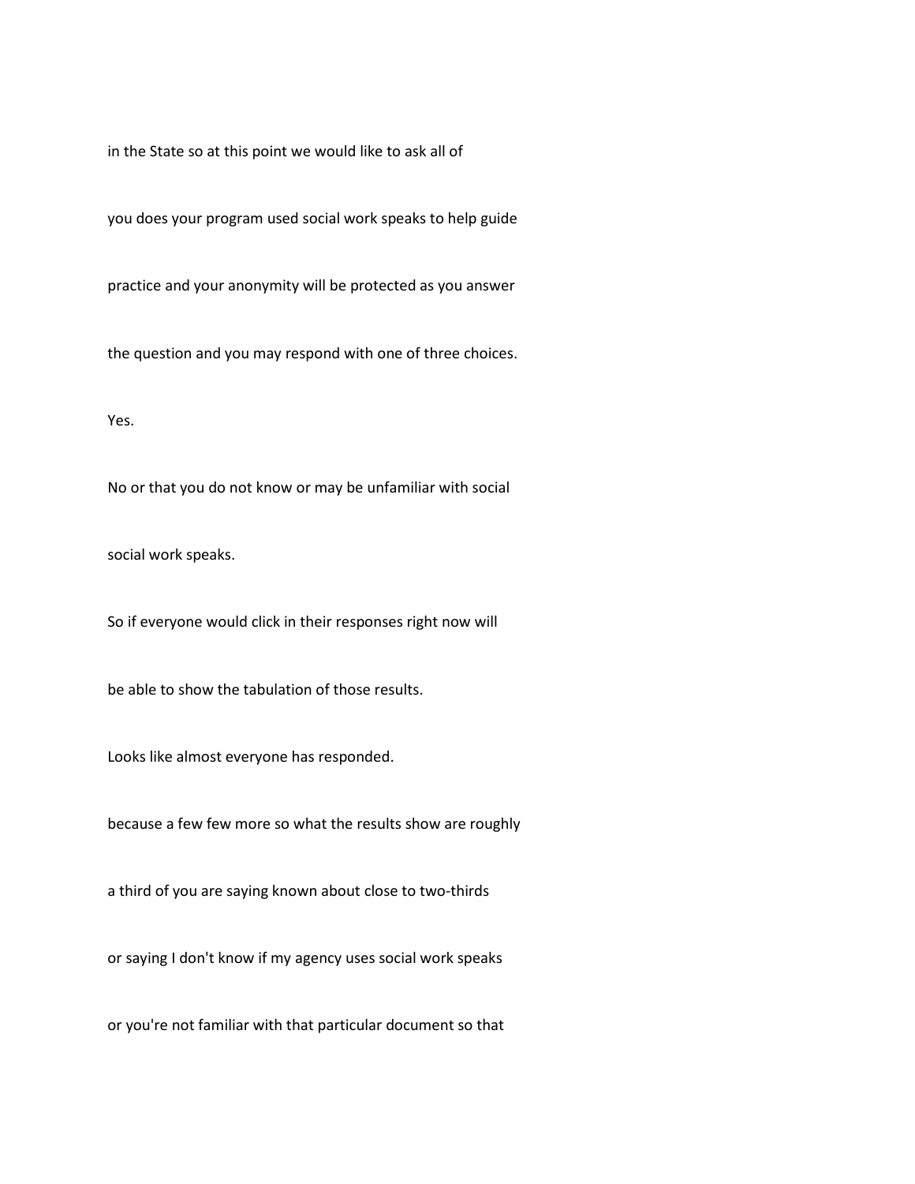in the State so at this point we would like to ask all of

you does your program used social work speaks to help guide

practice and your anonymity will be protected as you answer

the question and you may respond with one of three choices.

Yes.

No or that you do not know or may be unfamiliar with social

social work speaks.

So if everyone would click in their responses right now will

be able to show the tabulation of those results.

Looks like almost everyone has responded.

because a few few more so what the results show are roughly

a third of you are saying known about close to two-thirds

or saying I don't know if my agency uses social work speaks

or you're not familiar with that particular document so that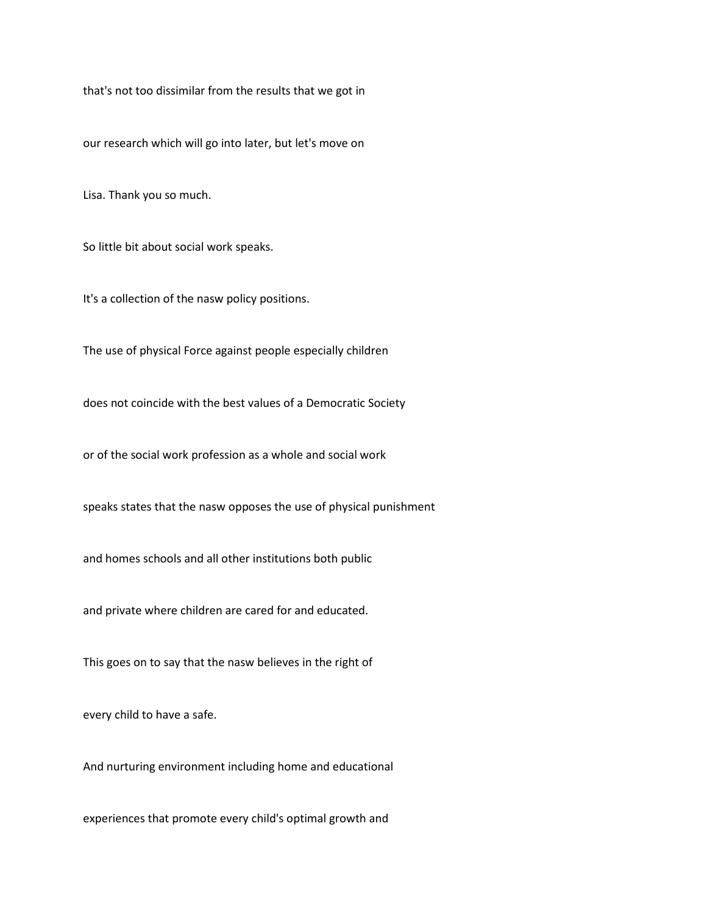that's not too dissimilar from the results that we got in

our research which will go into later, but let's move on

Lisa. Thank you so much.

So little bit about social work speaks.

It's a collection of the nasw policy positions.

The use of physical Force against people especially children

does not coincide with the best values of a Democratic Society

or of the social work profession as a whole and social work

speaks states that the nasw opposes the use of physical punishment

and homes schools and all other institutions both public

and private where children are cared for and educated.

This goes on to say that the nasw believes in the right of

every child to have a safe.

And nurturing environment including home and educational

experiences that promote every child's optimal growth and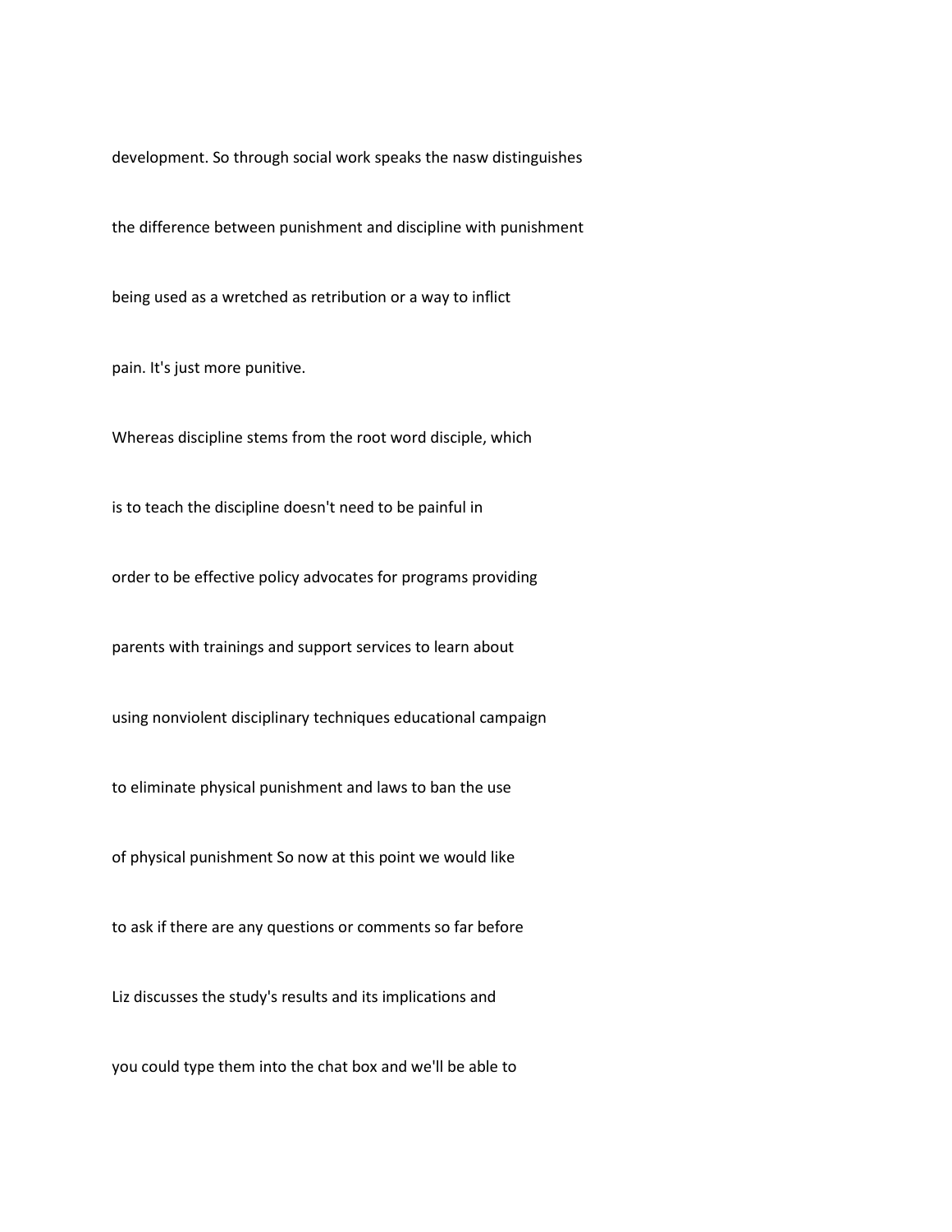development. So through social work speaks the nasw distinguishes

the difference between punishment and discipline with punishment

being used as a wretched as retribution or a way to inflict

pain. It's just more punitive.

Whereas discipline stems from the root word disciple, which

is to teach the discipline doesn't need to be painful in

order to be effective policy advocates for programs providing

parents with trainings and support services to learn about

using nonviolent disciplinary techniques educational campaign

to eliminate physical punishment and laws to ban the use

of physical punishment So now at this point we would like

to ask if there are any questions or comments so far before

Liz discusses the study's results and its implications and

you could type them into the chat box and we'll be able to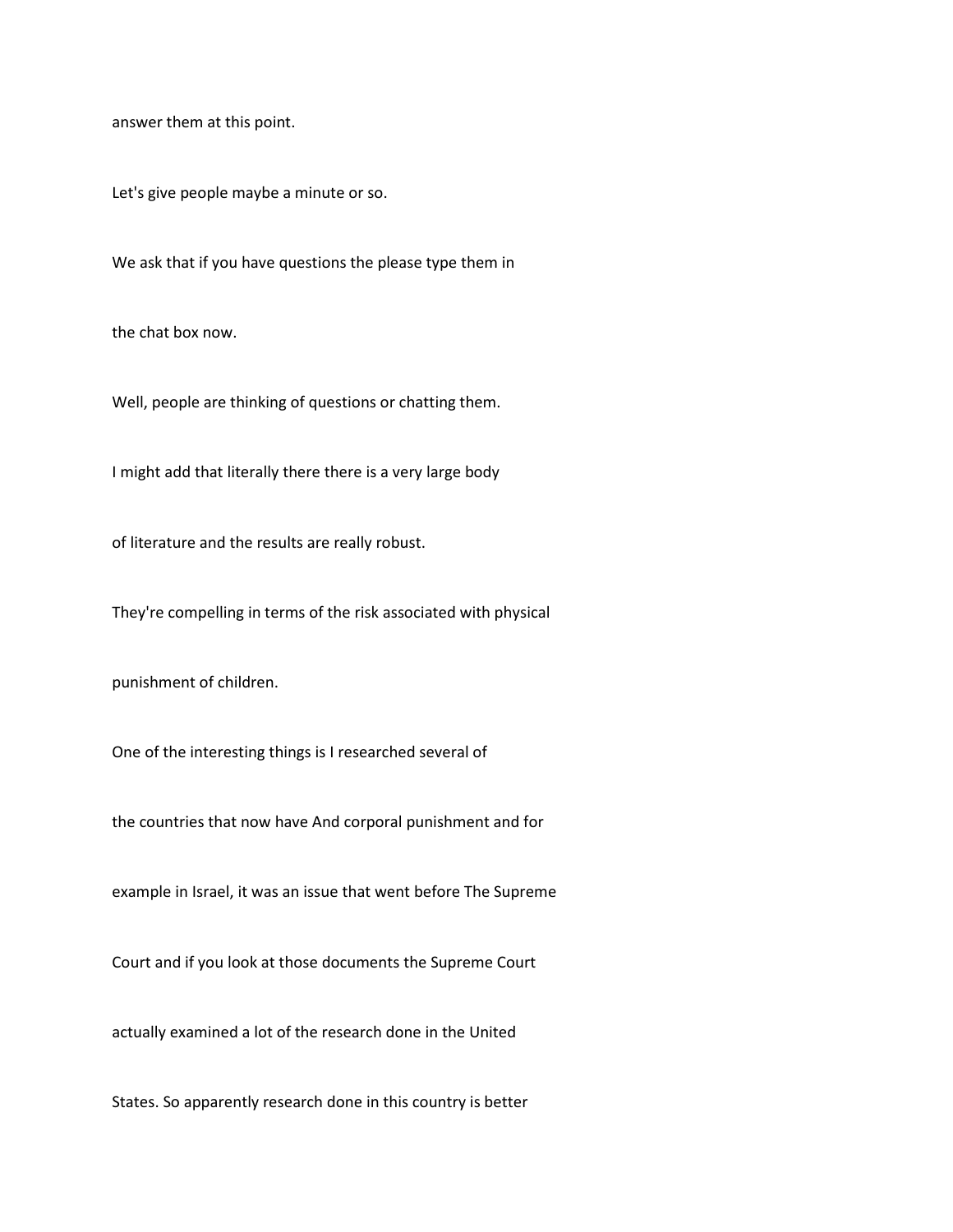answer them at this point.

Let's give people maybe a minute or so.

We ask that if you have questions the please type them in

the chat box now.

Well, people are thinking of questions or chatting them.

I might add that literally there there is a very large body

of literature and the results are really robust.

They're compelling in terms of the risk associated with physical

punishment of children.

One of the interesting things is I researched several of

the countries that now have And corporal punishment and for

example in Israel, it was an issue that went before The Supreme

Court and if you look at those documents the Supreme Court

actually examined a lot of the research done in the United

States. So apparently research done in this country is better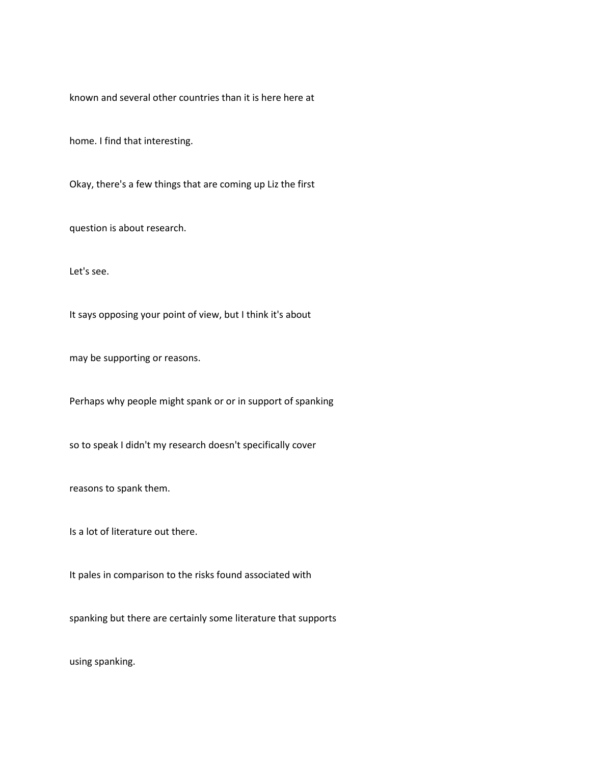known and several other countries than it is here here at

home. I find that interesting.

Okay, there's a few things that are coming up Liz the first

question is about research.

Let's see.

It says opposing your point of view, but I think it's about

may be supporting or reasons.

Perhaps why people might spank or or in support of spanking

so to speak I didn't my research doesn't specifically cover

reasons to spank them.

Is a lot of literature out there.

It pales in comparison to the risks found associated with

spanking but there are certainly some literature that supports

using spanking.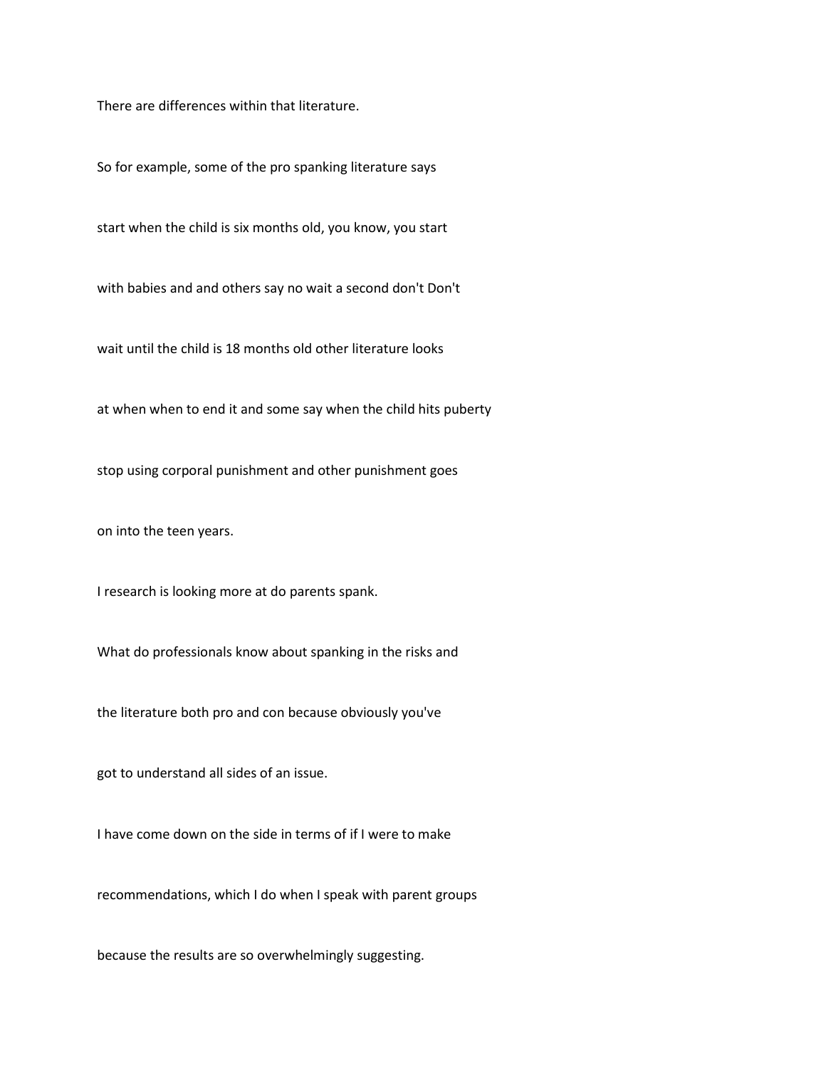There are differences within that literature.

So for example, some of the pro spanking literature says

start when the child is six months old, you know, you start

with babies and and others say no wait a second don't Don't

wait until the child is 18 months old other literature looks

at when when to end it and some say when the child hits puberty

stop using corporal punishment and other punishment goes

on into the teen years.

I research is looking more at do parents spank.

What do professionals know about spanking in the risks and

the literature both pro and con because obviously you've

got to understand all sides of an issue.

I have come down on the side in terms of if I were to make

recommendations, which I do when I speak with parent groups

because the results are so overwhelmingly suggesting.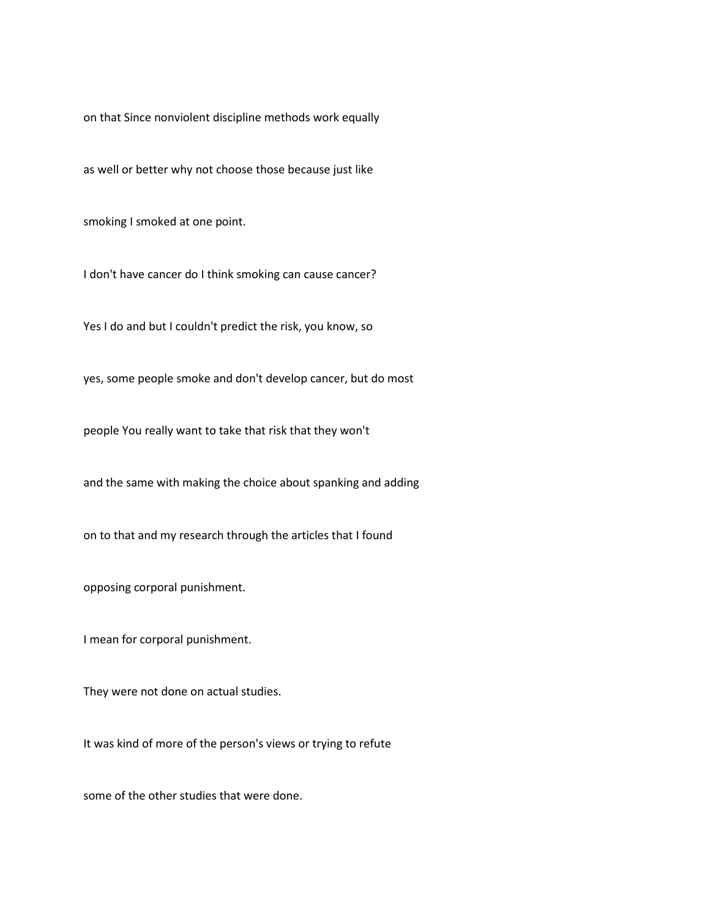on that Since nonviolent discipline methods work equally

as well or better why not choose those because just like

smoking I smoked at one point.

I don't have cancer do I think smoking can cause cancer?

Yes I do and but I couldn't predict the risk, you know, so

yes, some people smoke and don't develop cancer, but do most

people You really want to take that risk that they won't

and the same with making the choice about spanking and adding

on to that and my research through the articles that I found

opposing corporal punishment.

I mean for corporal punishment.

They were not done on actual studies.

It was kind of more of the person's views or trying to refute

some of the other studies that were done.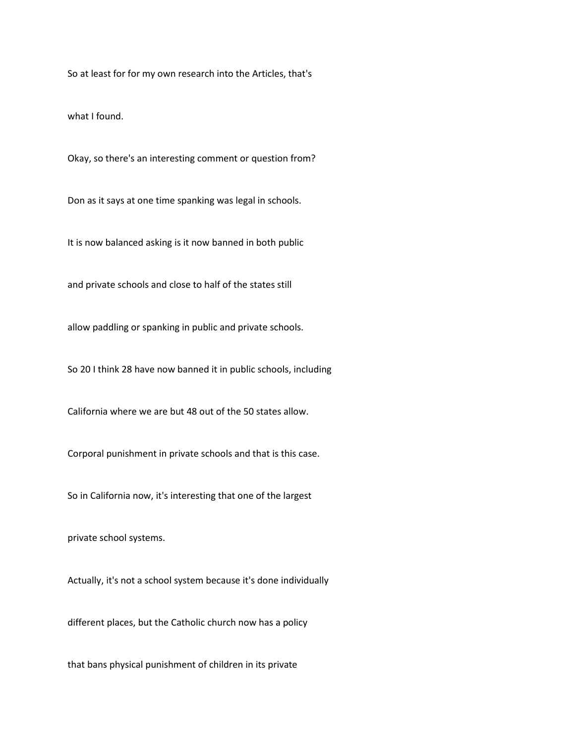So at least for for my own research into the Articles, that's

what I found.

Okay, so there's an interesting comment or question from?

Don as it says at one time spanking was legal in schools.

It is now balanced asking is it now banned in both public

and private schools and close to half of the states still

allow paddling or spanking in public and private schools.

So 20 I think 28 have now banned it in public schools, including

California where we are but 48 out of the 50 states allow.

Corporal punishment in private schools and that is this case.

So in California now, it's interesting that one of the largest

private school systems.

Actually, it's not a school system because it's done individually

different places, but the Catholic church now has a policy

that bans physical punishment of children in its private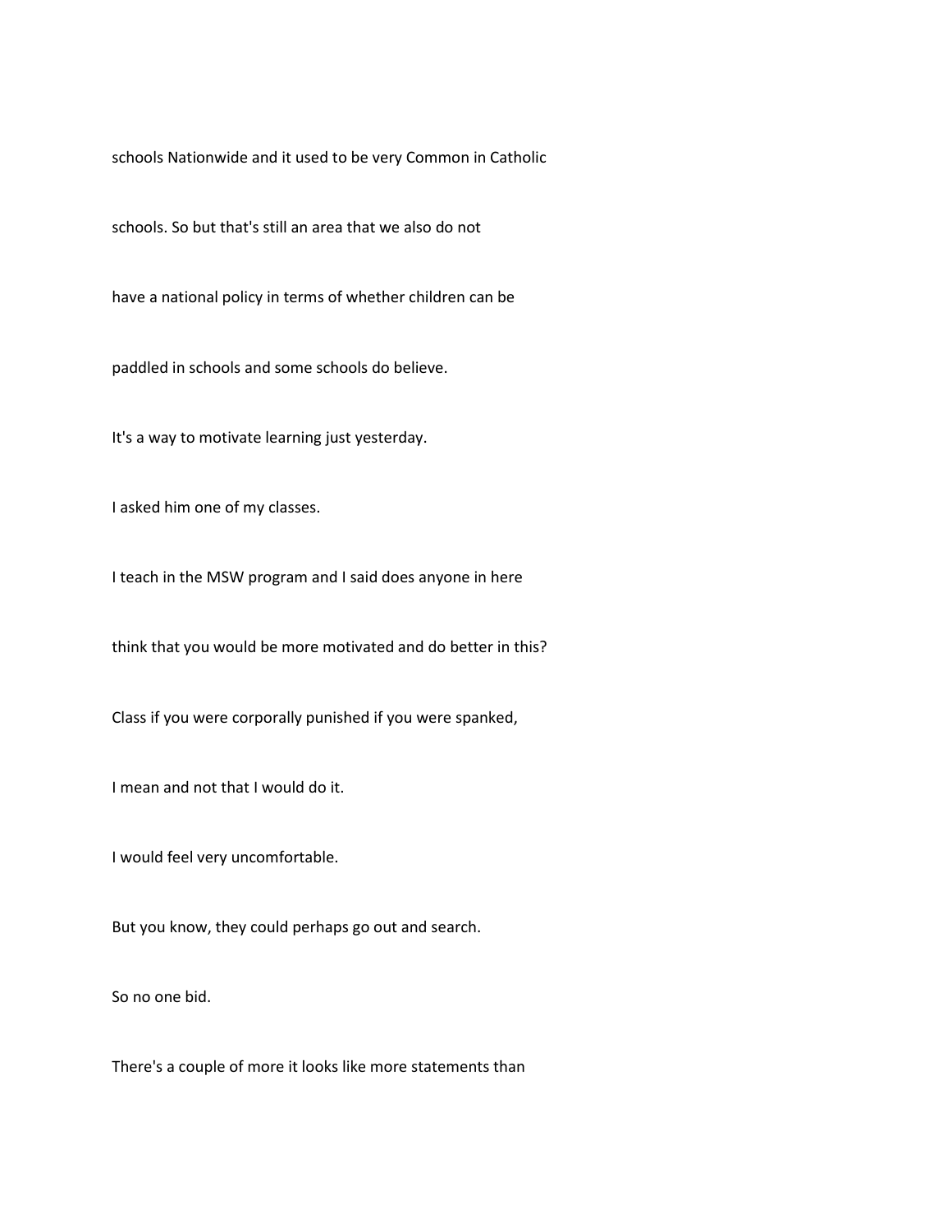schools Nationwide and it used to be very Common in Catholic

schools. So but that's still an area that we also do not

have a national policy in terms of whether children can be

paddled in schools and some schools do believe.

It's a way to motivate learning just yesterday.

I asked him one of my classes.

I teach in the MSW program and I said does anyone in here

think that you would be more motivated and do better in this?

Class if you were corporally punished if you were spanked,

I mean and not that I would do it.

I would feel very uncomfortable.

But you know, they could perhaps go out and search.

So no one bid.

There's a couple of more it looks like more statements than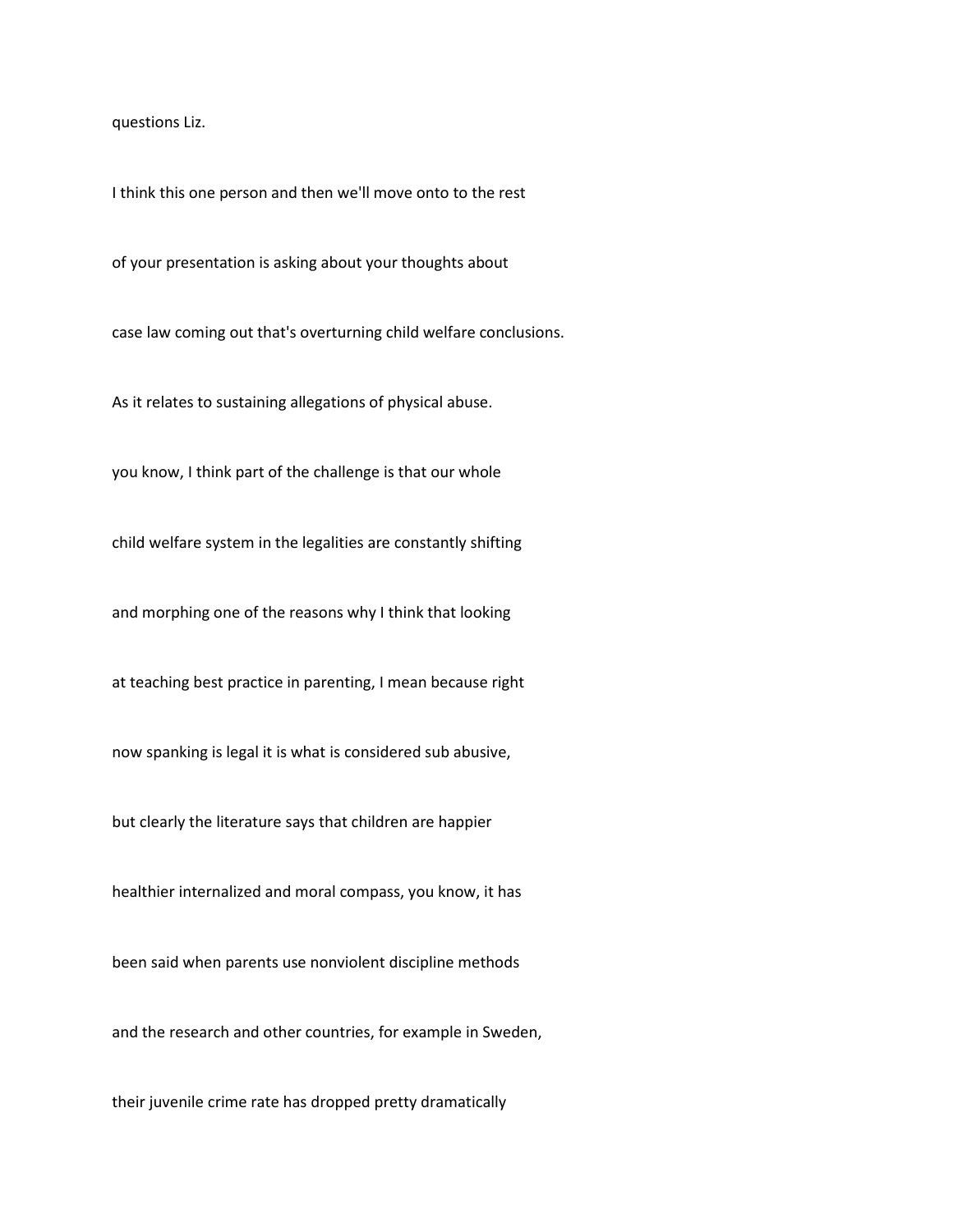questions Liz.

I think this one person and then we'll move onto to the rest

of your presentation is asking about your thoughts about

case law coming out that's overturning child welfare conclusions.

As it relates to sustaining allegations of physical abuse.

you know, I think part of the challenge is that our whole

child welfare system in the legalities are constantly shifting

and morphing one of the reasons why I think that looking

at teaching best practice in parenting, I mean because right

now spanking is legal it is what is considered sub abusive,

but clearly the literature says that children are happier

healthier internalized and moral compass, you know, it has

been said when parents use nonviolent discipline methods

and the research and other countries, for example in Sweden,

their juvenile crime rate has dropped pretty dramatically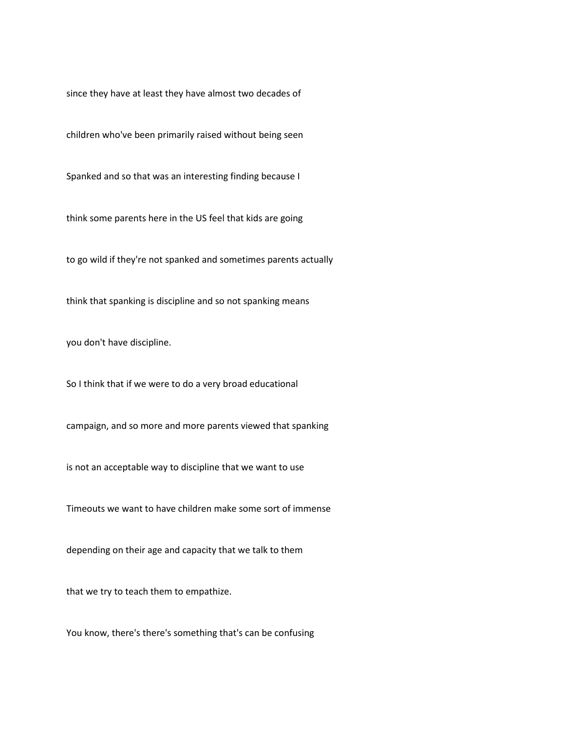since they have at least they have almost two decades of

children who've been primarily raised without being seen

Spanked and so that was an interesting finding because I

think some parents here in the US feel that kids are going

to go wild if they're not spanked and sometimes parents actually

think that spanking is discipline and so not spanking means

you don't have discipline.

So I think that if we were to do a very broad educational

campaign, and so more and more parents viewed that spanking

is not an acceptable way to discipline that we want to use

Timeouts we want to have children make some sort of immense

depending on their age and capacity that we talk to them

that we try to teach them to empathize.

You know, there's there's something that's can be confusing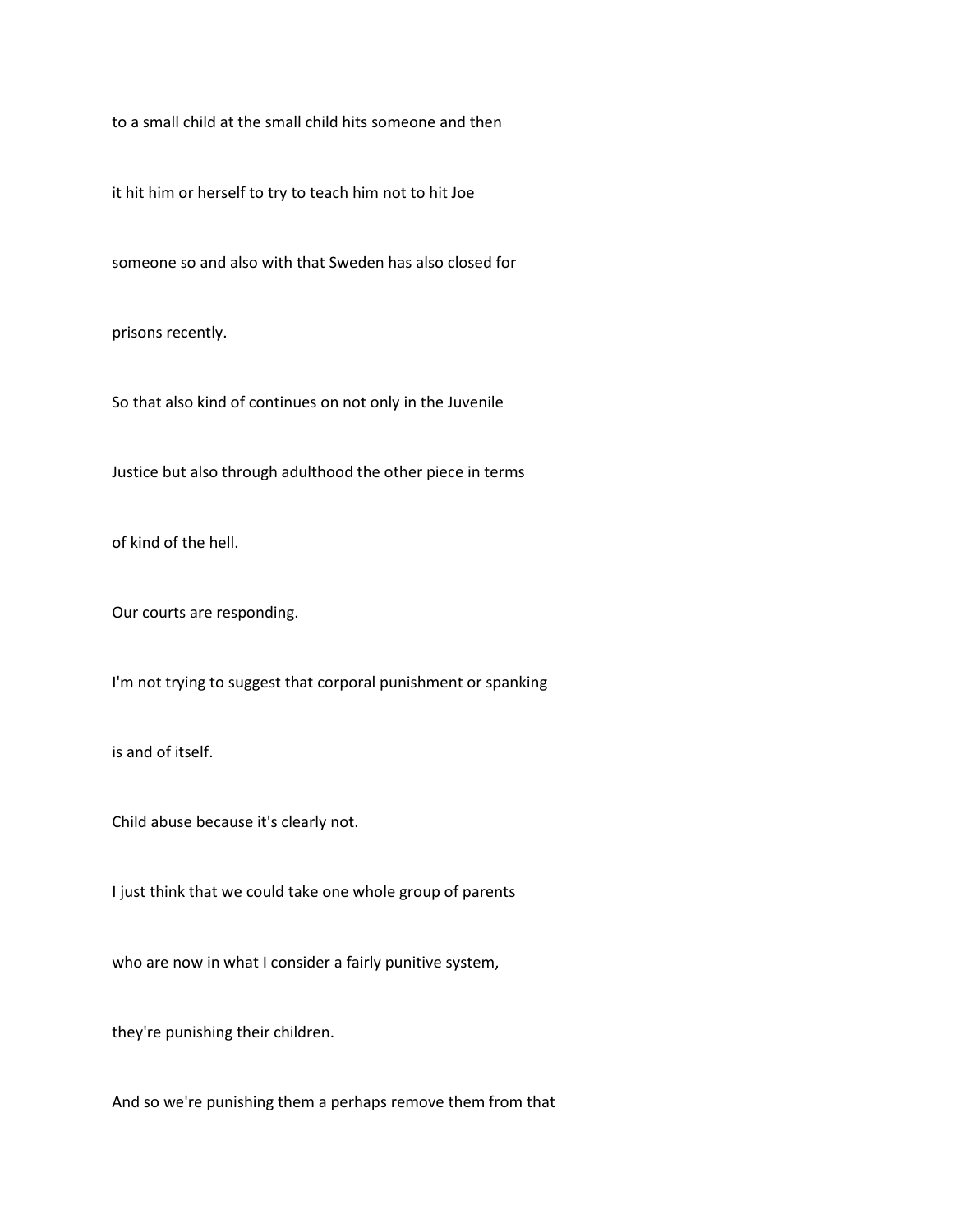to a small child at the small child hits someone and then

it hit him or herself to try to teach him not to hit Joe

someone so and also with that Sweden has also closed for

prisons recently.

So that also kind of continues on not only in the Juvenile

Justice but also through adulthood the other piece in terms

of kind of the hell.

Our courts are responding.

I'm not trying to suggest that corporal punishment or spanking

is and of itself.

Child abuse because it's clearly not.

I just think that we could take one whole group of parents

who are now in what I consider a fairly punitive system,

they're punishing their children.

And so we're punishing them a perhaps remove them from that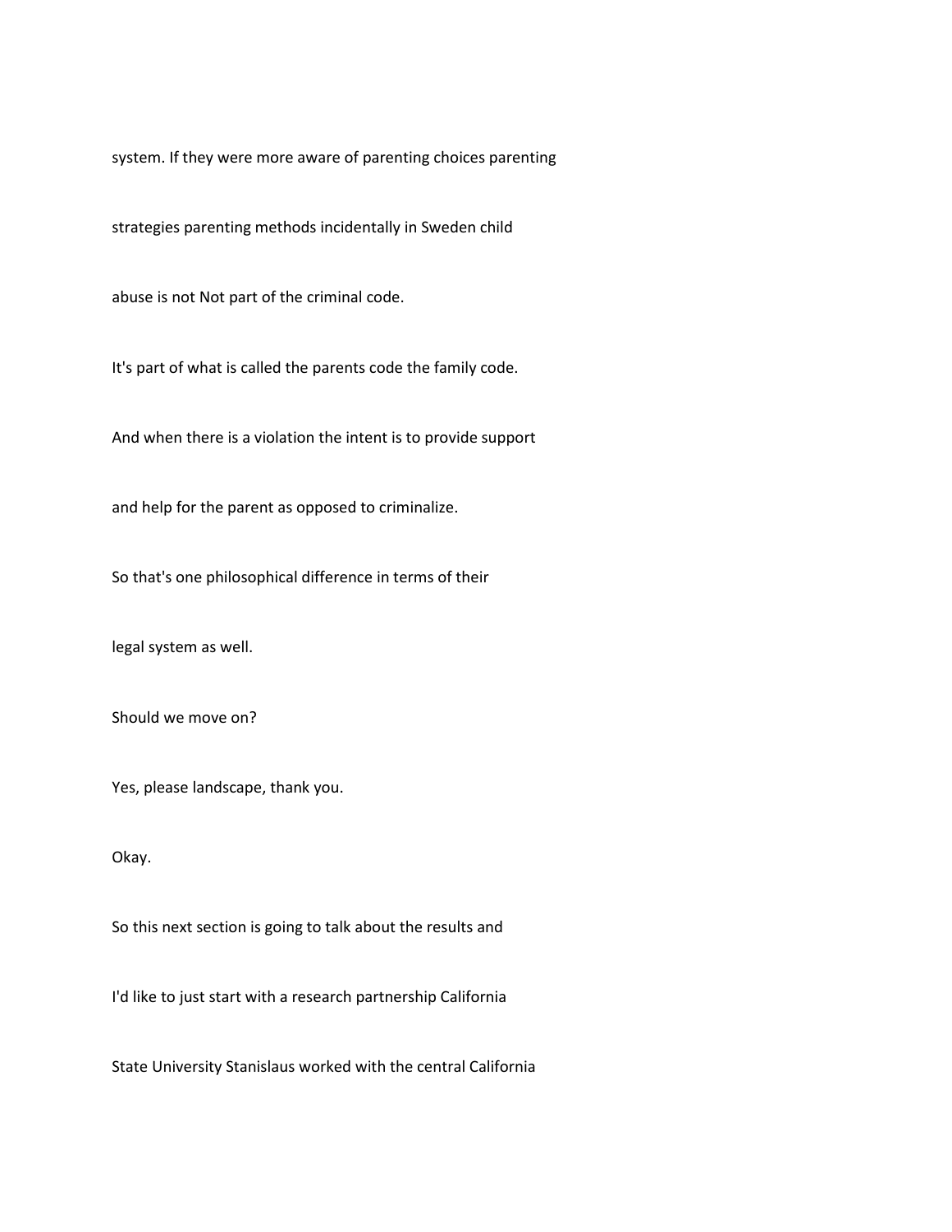system. If they were more aware of parenting choices parenting

strategies parenting methods incidentally in Sweden child

abuse is not Not part of the criminal code.

It's part of what is called the parents code the family code.

And when there is a violation the intent is to provide support

and help for the parent as opposed to criminalize.

So that's one philosophical difference in terms of their

legal system as well.

Should we move on?

Yes, please landscape, thank you.

Okay.

So this next section is going to talk about the results and

I'd like to just start with a research partnership California

State University Stanislaus worked with the central California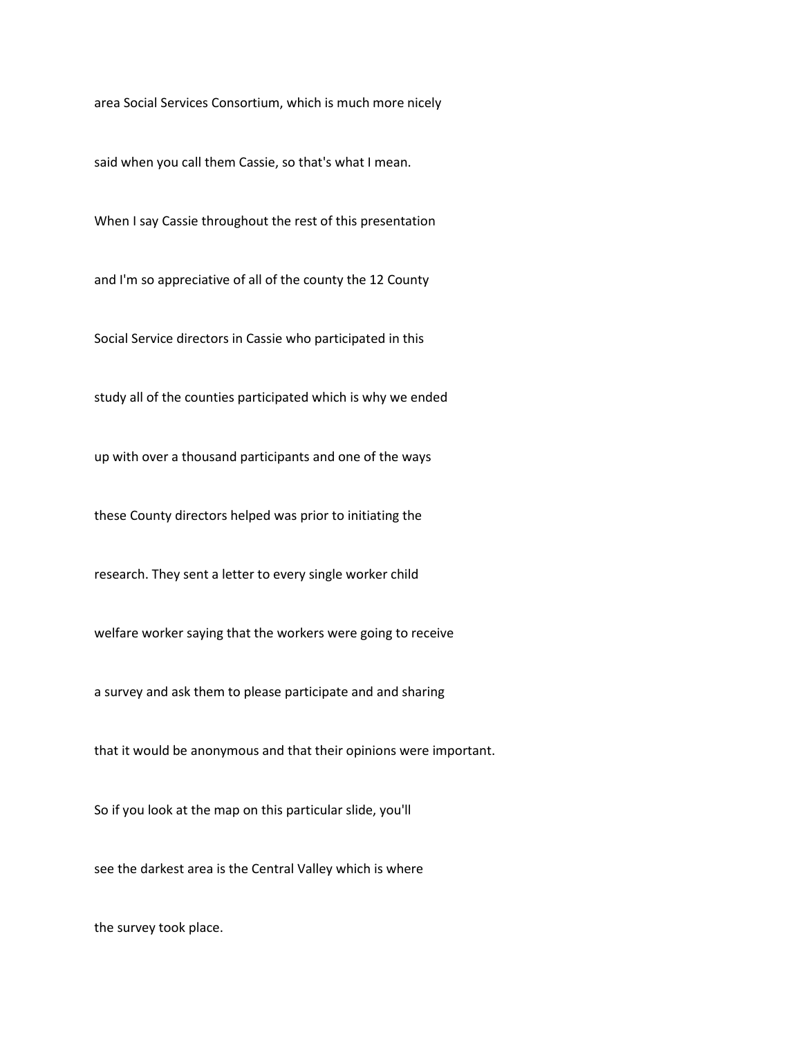area Social Services Consortium, which is much more nicely

said when you call them Cassie, so that's what I mean.

When I say Cassie throughout the rest of this presentation

and I'm so appreciative of all of the county the 12 County

Social Service directors in Cassie who participated in this

study all of the counties participated which is why we ended

up with over a thousand participants and one of the ways

these County directors helped was prior to initiating the

research. They sent a letter to every single worker child

welfare worker saying that the workers were going to receive

a survey and ask them to please participate and and sharing

that it would be anonymous and that their opinions were important.

So if you look at the map on this particular slide, you'll

see the darkest area is the Central Valley which is where

the survey took place.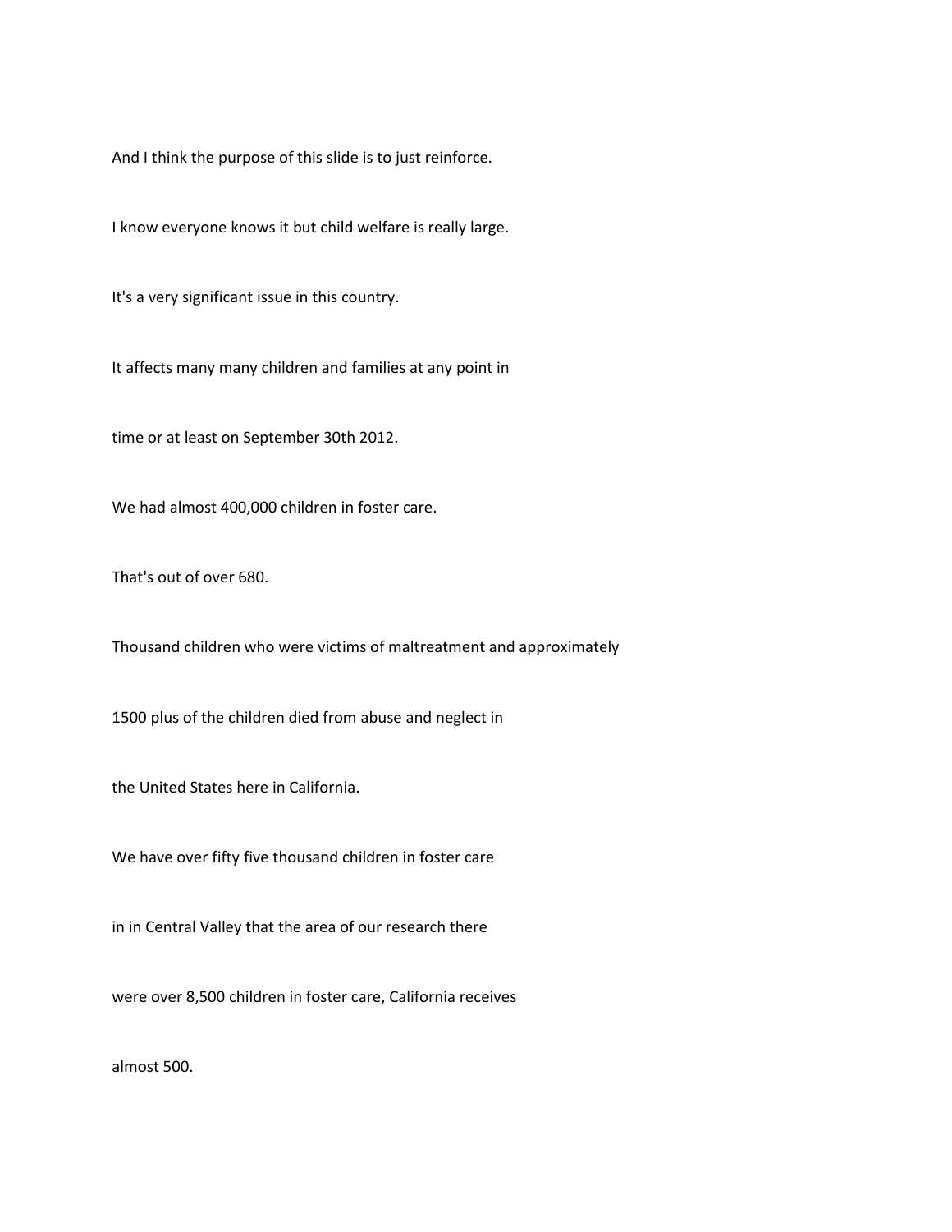And I think the purpose of this slide is to just reinforce.

I know everyone knows it but child welfare is really large.

It's a very significant issue in this country.

It affects many many children and families at any point in

time or at least on September 30th 2012.

We had almost 400,000 children in foster care.

That's out of over 680.

Thousand children who were victims of maltreatment and approximately

1500 plus of the children died from abuse and neglect in

the United States here in California.

We have over fifty five thousand children in foster care

in in Central Valley that the area of our research there

were over 8,500 children in foster care, California receives

almost 500.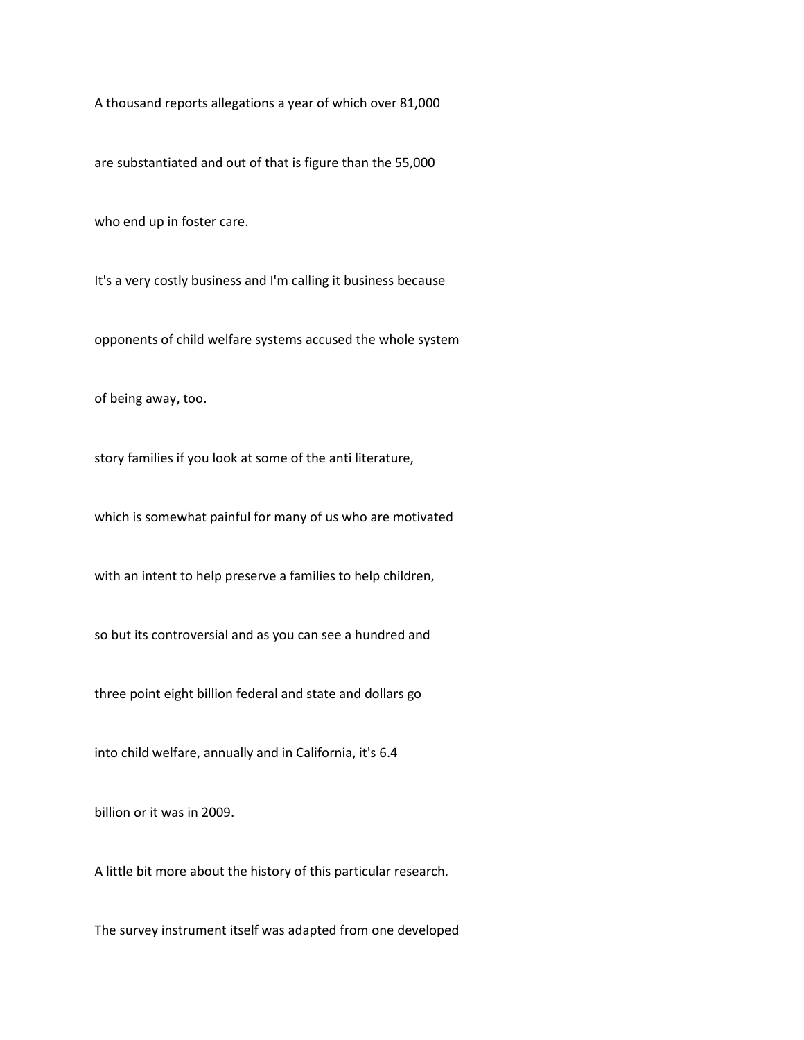A thousand reports allegations a year of which over 81,000

are substantiated and out of that is figure than the 55,000

who end up in foster care.

It's a very costly business and I'm calling it business because

opponents of child welfare systems accused the whole system

of being away, too.

story families if you look at some of the anti literature,

which is somewhat painful for many of us who are motivated

with an intent to help preserve a families to help children,

so but its controversial and as you can see a hundred and

three point eight billion federal and state and dollars go

into child welfare, annually and in California, it's 6.4

billion or it was in 2009.

A little bit more about the history of this particular research.

The survey instrument itself was adapted from one developed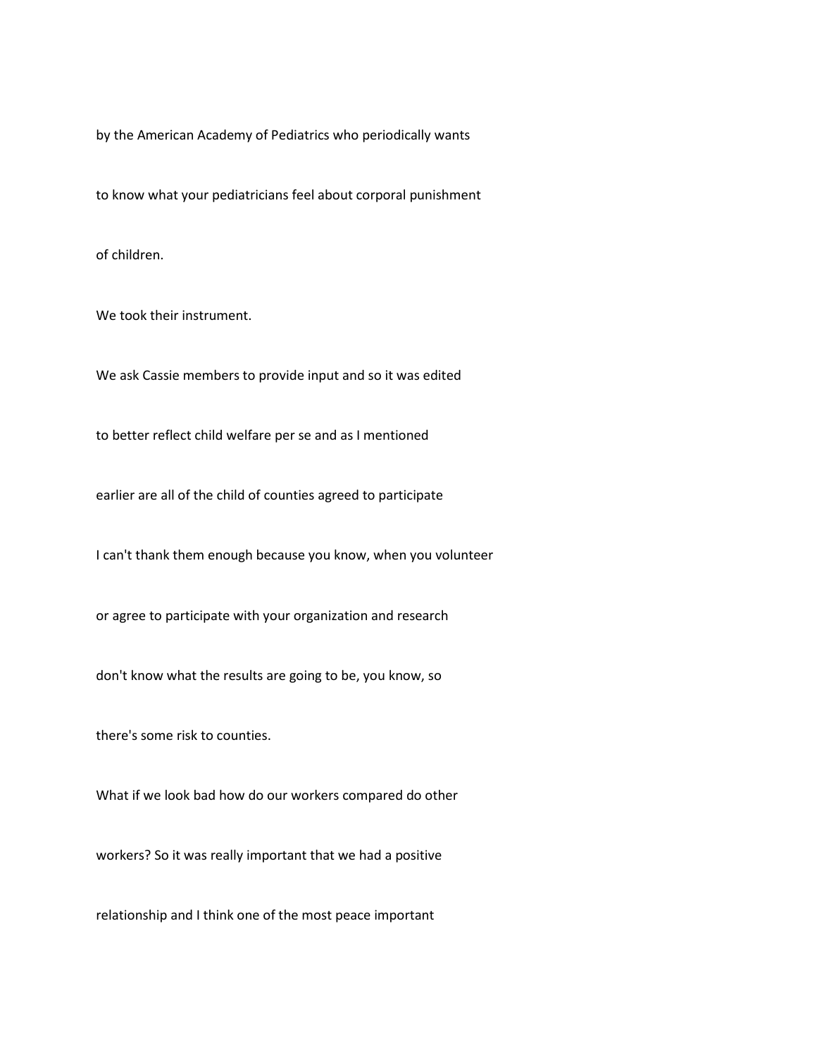by the American Academy of Pediatrics who periodically wants

to know what your pediatricians feel about corporal punishment

of children.

We took their instrument.

We ask Cassie members to provide input and so it was edited

to better reflect child welfare per se and as I mentioned

earlier are all of the child of counties agreed to participate

I can't thank them enough because you know, when you volunteer

or agree to participate with your organization and research

don't know what the results are going to be, you know, so

there's some risk to counties.

What if we look bad how do our workers compared do other

workers? So it was really important that we had a positive

relationship and I think one of the most peace important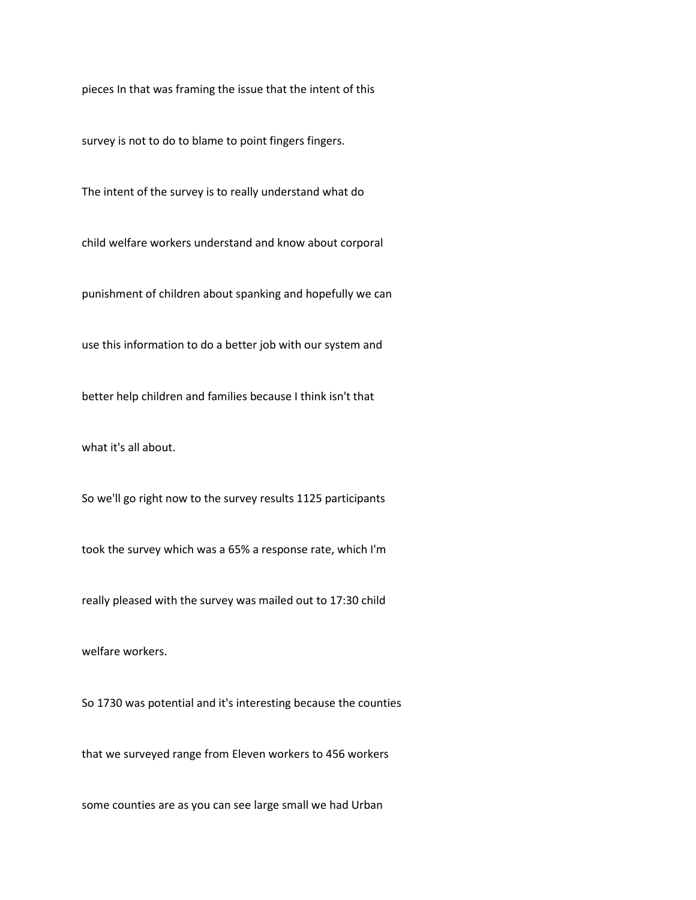pieces In that was framing the issue that the intent of this

survey is not to do to blame to point fingers fingers.

The intent of the survey is to really understand what do

child welfare workers understand and know about corporal

punishment of children about spanking and hopefully we can

use this information to do a better job with our system and

better help children and families because I think isn't that

what it's all about.

So we'll go right now to the survey results 1125 participants

took the survey which was a 65% a response rate, which I'm

really pleased with the survey was mailed out to 17:30 child

welfare workers.

So 1730 was potential and it's interesting because the counties

that we surveyed range from Eleven workers to 456 workers

some counties are as you can see large small we had Urban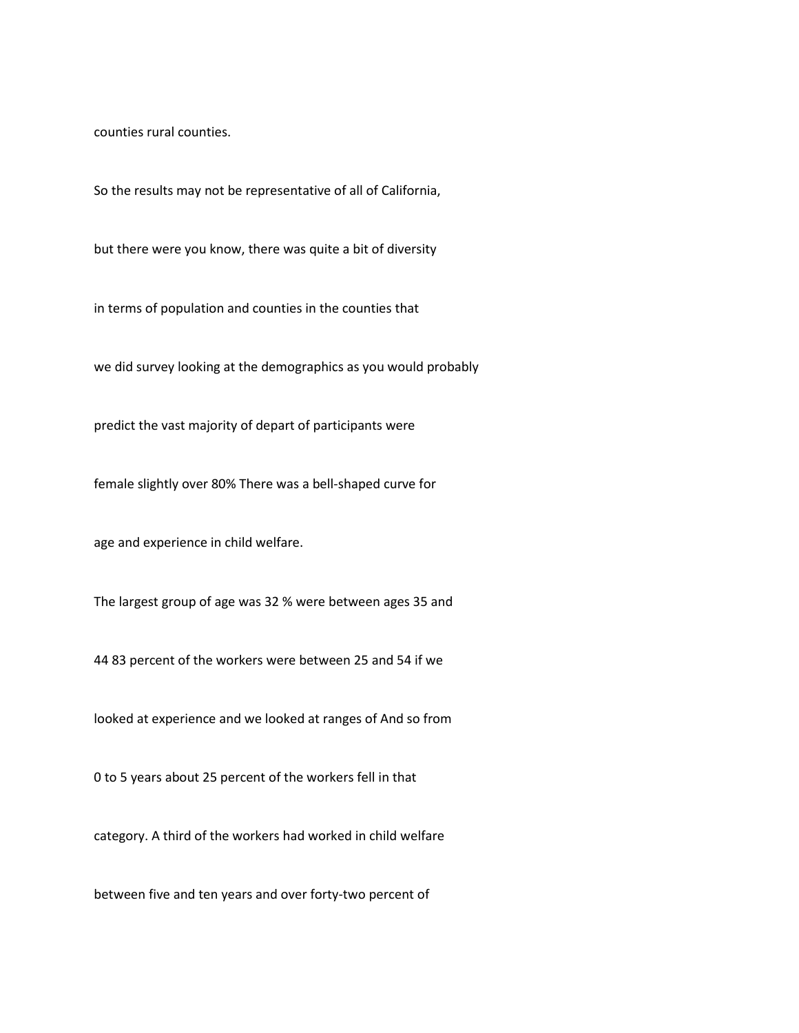counties rural counties.

So the results may not be representative of all of California,

but there were you know, there was quite a bit of diversity

in terms of population and counties in the counties that

we did survey looking at the demographics as you would probably

predict the vast majority of depart of participants were

female slightly over 80% There was a bell-shaped curve for

age and experience in child welfare.

The largest group of age was 32 % were between ages 35 and

44 83 percent of the workers were between 25 and 54 if we

looked at experience and we looked at ranges of And so from

0 to 5 years about 25 percent of the workers fell in that

category. A third of the workers had worked in child welfare

between five and ten years and over forty-two percent of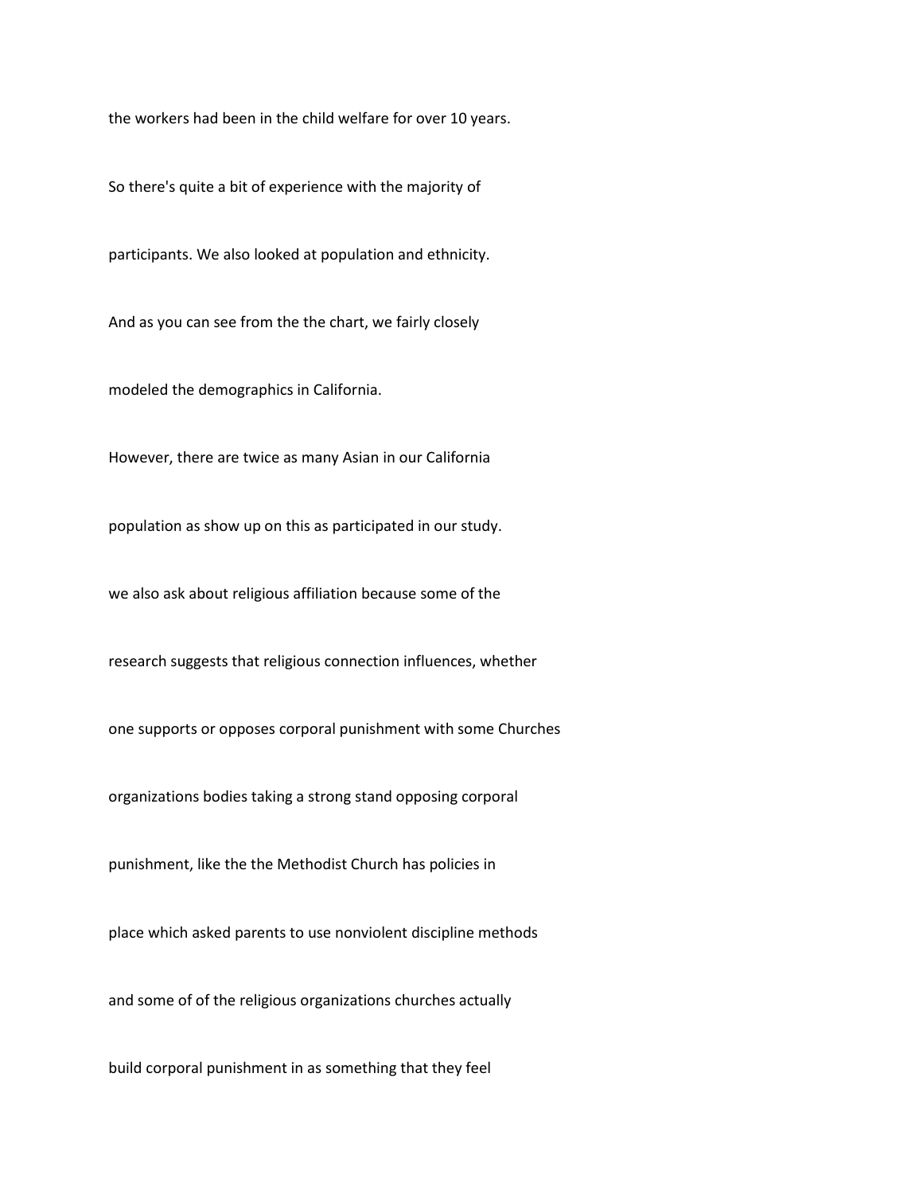the workers had been in the child welfare for over 10 years.

So there's quite a bit of experience with the majority of

participants. We also looked at population and ethnicity.

And as you can see from the the chart, we fairly closely

modeled the demographics in California.

However, there are twice as many Asian in our California

population as show up on this as participated in our study.

we also ask about religious affiliation because some of the

research suggests that religious connection influences, whether

one supports or opposes corporal punishment with some Churches

organizations bodies taking a strong stand opposing corporal

punishment, like the the Methodist Church has policies in

place which asked parents to use nonviolent discipline methods

and some of of the religious organizations churches actually

build corporal punishment in as something that they feel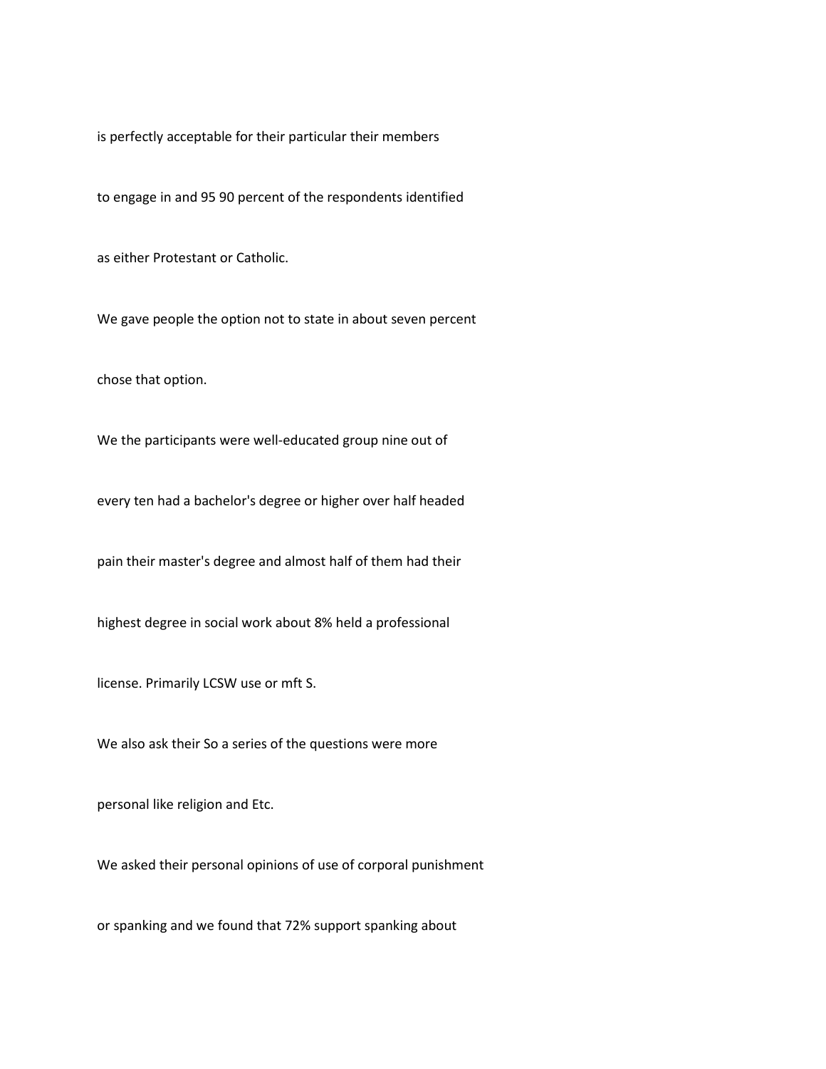is perfectly acceptable for their particular their members

to engage in and 95 90 percent of the respondents identified

as either Protestant or Catholic.

We gave people the option not to state in about seven percent

chose that option.

We the participants were well-educated group nine out of

every ten had a bachelor's degree or higher over half headed

pain their master's degree and almost half of them had their

highest degree in social work about 8% held a professional

license. Primarily LCSW use or mft S.

We also ask their So a series of the questions were more

personal like religion and Etc.

We asked their personal opinions of use of corporal punishment

or spanking and we found that 72% support spanking about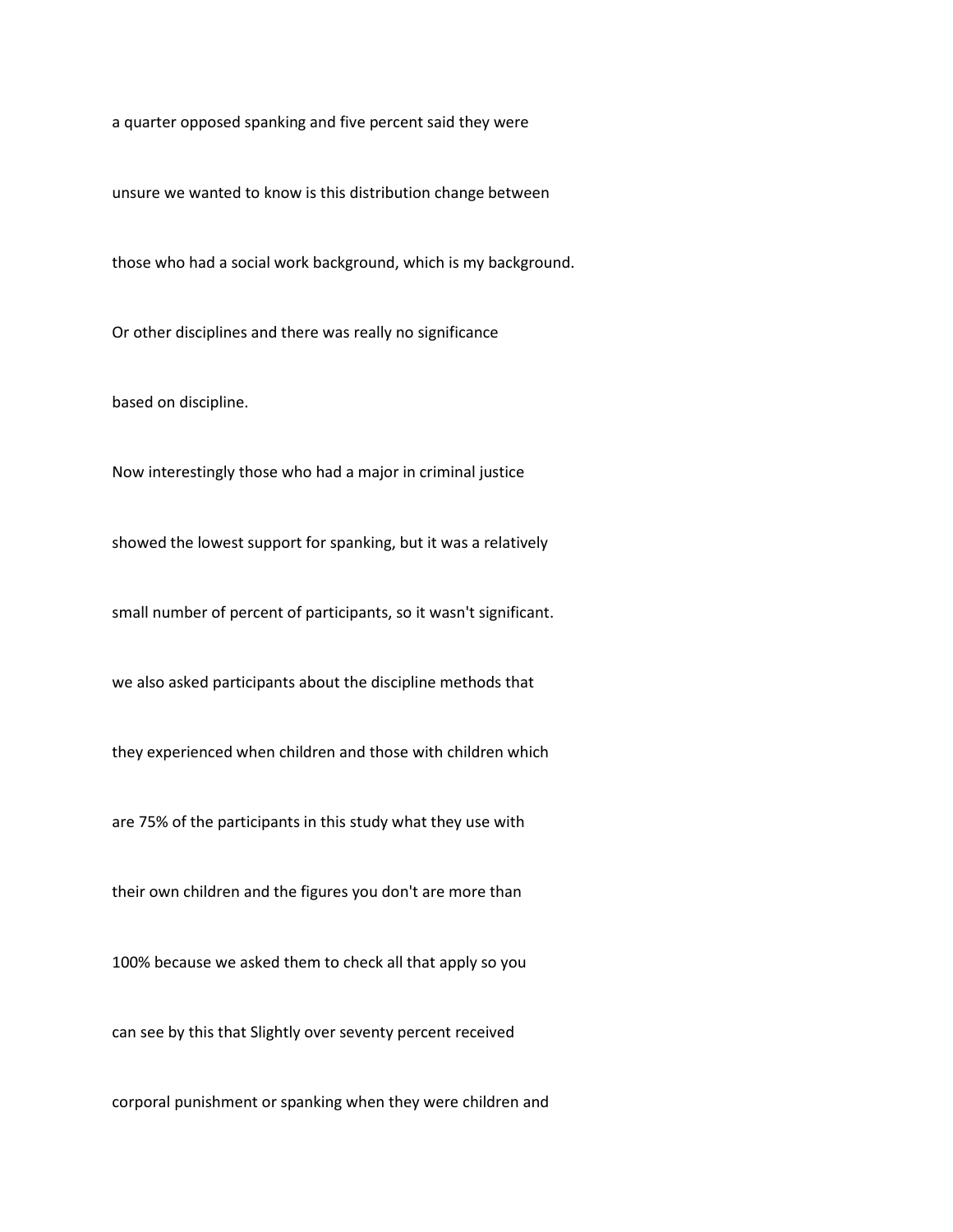a quarter opposed spanking and five percent said they were

unsure we wanted to know is this distribution change between

those who had a social work background, which is my background.

Or other disciplines and there was really no significance

based on discipline.

Now interestingly those who had a major in criminal justice

showed the lowest support for spanking, but it was a relatively

small number of percent of participants, so it wasn't significant.

we also asked participants about the discipline methods that

they experienced when children and those with children which

are 75% of the participants in this study what they use with

their own children and the figures you don't are more than

100% because we asked them to check all that apply so you

can see by this that Slightly over seventy percent received

corporal punishment or spanking when they were children and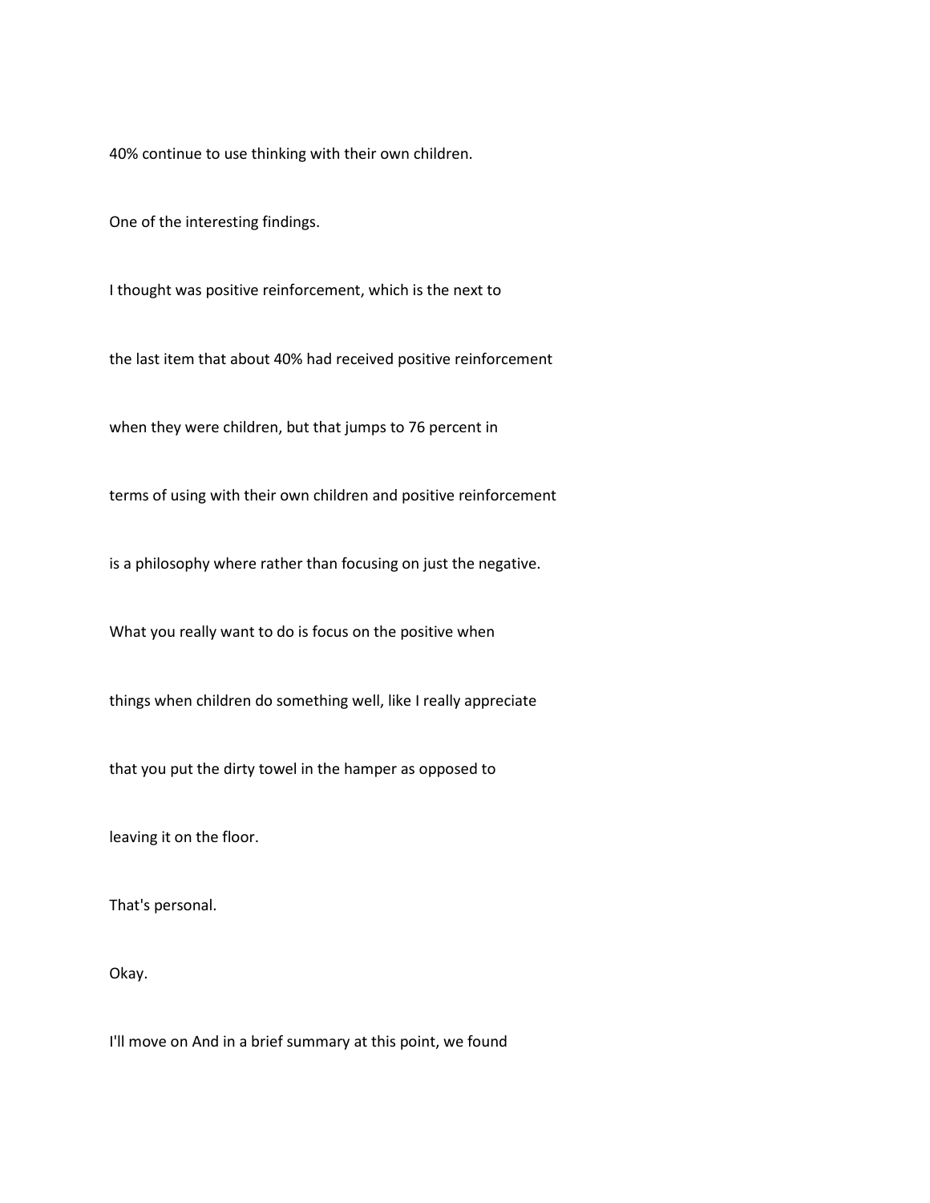40% continue to use thinking with their own children.

One of the interesting findings.

I thought was positive reinforcement, which is the next to

the last item that about 40% had received positive reinforcement

when they were children, but that jumps to 76 percent in

terms of using with their own children and positive reinforcement

is a philosophy where rather than focusing on just the negative.

What you really want to do is focus on the positive when

things when children do something well, like I really appreciate

that you put the dirty towel in the hamper as opposed to

leaving it on the floor.

That's personal.

Okay.

I'll move on And in a brief summary at this point, we found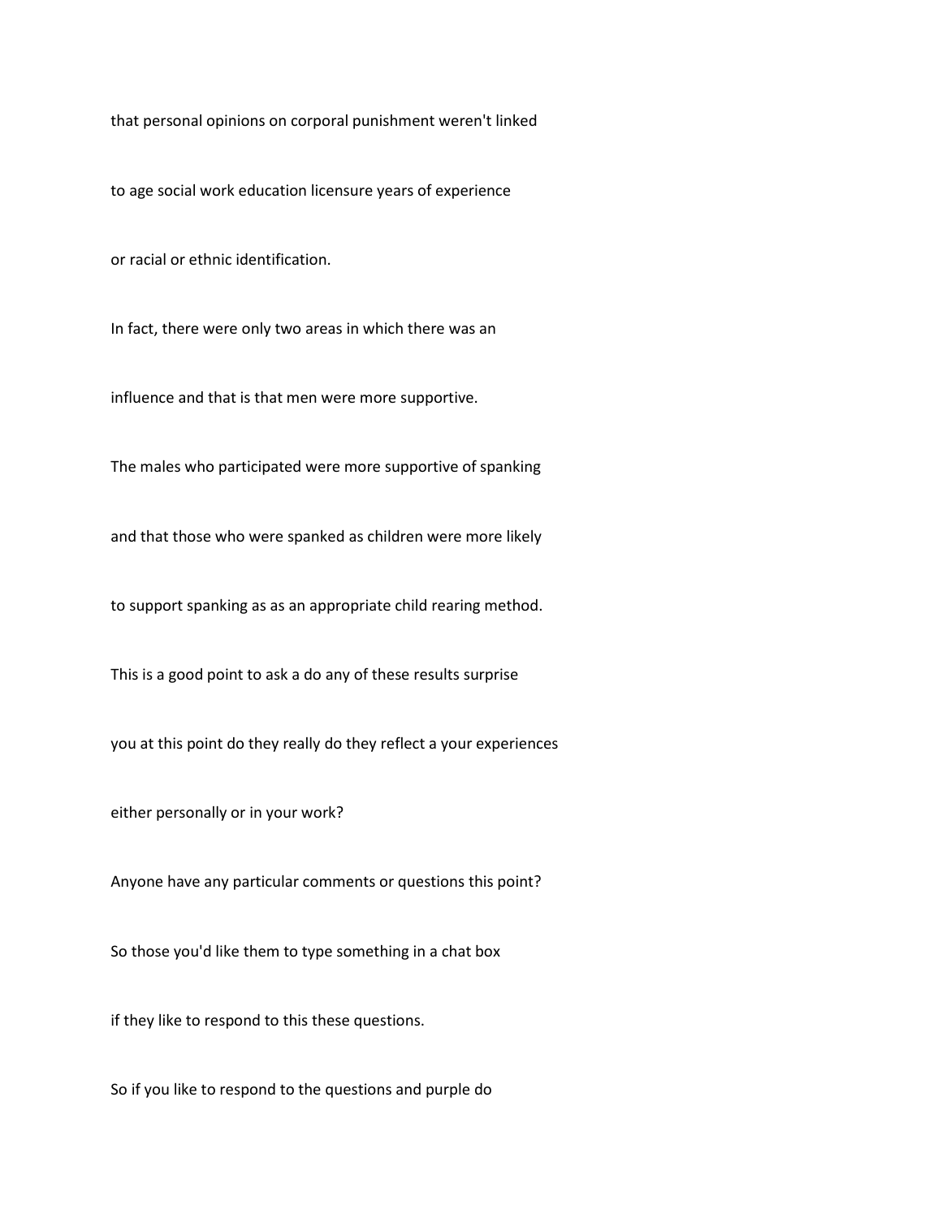that personal opinions on corporal punishment weren't linked

to age social work education licensure years of experience

or racial or ethnic identification.

In fact, there were only two areas in which there was an

influence and that is that men were more supportive.

The males who participated were more supportive of spanking

and that those who were spanked as children were more likely

to support spanking as as an appropriate child rearing method.

This is a good point to ask a do any of these results surprise

you at this point do they really do they reflect a your experiences

either personally or in your work?

Anyone have any particular comments or questions this point?

So those you'd like them to type something in a chat box

if they like to respond to this these questions.

So if you like to respond to the questions and purple do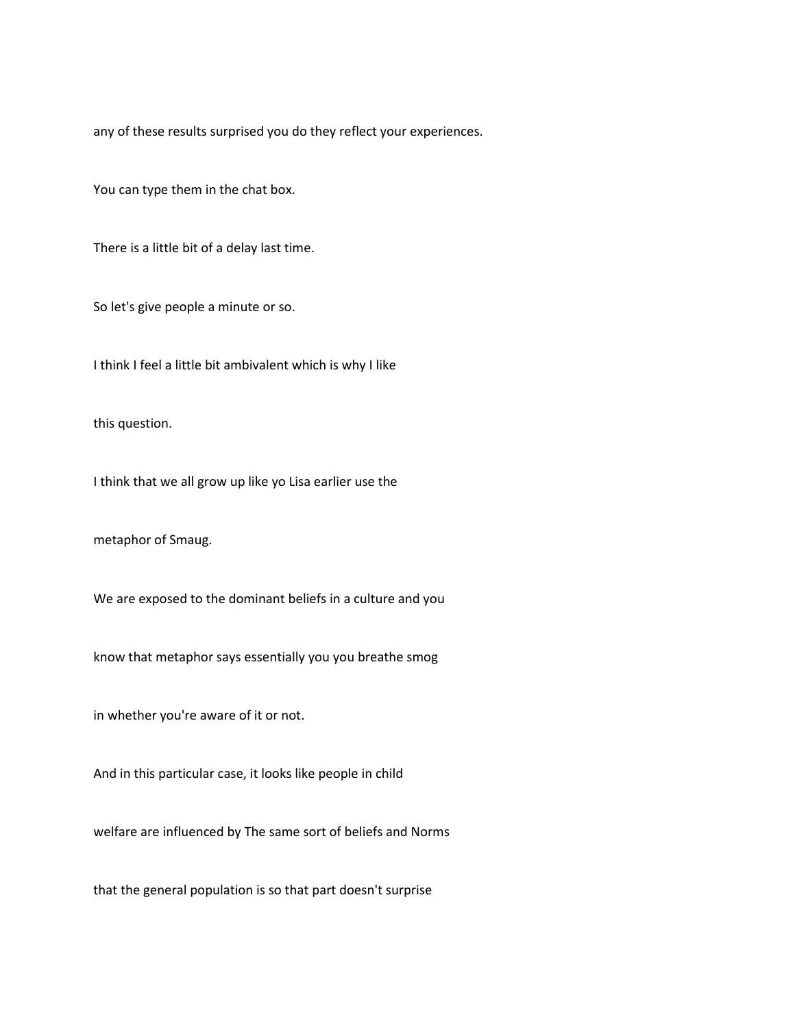any of these results surprised you do they reflect your experiences.

You can type them in the chat box.

There is a little bit of a delay last time.

So let's give people a minute or so.

I think I feel a little bit ambivalent which is why I like

this question.

I think that we all grow up like yo Lisa earlier use the

metaphor of Smaug.

We are exposed to the dominant beliefs in a culture and you

know that metaphor says essentially you you breathe smog

in whether you're aware of it or not.

And in this particular case, it looks like people in child

welfare are influenced by The same sort of beliefs and Norms

that the general population is so that part doesn't surprise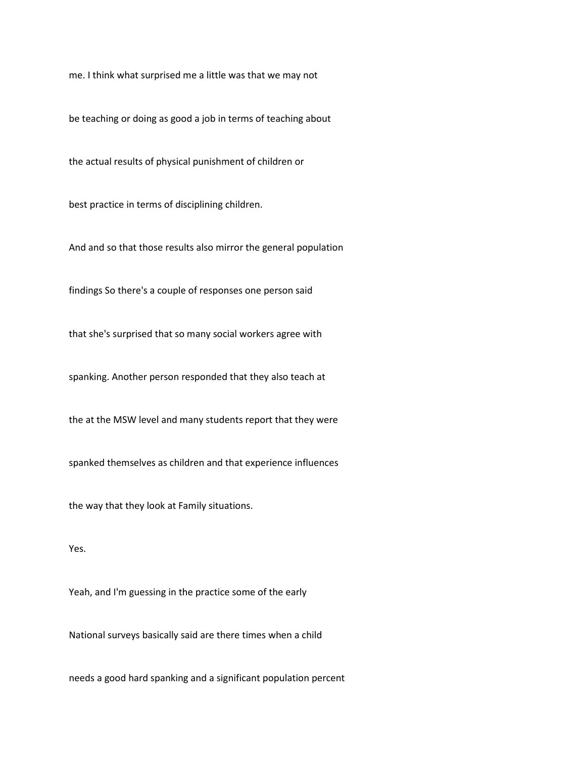me. I think what surprised me a little was that we may not be teaching or doing as good a job in terms of teaching about the actual results of physical punishment of children or best practice in terms of disciplining children.

And and so that those results also mirror the general population findings So there's a couple of responses one person said that she's surprised that so many social workers agree with spanking. Another person responded that they also teach at the at the MSW level and many students report that they were spanked themselves as children and that experience influences the way that they look at Family situations.

Yes.

Yeah, and I'm guessing in the practice some of the early National surveys basically said are there times when a child needs a good hard spanking and a significant population percent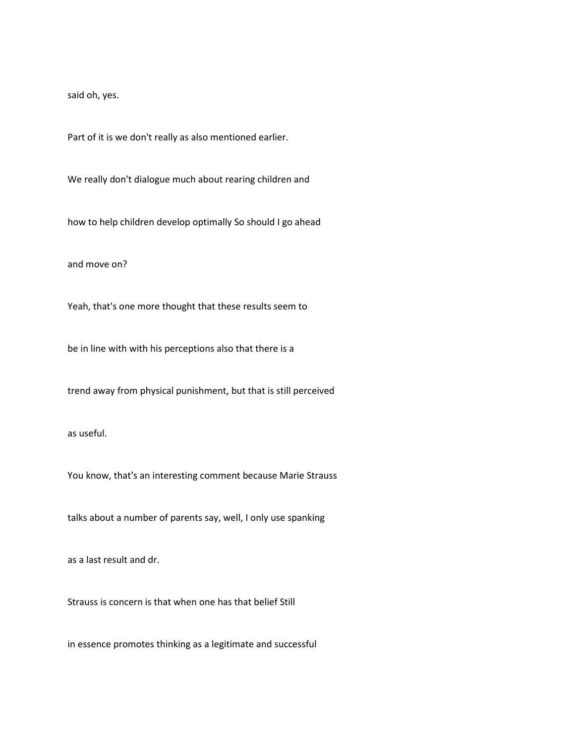said oh, yes.

Part of it is we don't really as also mentioned earlier.

We really don't dialogue much about rearing children and

how to help children develop optimally So should I go ahead

and move on?

Yeah, that's one more thought that these results seem to

be in line with with his perceptions also that there is a

trend away from physical punishment, but that is still perceived

as useful.

You know, that's an interesting comment because Marie Strauss

talks about a number of parents say, well, I only use spanking

as a last result and dr.

Strauss is concern is that when one has that belief Still

in essence promotes thinking as a legitimate and successful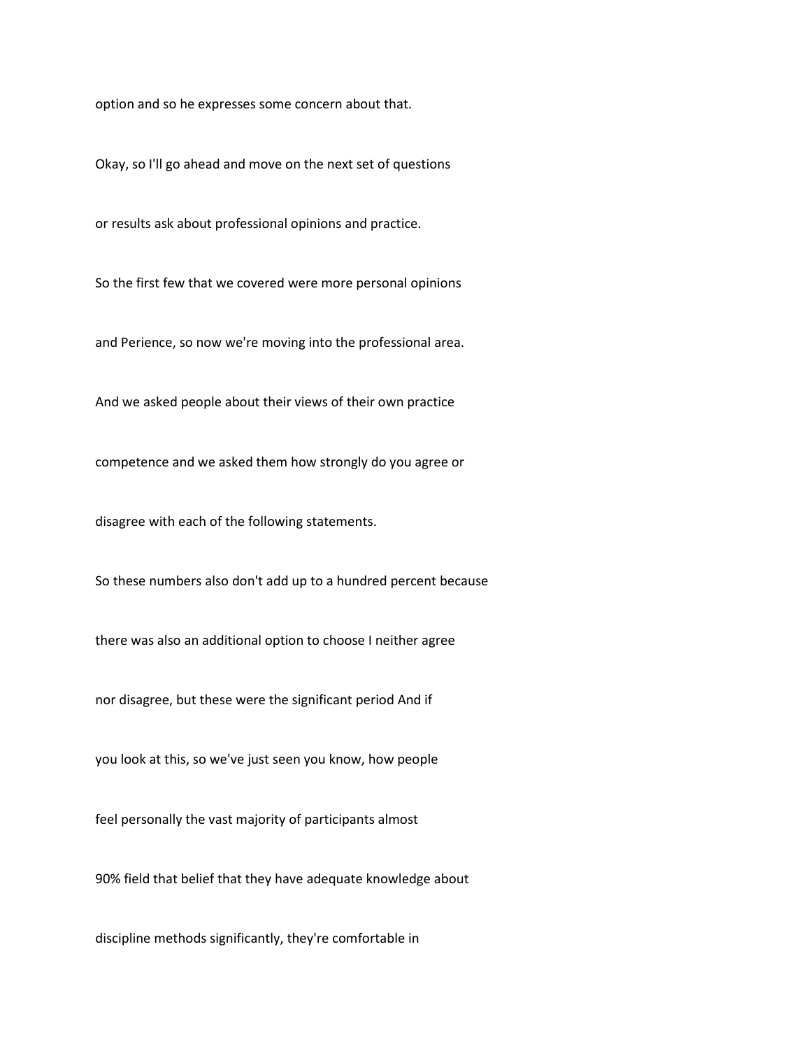option and so he expresses some concern about that.

Okay, so I'll go ahead and move on the next set of questions

or results ask about professional opinions and practice.

So the first few that we covered were more personal opinions

and Perience, so now we're moving into the professional area.

And we asked people about their views of their own practice

competence and we asked them how strongly do you agree or

disagree with each of the following statements.

So these numbers also don't add up to a hundred percent because

there was also an additional option to choose I neither agree

nor disagree, but these were the significant period And if

you look at this, so we've just seen you know, how people

feel personally the vast majority of participants almost

90% field that belief that they have adequate knowledge about

discipline methods significantly, they're comfortable in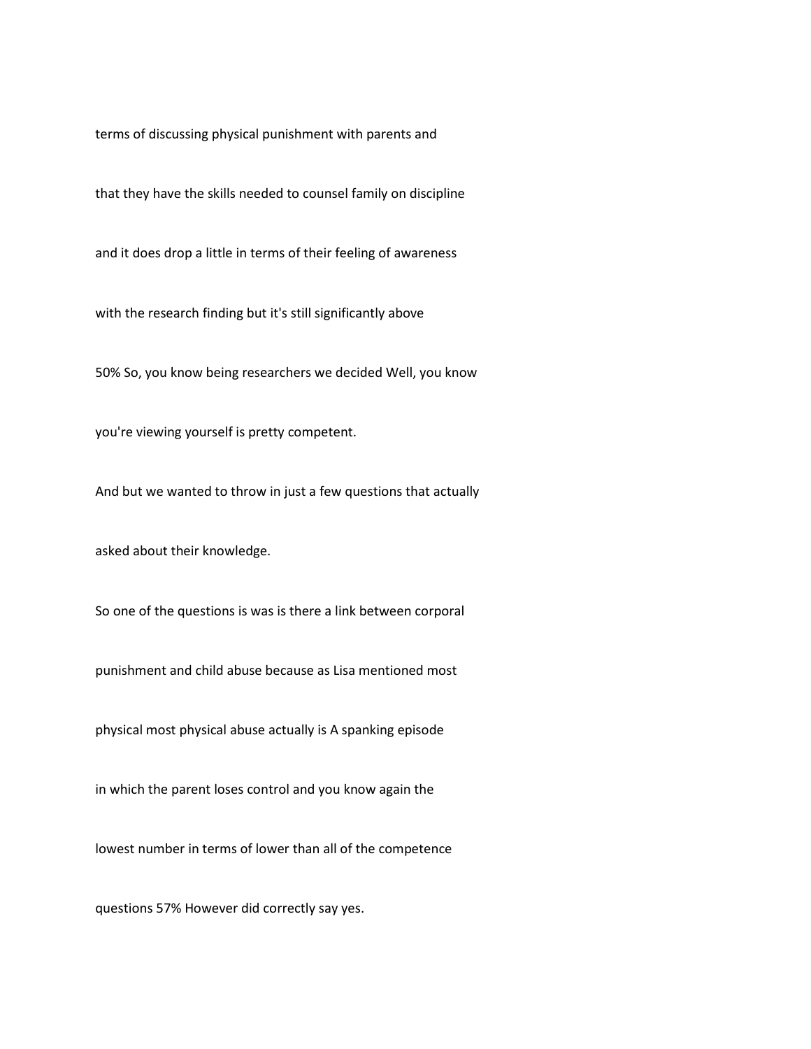terms of discussing physical punishment with parents and

that they have the skills needed to counsel family on discipline

and it does drop a little in terms of their feeling of awareness

with the research finding but it's still significantly above

50% So, you know being researchers we decided Well, you know

you're viewing yourself is pretty competent.

And but we wanted to throw in just a few questions that actually

asked about their knowledge.

So one of the questions is was is there a link between corporal

punishment and child abuse because as Lisa mentioned most

physical most physical abuse actually is A spanking episode

in which the parent loses control and you know again the

lowest number in terms of lower than all of the competence

questions 57% However did correctly say yes.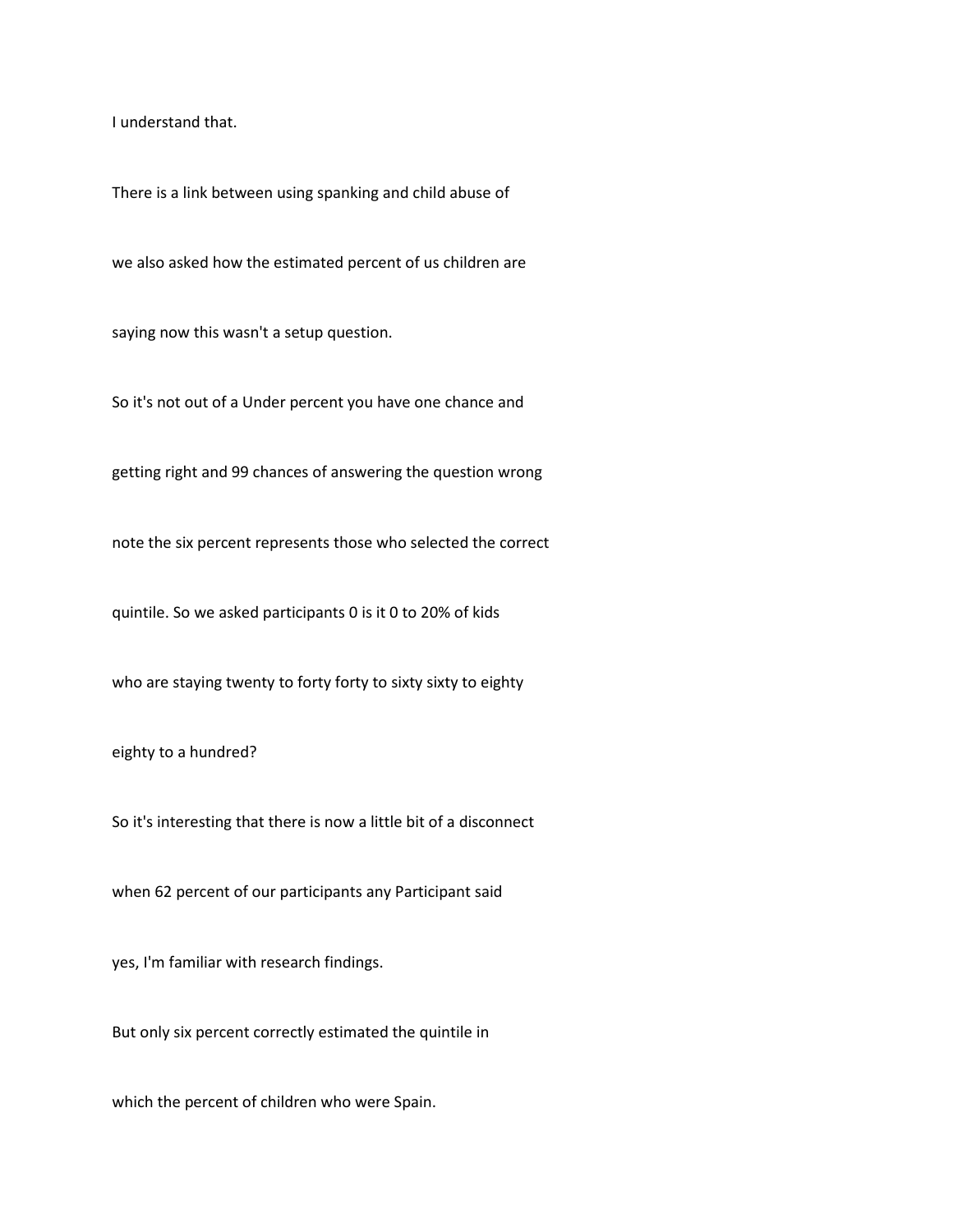I understand that.

There is a link between using spanking and child abuse of

we also asked how the estimated percent of us children are

saying now this wasn't a setup question.

So it's not out of a Under percent you have one chance and

getting right and 99 chances of answering the question wrong

note the six percent represents those who selected the correct

quintile. So we asked participants 0 is it 0 to 20% of kids

who are staying twenty to forty forty to sixty sixty to eighty

eighty to a hundred?

So it's interesting that there is now a little bit of a disconnect

when 62 percent of our participants any Participant said

yes, I'm familiar with research findings.

But only six percent correctly estimated the quintile in

which the percent of children who were Spain.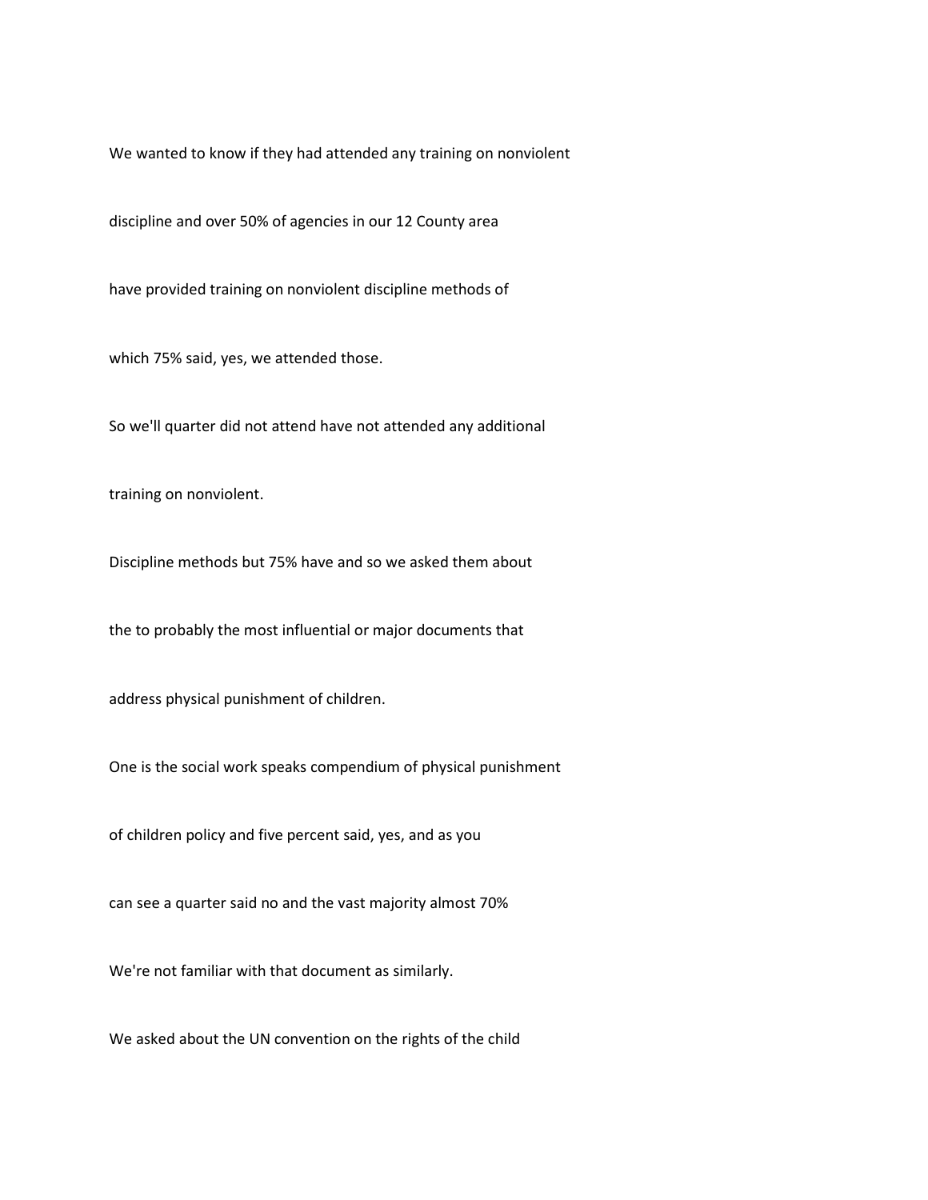We wanted to know if they had attended any training on nonviolent

discipline and over 50% of agencies in our 12 County area

have provided training on nonviolent discipline methods of

which 75% said, yes, we attended those.

So we'll quarter did not attend have not attended any additional

training on nonviolent.

Discipline methods but 75% have and so we asked them about

the to probably the most influential or major documents that

address physical punishment of children.

One is the social work speaks compendium of physical punishment

of children policy and five percent said, yes, and as you

can see a quarter said no and the vast majority almost 70%

We're not familiar with that document as similarly.

We asked about the UN convention on the rights of the child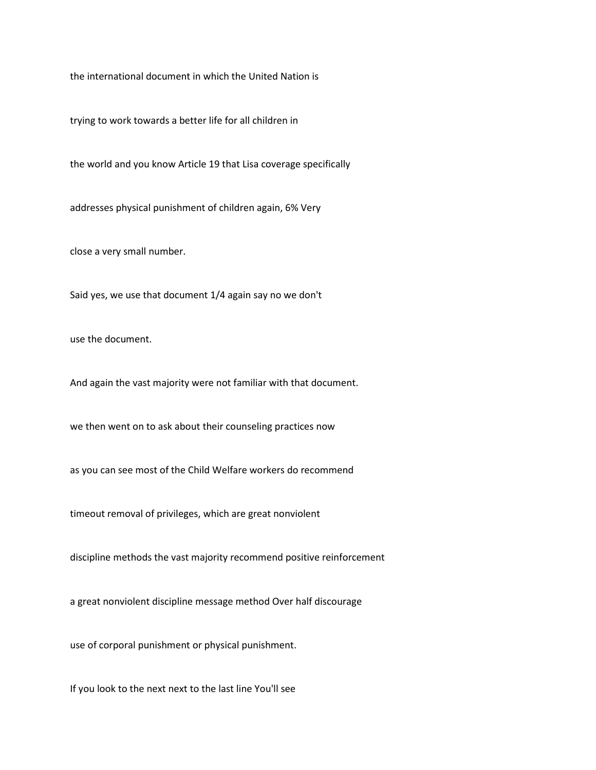the international document in which the United Nation is

trying to work towards a better life for all children in

the world and you know Article 19 that Lisa coverage specifically

addresses physical punishment of children again, 6% Very

close a very small number.

Said yes, we use that document 1/4 again say no we don't

use the document.

And again the vast majority were not familiar with that document.

we then went on to ask about their counseling practices now

as you can see most of the Child Welfare workers do recommend

timeout removal of privileges, which are great nonviolent

discipline methods the vast majority recommend positive reinforcement

a great nonviolent discipline message method Over half discourage

use of corporal punishment or physical punishment.

If you look to the next next to the last line You'll see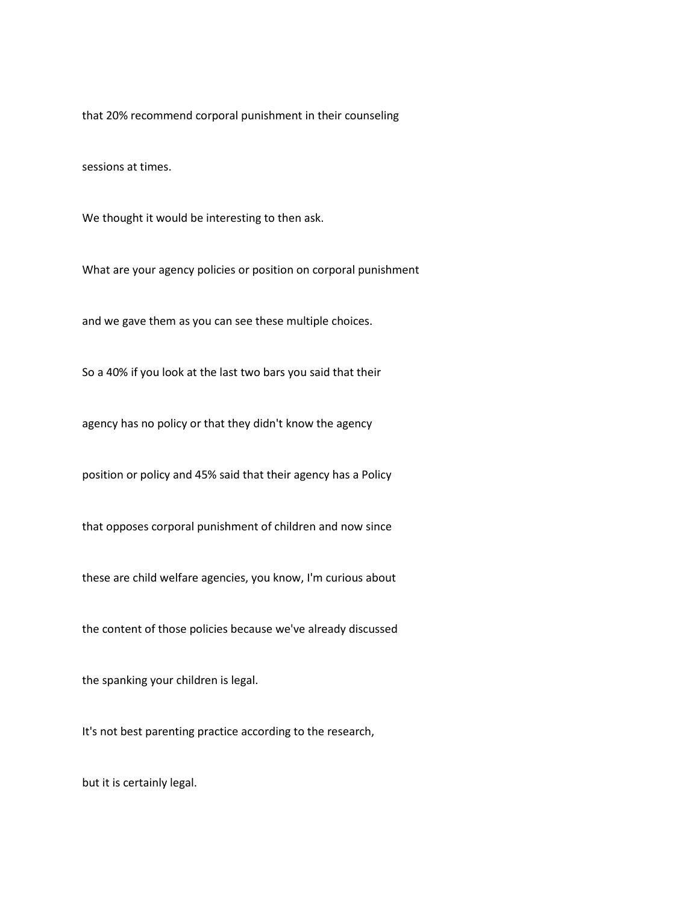that 20% recommend corporal punishment in their counseling

sessions at times.

We thought it would be interesting to then ask.

What are your agency policies or position on corporal punishment

and we gave them as you can see these multiple choices.

So a 40% if you look at the last two bars you said that their

agency has no policy or that they didn't know the agency

position or policy and 45% said that their agency has a Policy

that opposes corporal punishment of children and now since

these are child welfare agencies, you know, I'm curious about

the content of those policies because we've already discussed

the spanking your children is legal.

It's not best parenting practice according to the research,

but it is certainly legal.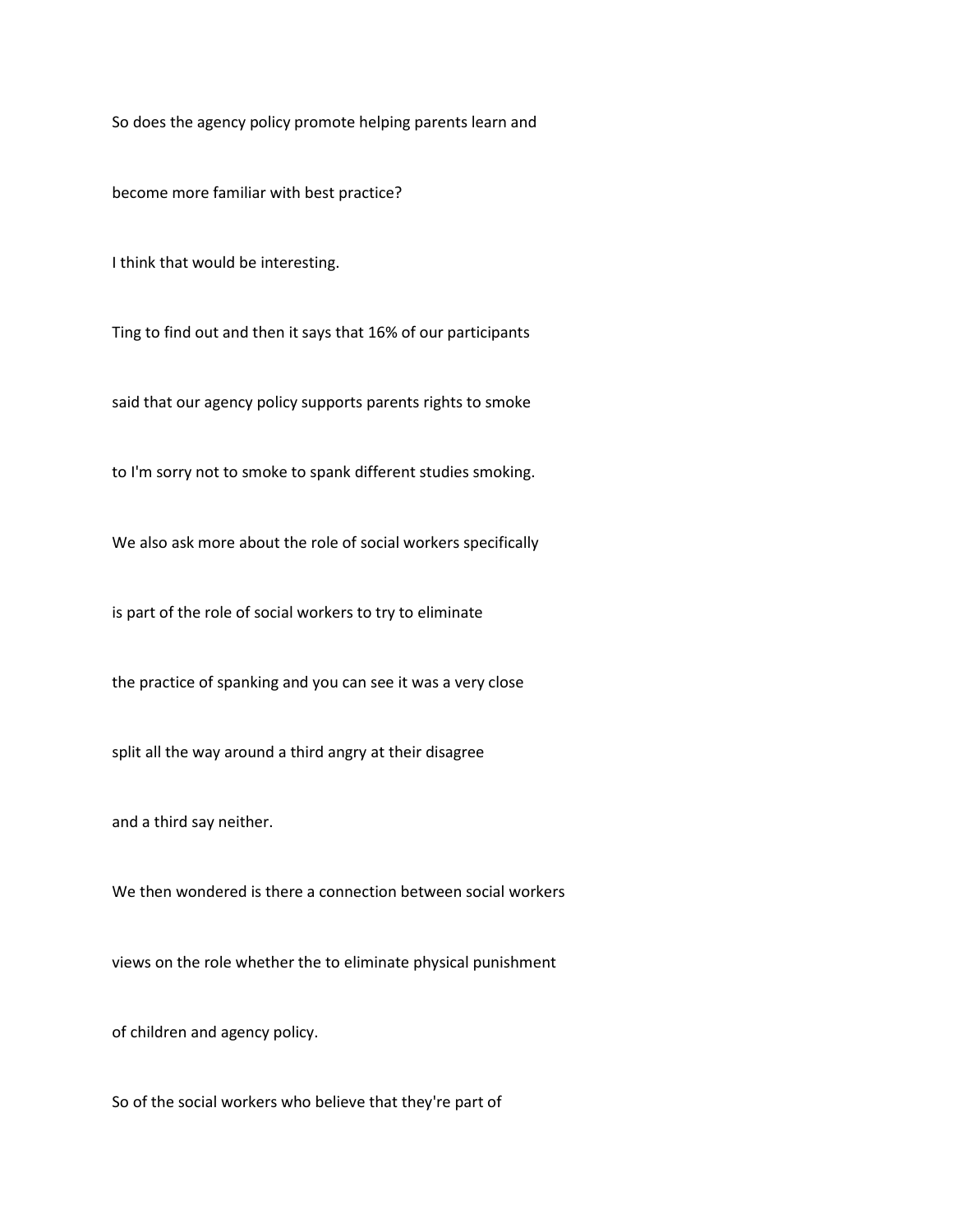So does the agency policy promote helping parents learn and

become more familiar with best practice?

I think that would be interesting.

Ting to find out and then it says that 16% of our participants

said that our agency policy supports parents rights to smoke

to I'm sorry not to smoke to spank different studies smoking.

We also ask more about the role of social workers specifically

is part of the role of social workers to try to eliminate

the practice of spanking and you can see it was a very close

split all the way around a third angry at their disagree

and a third say neither.

We then wondered is there a connection between social workers

views on the role whether the to eliminate physical punishment

of children and agency policy.

So of the social workers who believe that they're part of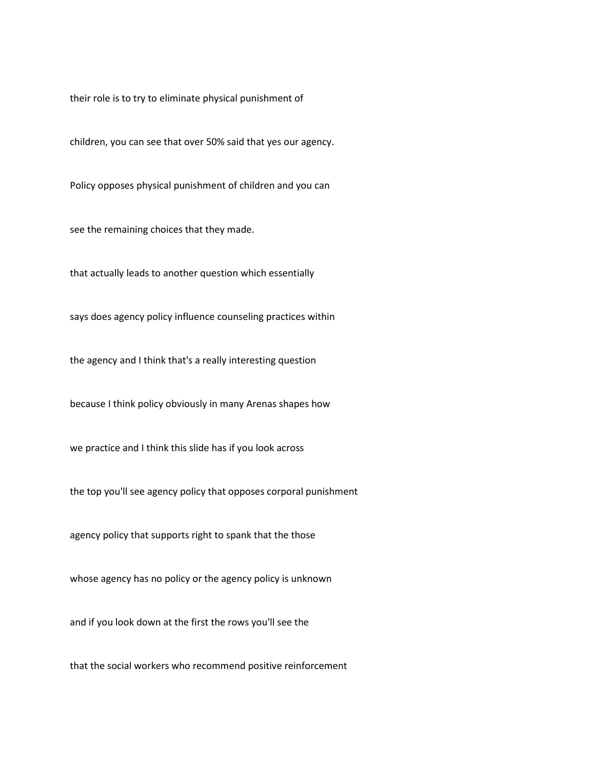their role is to try to eliminate physical punishment of

children, you can see that over 50% said that yes our agency.

Policy opposes physical punishment of children and you can

see the remaining choices that they made.

that actually leads to another question which essentially

says does agency policy influence counseling practices within

the agency and I think that's a really interesting question

because I think policy obviously in many Arenas shapes how

we practice and I think this slide has if you look across

the top you'll see agency policy that opposes corporal punishment

agency policy that supports right to spank that the those

whose agency has no policy or the agency policy is unknown

and if you look down at the first the rows you'll see the

that the social workers who recommend positive reinforcement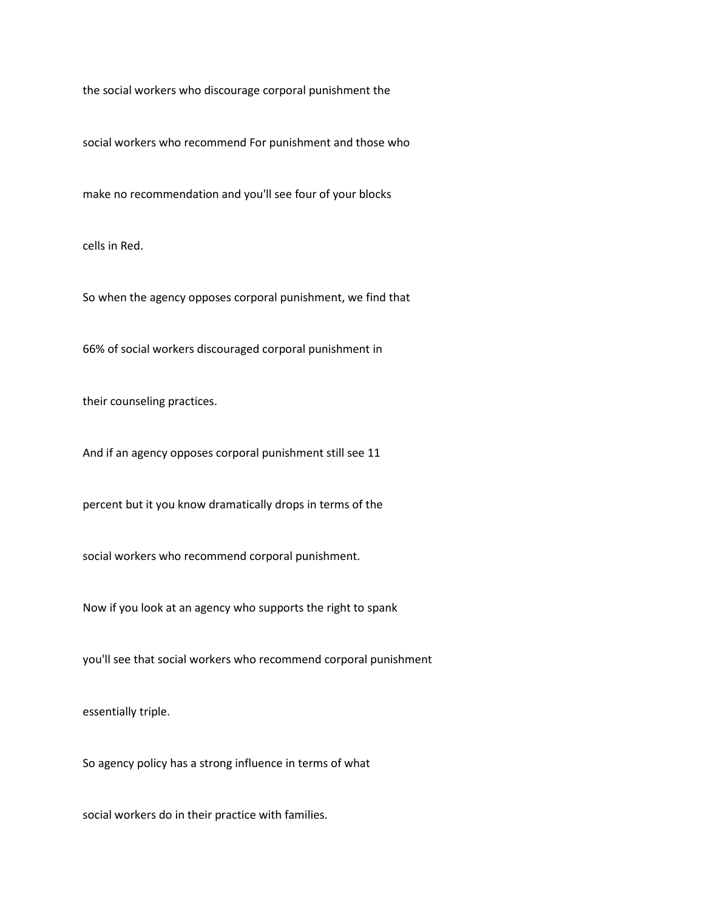the social workers who discourage corporal punishment the

social workers who recommend For punishment and those who

make no recommendation and you'll see four of your blocks

cells in Red.

So when the agency opposes corporal punishment, we find that

66% of social workers discouraged corporal punishment in

their counseling practices.

And if an agency opposes corporal punishment still see 11

percent but it you know dramatically drops in terms of the

social workers who recommend corporal punishment.

Now if you look at an agency who supports the right to spank

you'll see that social workers who recommend corporal punishment

essentially triple.

So agency policy has a strong influence in terms of what

social workers do in their practice with families.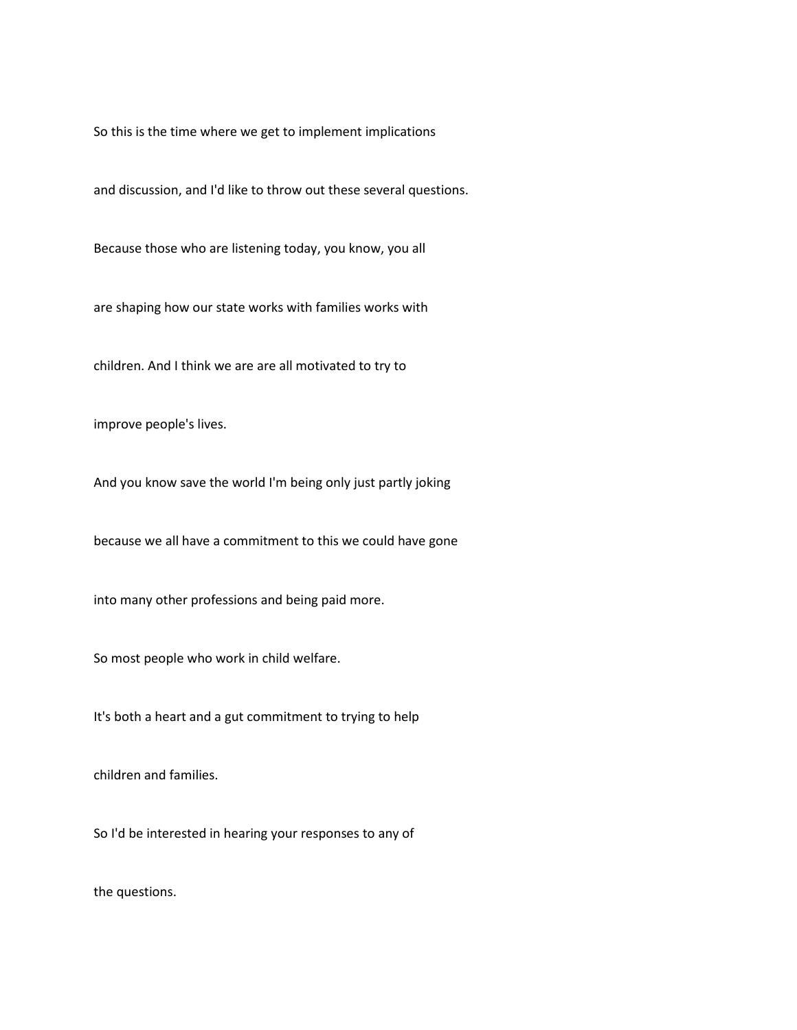So this is the time where we get to implement implications

and discussion, and I'd like to throw out these several questions.

Because those who are listening today, you know, you all

are shaping how our state works with families works with

children. And I think we are are all motivated to try to

improve people's lives.

And you know save the world I'm being only just partly joking

because we all have a commitment to this we could have gone

into many other professions and being paid more.

So most people who work in child welfare.

It's both a heart and a gut commitment to trying to help

children and families.

So I'd be interested in hearing your responses to any of

the questions.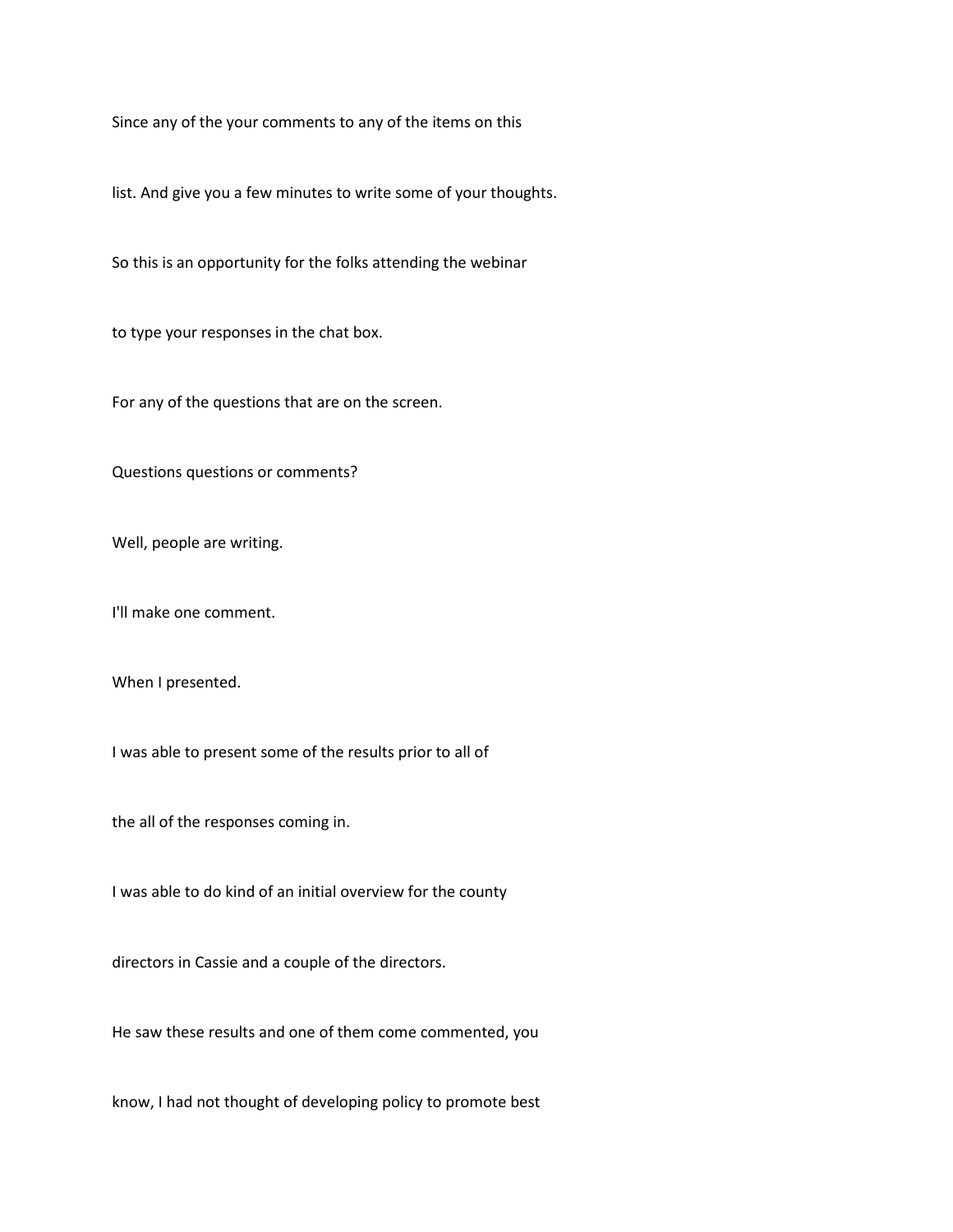Since any of the your comments to any of the items on this

list. And give you a few minutes to write some of your thoughts.

So this is an opportunity for the folks attending the webinar

to type your responses in the chat box.

For any of the questions that are on the screen.

Questions questions or comments?

Well, people are writing.

I'll make one comment.

When I presented.

I was able to present some of the results prior to all of

the all of the responses coming in.

I was able to do kind of an initial overview for the county

directors in Cassie and a couple of the directors.

He saw these results and one of them come commented, you

know, I had not thought of developing policy to promote best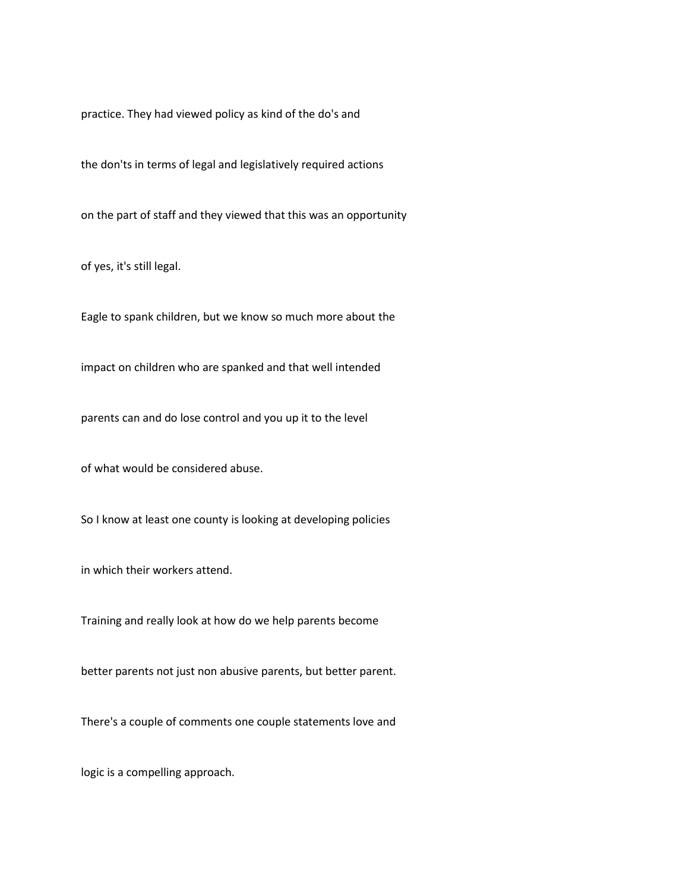practice. They had viewed policy as kind of the do's and

the don'ts in terms of legal and legislatively required actions

on the part of staff and they viewed that this was an opportunity

of yes, it's still legal.

Eagle to spank children, but we know so much more about the

impact on children who are spanked and that well intended

parents can and do lose control and you up it to the level

of what would be considered abuse.

So I know at least one county is looking at developing policies

in which their workers attend.

Training and really look at how do we help parents become

better parents not just non abusive parents, but better parent.

There's a couple of comments one couple statements love and

logic is a compelling approach.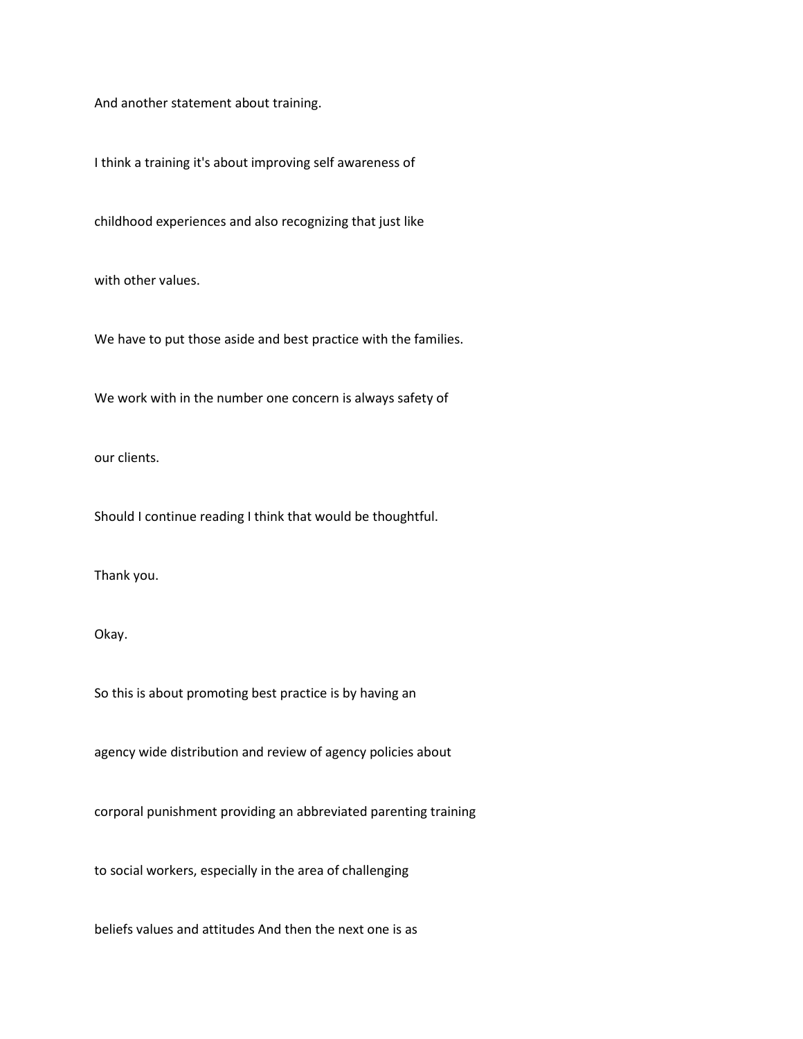And another statement about training.

I think a training it's about improving self awareness of

childhood experiences and also recognizing that just like

with other values.

We have to put those aside and best practice with the families.

We work with in the number one concern is always safety of

our clients.

Should I continue reading I think that would be thoughtful.

Thank you.

Okay.

So this is about promoting best practice is by having an

agency wide distribution and review of agency policies about

corporal punishment providing an abbreviated parenting training

to social workers, especially in the area of challenging

beliefs values and attitudes And then the next one is as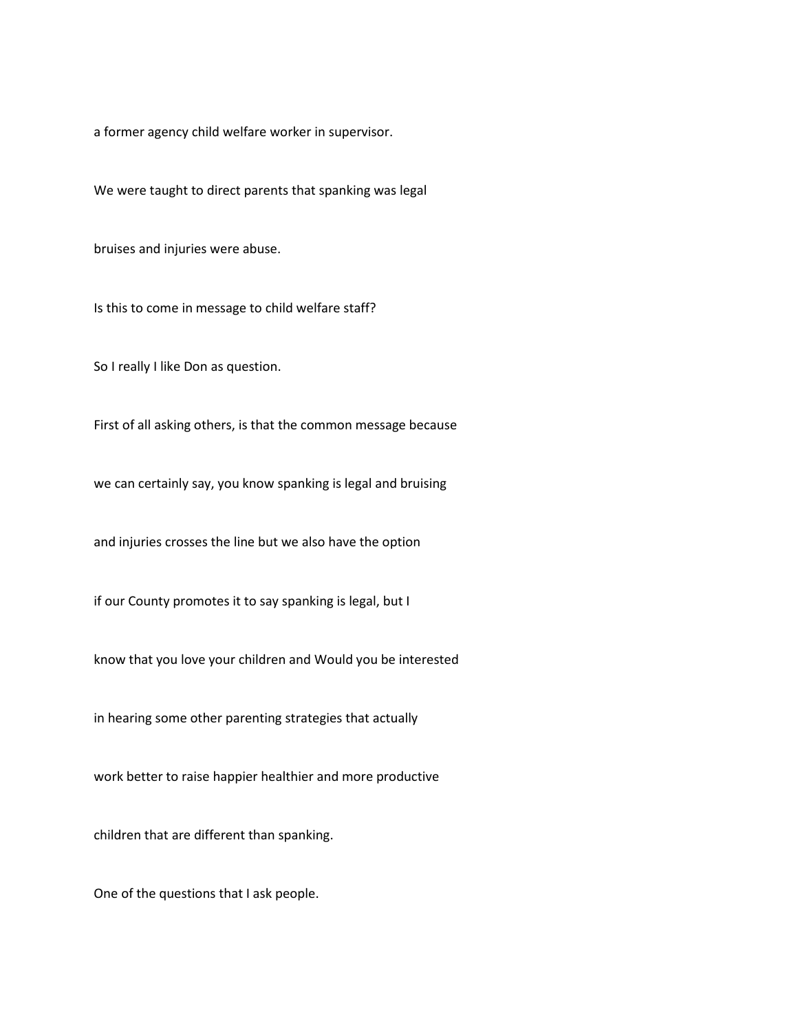a former agency child welfare worker in supervisor.

We were taught to direct parents that spanking was legal

bruises and injuries were abuse.

Is this to come in message to child welfare staff?

So I really I like Don as question.

First of all asking others, is that the common message because

we can certainly say, you know spanking is legal and bruising

and injuries crosses the line but we also have the option

if our County promotes it to say spanking is legal, but I

know that you love your children and Would you be interested

in hearing some other parenting strategies that actually

work better to raise happier healthier and more productive

children that are different than spanking.

One of the questions that I ask people.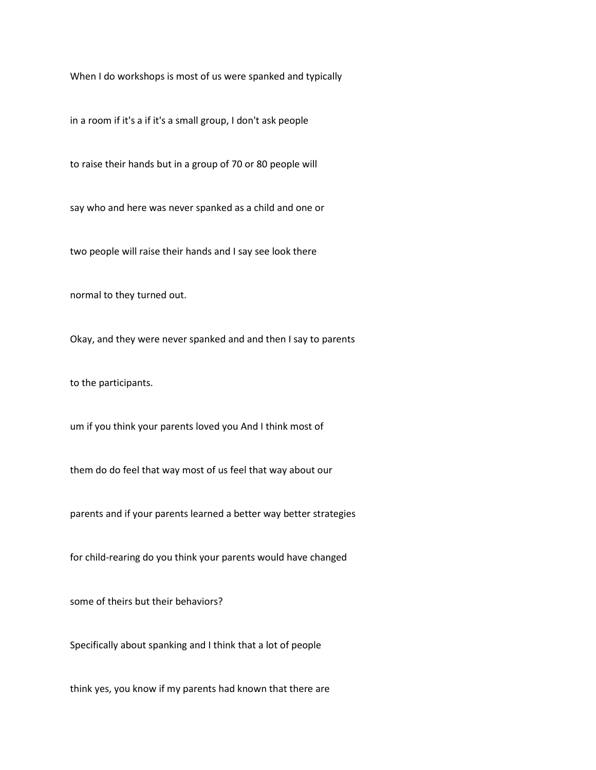When I do workshops is most of us were spanked and typically in a room if it's a if it's a small group, I don't ask people to raise their hands but in a group of 70 or 80 people will say who and here was never spanked as a child and one or two people will raise their hands and I say see look there normal to they turned out.

Okay, and they were never spanked and and then I say to parents to the participants.

um if you think your parents loved you And I think most of them do do feel that way most of us feel that way about our parents and if your parents learned a better way better strategies for child-rearing do you think your parents would have changed some of theirs but their behaviors?

Specifically about spanking and I think that a lot of people think yes, you know if my parents had known that there are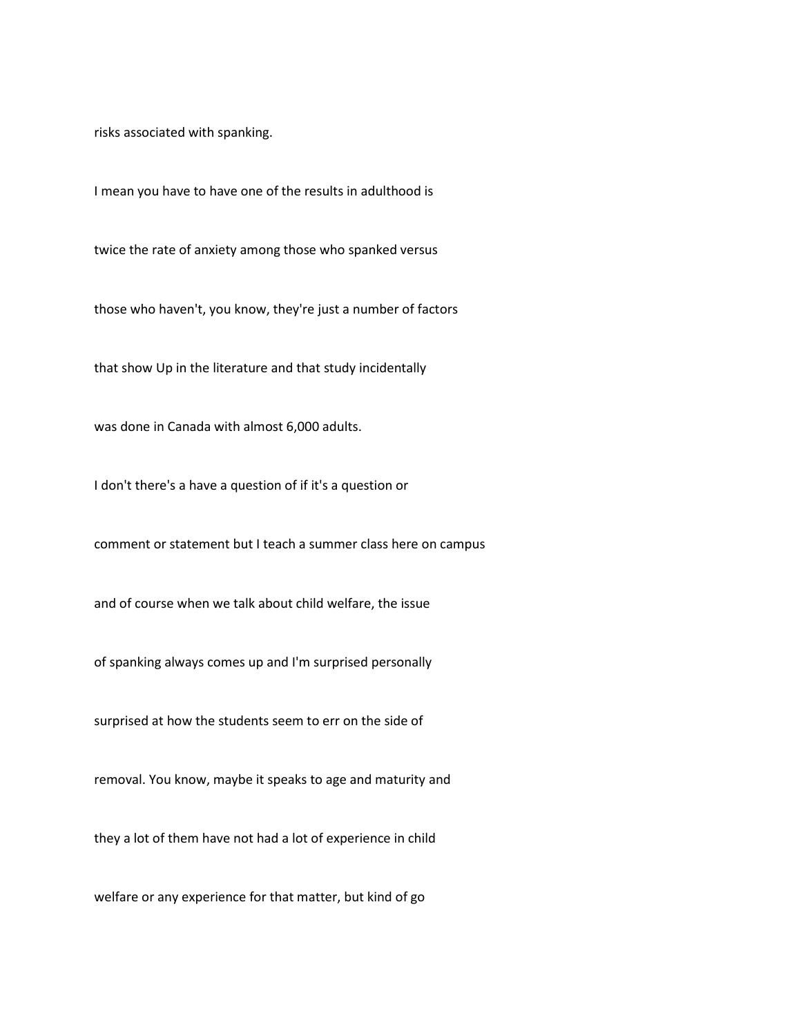risks associated with spanking.

I mean you have to have one of the results in adulthood is

twice the rate of anxiety among those who spanked versus

those who haven't, you know, they're just a number of factors

that show Up in the literature and that study incidentally

was done in Canada with almost 6,000 adults.

I don't there's a have a question of if it's a question or

comment or statement but I teach a summer class here on campus

and of course when we talk about child welfare, the issue

of spanking always comes up and I'm surprised personally

surprised at how the students seem to err on the side of

removal. You know, maybe it speaks to age and maturity and

they a lot of them have not had a lot of experience in child

welfare or any experience for that matter, but kind of go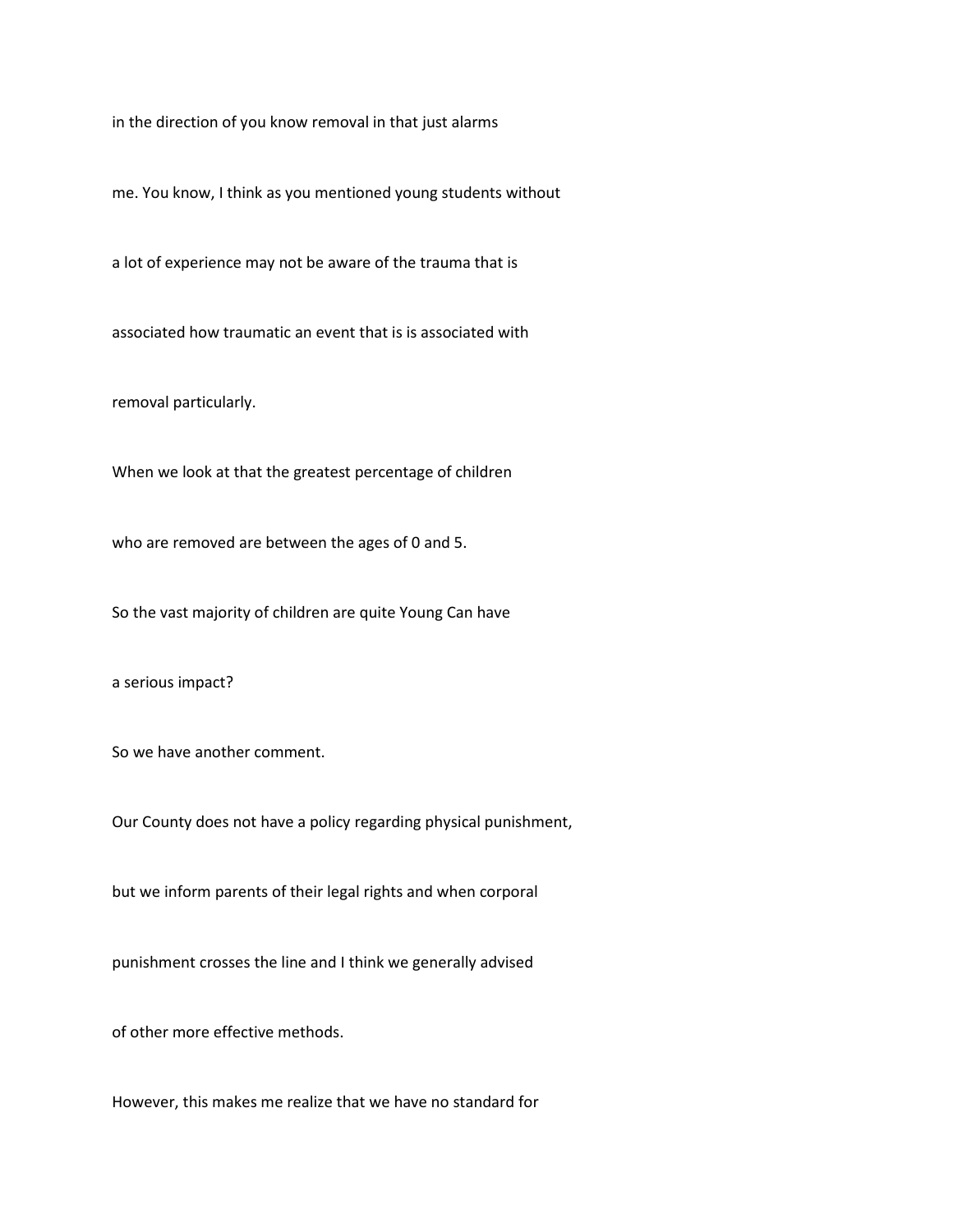in the direction of you know removal in that just alarms

me. You know, I think as you mentioned young students without

a lot of experience may not be aware of the trauma that is

associated how traumatic an event that is is associated with

removal particularly.

When we look at that the greatest percentage of children

who are removed are between the ages of 0 and 5.

So the vast majority of children are quite Young Can have

a serious impact?

So we have another comment.

Our County does not have a policy regarding physical punishment,

but we inform parents of their legal rights and when corporal

punishment crosses the line and I think we generally advised

of other more effective methods.

However, this makes me realize that we have no standard for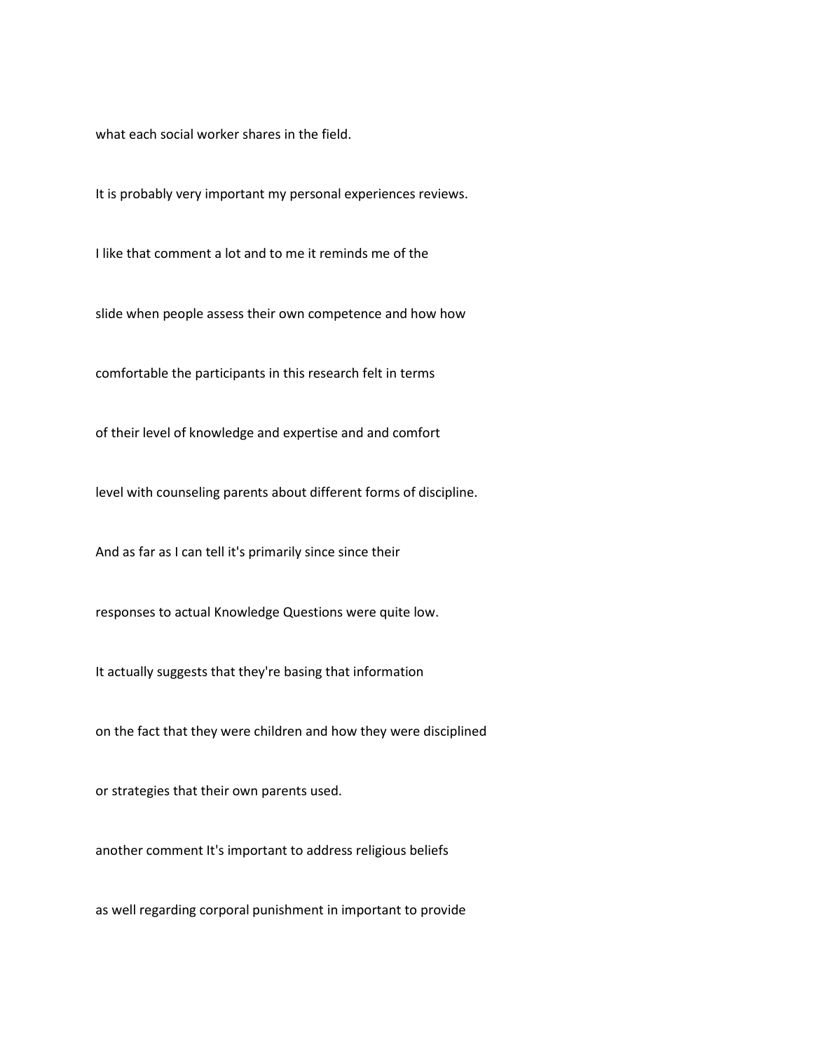what each social worker shares in the field.

It is probably very important my personal experiences reviews.

I like that comment a lot and to me it reminds me of the

slide when people assess their own competence and how how

comfortable the participants in this research felt in terms

of their level of knowledge and expertise and and comfort

level with counseling parents about different forms of discipline.

And as far as I can tell it's primarily since since their

responses to actual Knowledge Questions were quite low.

It actually suggests that they're basing that information

on the fact that they were children and how they were disciplined

or strategies that their own parents used.

another comment It's important to address religious beliefs

as well regarding corporal punishment in important to provide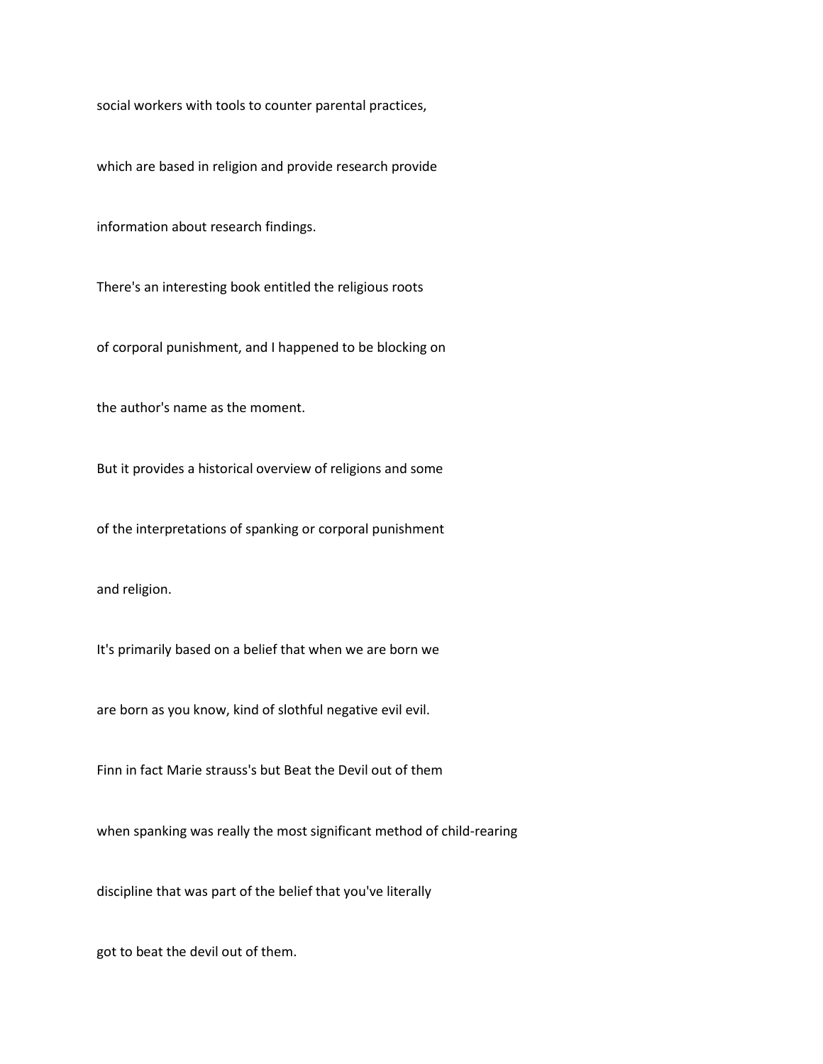social workers with tools to counter parental practices,

which are based in religion and provide research provide

information about research findings.

There's an interesting book entitled the religious roots

of corporal punishment, and I happened to be blocking on

the author's name as the moment.

But it provides a historical overview of religions and some

of the interpretations of spanking or corporal punishment

and religion.

It's primarily based on a belief that when we are born we

are born as you know, kind of slothful negative evil evil.

Finn in fact Marie strauss's but Beat the Devil out of them

when spanking was really the most significant method of child-rearing

discipline that was part of the belief that you've literally

got to beat the devil out of them.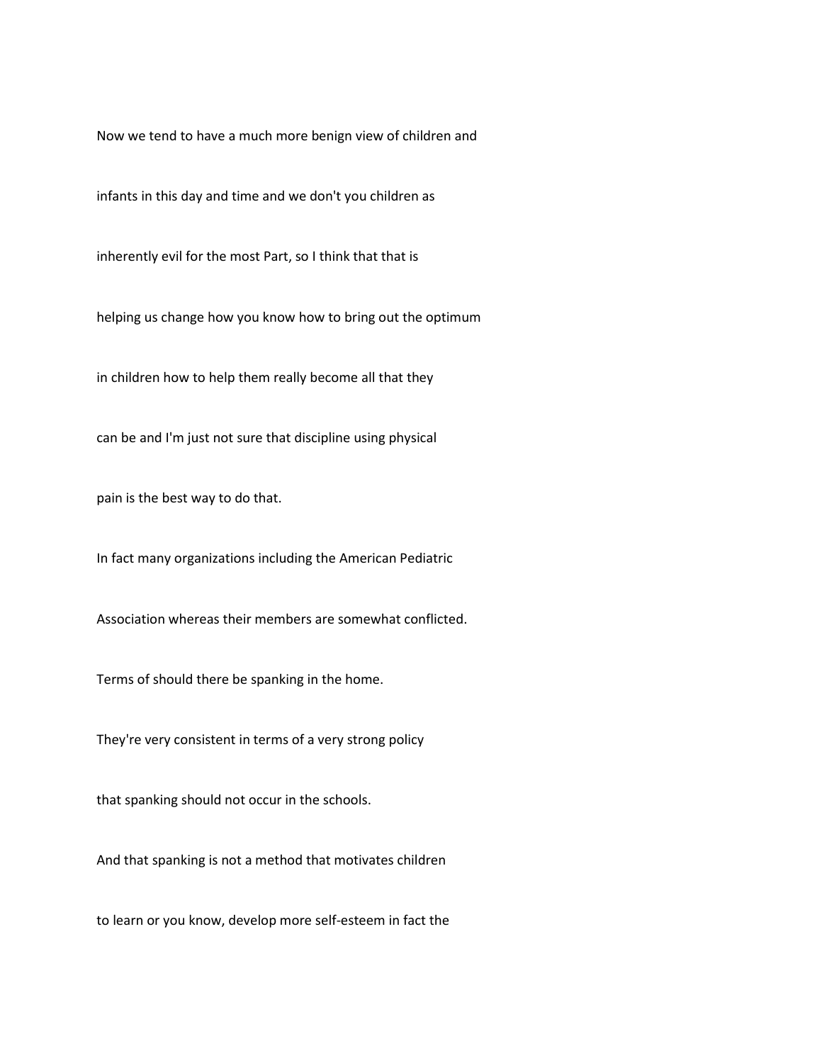Now we tend to have a much more benign view of children and

infants in this day and time and we don't you children as

inherently evil for the most Part, so I think that that is

helping us change how you know how to bring out the optimum

in children how to help them really become all that they

can be and I'm just not sure that discipline using physical

pain is the best way to do that.

In fact many organizations including the American Pediatric

Association whereas their members are somewhat conflicted.

Terms of should there be spanking in the home.

They're very consistent in terms of a very strong policy

that spanking should not occur in the schools.

And that spanking is not a method that motivates children

to learn or you know, develop more self-esteem in fact the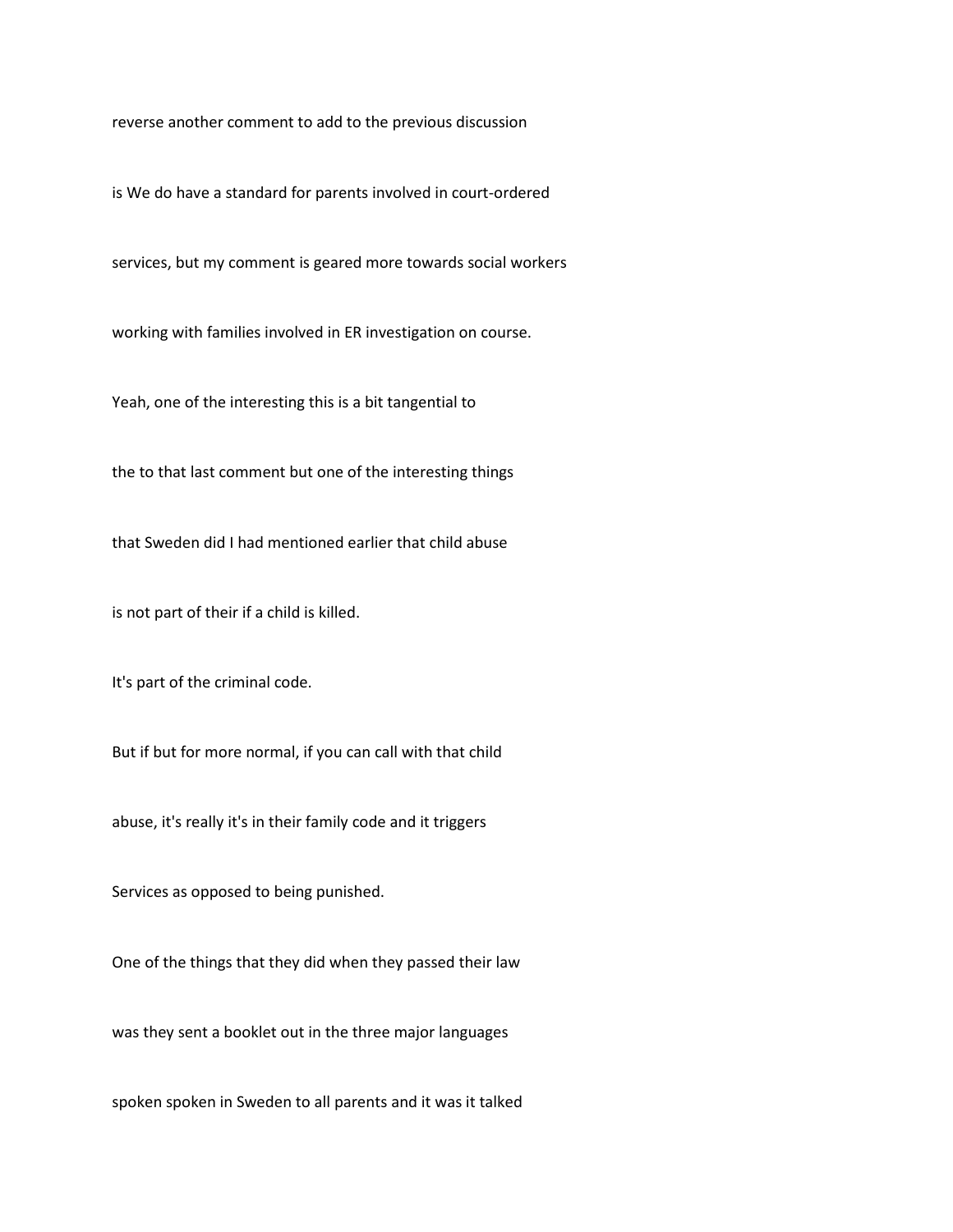reverse another comment to add to the previous discussion

is We do have a standard for parents involved in court-ordered

services, but my comment is geared more towards social workers

working with families involved in ER investigation on course.

Yeah, one of the interesting this is a bit tangential to

the to that last comment but one of the interesting things

that Sweden did I had mentioned earlier that child abuse

is not part of their if a child is killed.

It's part of the criminal code.

But if but for more normal, if you can call with that child

abuse, it's really it's in their family code and it triggers

Services as opposed to being punished.

One of the things that they did when they passed their law

was they sent a booklet out in the three major languages

spoken spoken in Sweden to all parents and it was it talked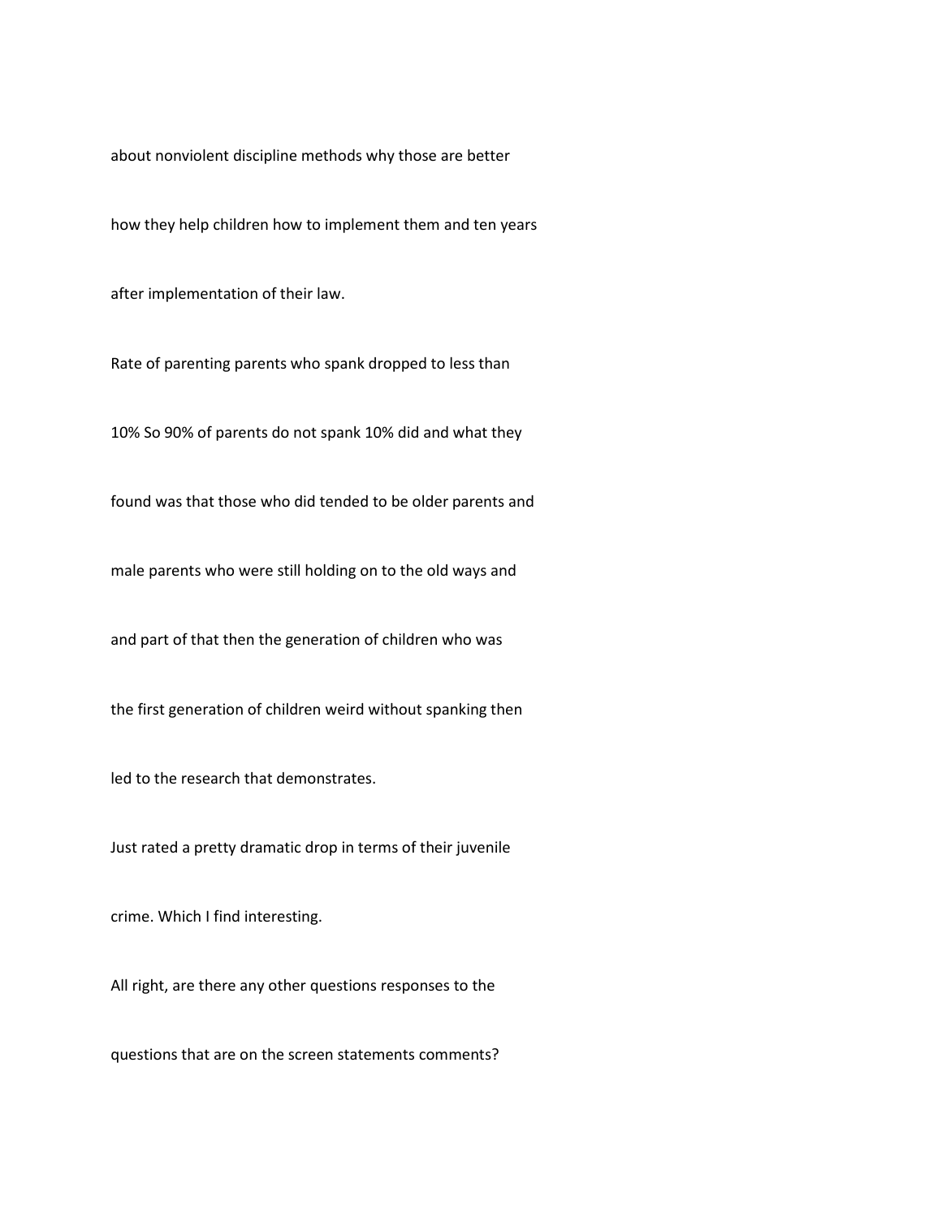about nonviolent discipline methods why those are better

how they help children how to implement them and ten years

after implementation of their law.

Rate of parenting parents who spank dropped to less than

10% So 90% of parents do not spank 10% did and what they

found was that those who did tended to be older parents and

male parents who were still holding on to the old ways and

and part of that then the generation of children who was

the first generation of children weird without spanking then

led to the research that demonstrates.

Just rated a pretty dramatic drop in terms of their juvenile

crime. Which I find interesting.

All right, are there any other questions responses to the

questions that are on the screen statements comments?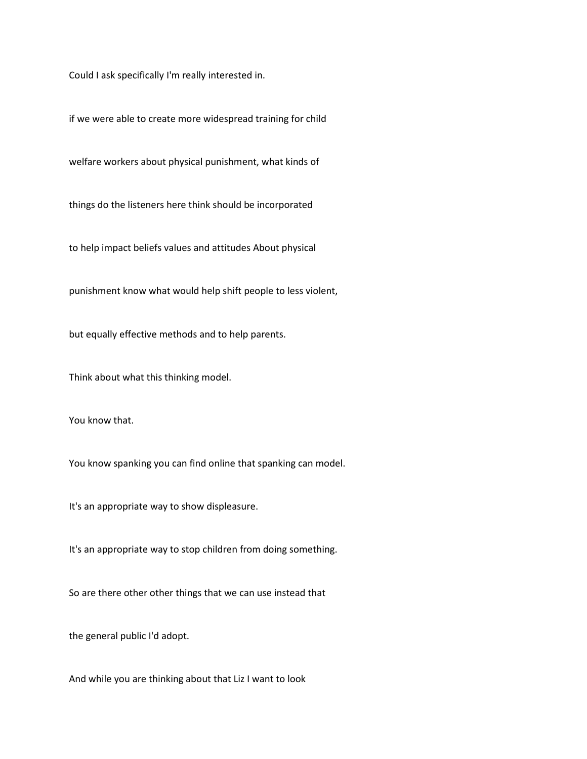Could I ask specifically I'm really interested in.

if we were able to create more widespread training for child

welfare workers about physical punishment, what kinds of

things do the listeners here think should be incorporated

to help impact beliefs values and attitudes About physical

punishment know what would help shift people to less violent,

but equally effective methods and to help parents.

Think about what this thinking model.

You know that.

You know spanking you can find online that spanking can model.

It's an appropriate way to show displeasure.

It's an appropriate way to stop children from doing something.

So are there other other things that we can use instead that

the general public I'd adopt.

And while you are thinking about that Liz I want to look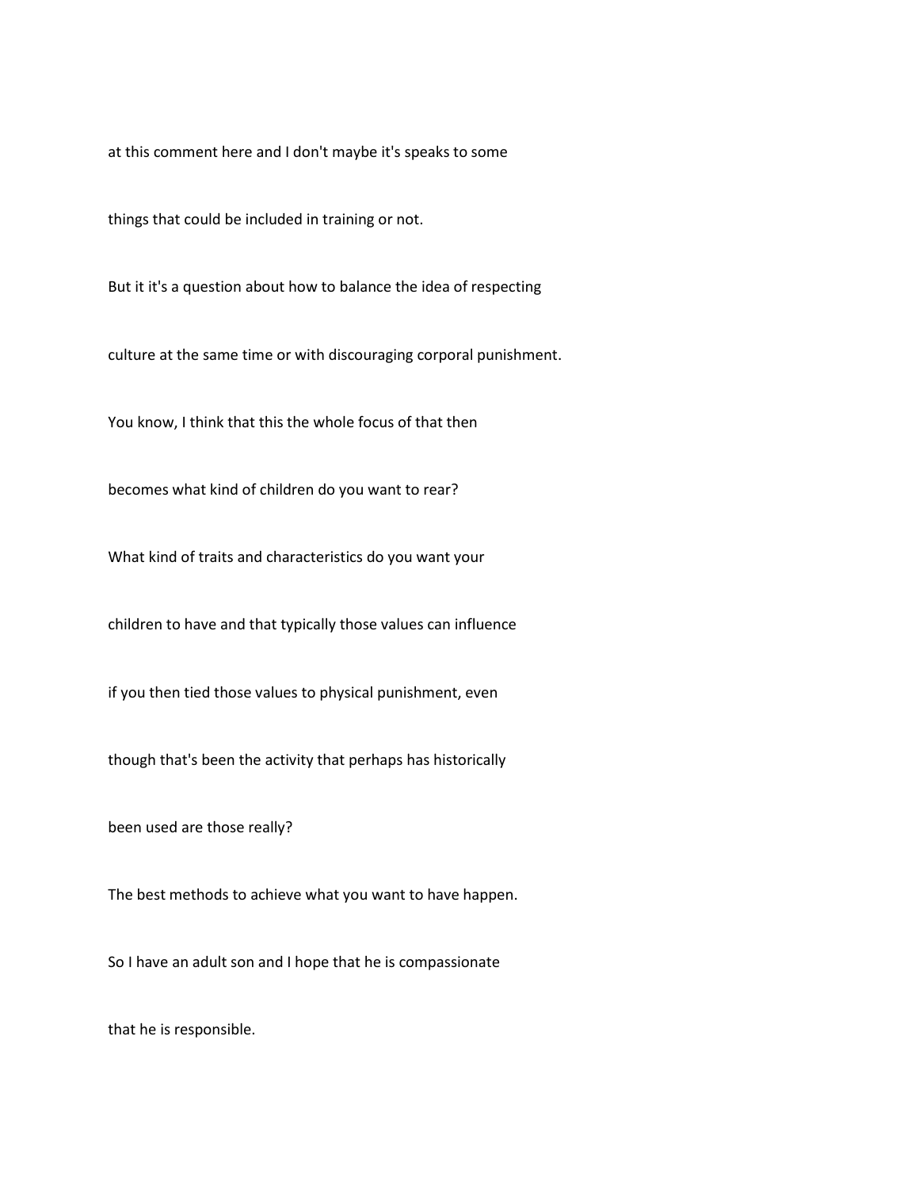at this comment here and I don't maybe it's speaks to some

things that could be included in training or not.

But it it's a question about how to balance the idea of respecting

culture at the same time or with discouraging corporal punishment.

You know, I think that this the whole focus of that then

becomes what kind of children do you want to rear?

What kind of traits and characteristics do you want your

children to have and that typically those values can influence

if you then tied those values to physical punishment, even

though that's been the activity that perhaps has historically

been used are those really?

The best methods to achieve what you want to have happen.

So I have an adult son and I hope that he is compassionate

that he is responsible.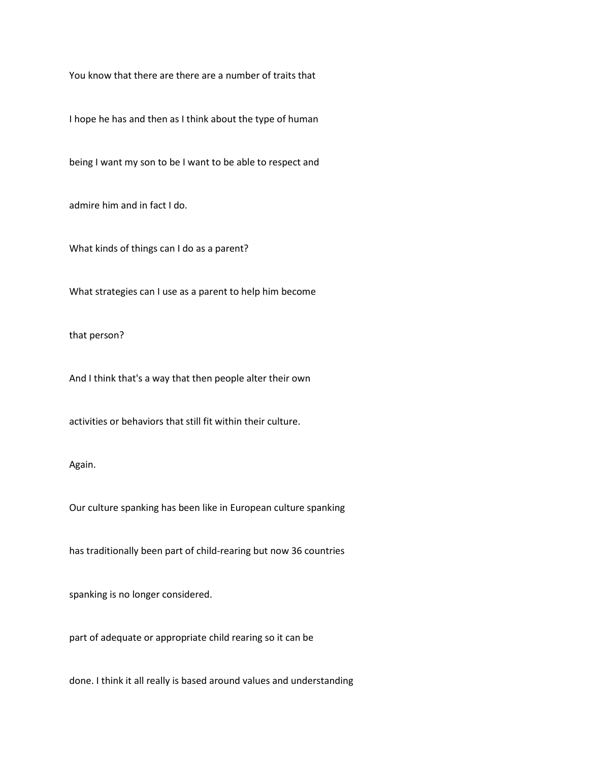You know that there are there are a number of traits that

I hope he has and then as I think about the type of human

being I want my son to be I want to be able to respect and

admire him and in fact I do.

What kinds of things can I do as a parent?

What strategies can I use as a parent to help him become

that person?

And I think that's a way that then people alter their own

activities or behaviors that still fit within their culture.

Again.

Our culture spanking has been like in European culture spanking

has traditionally been part of child-rearing but now 36 countries

spanking is no longer considered.

part of adequate or appropriate child rearing so it can be

done. I think it all really is based around values and understanding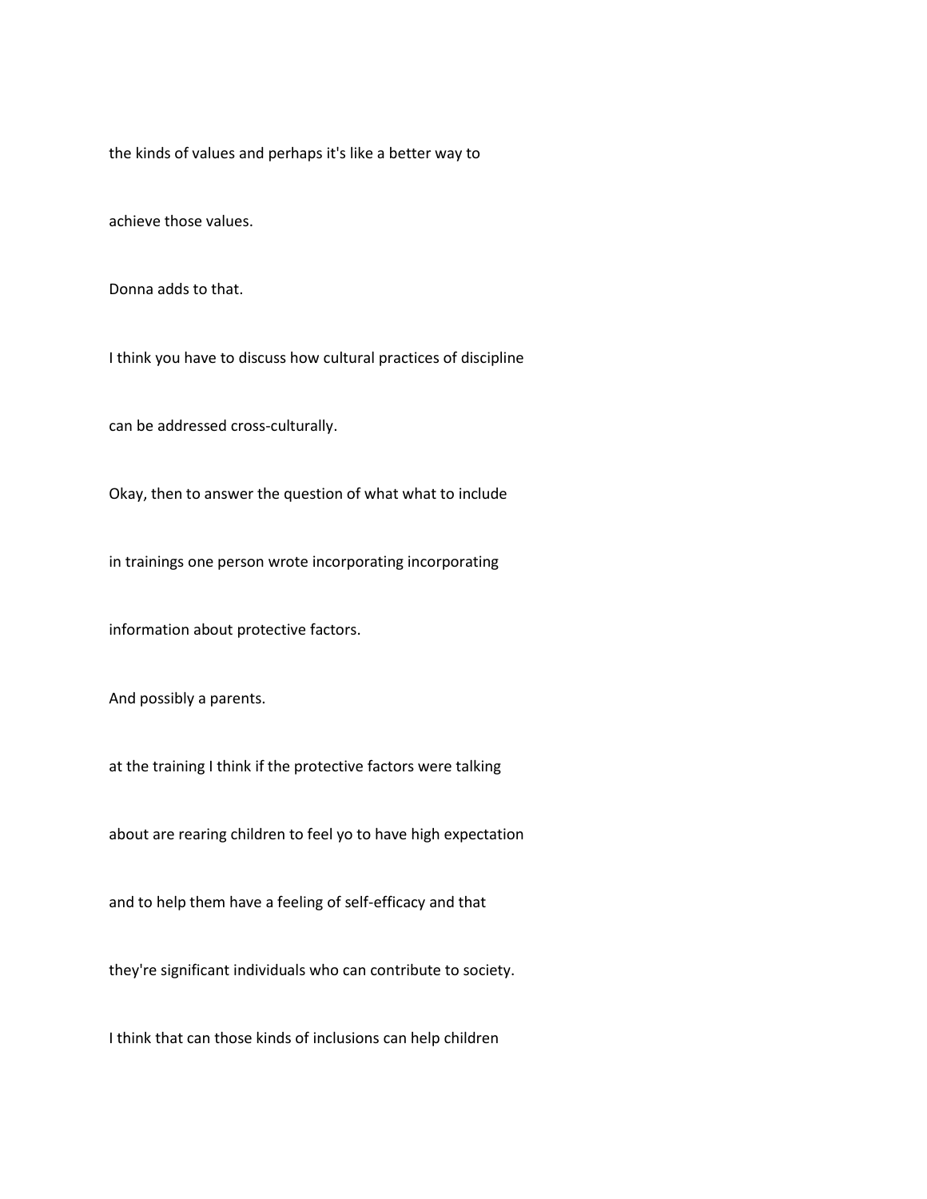the kinds of values and perhaps it's like a better way to

achieve those values.

Donna adds to that.

I think you have to discuss how cultural practices of discipline

can be addressed cross-culturally.

Okay, then to answer the question of what what to include

in trainings one person wrote incorporating incorporating

information about protective factors.

And possibly a parents.

at the training I think if the protective factors were talking

about are rearing children to feel yo to have high expectation

and to help them have a feeling of self-efficacy and that

they're significant individuals who can contribute to society.

I think that can those kinds of inclusions can help children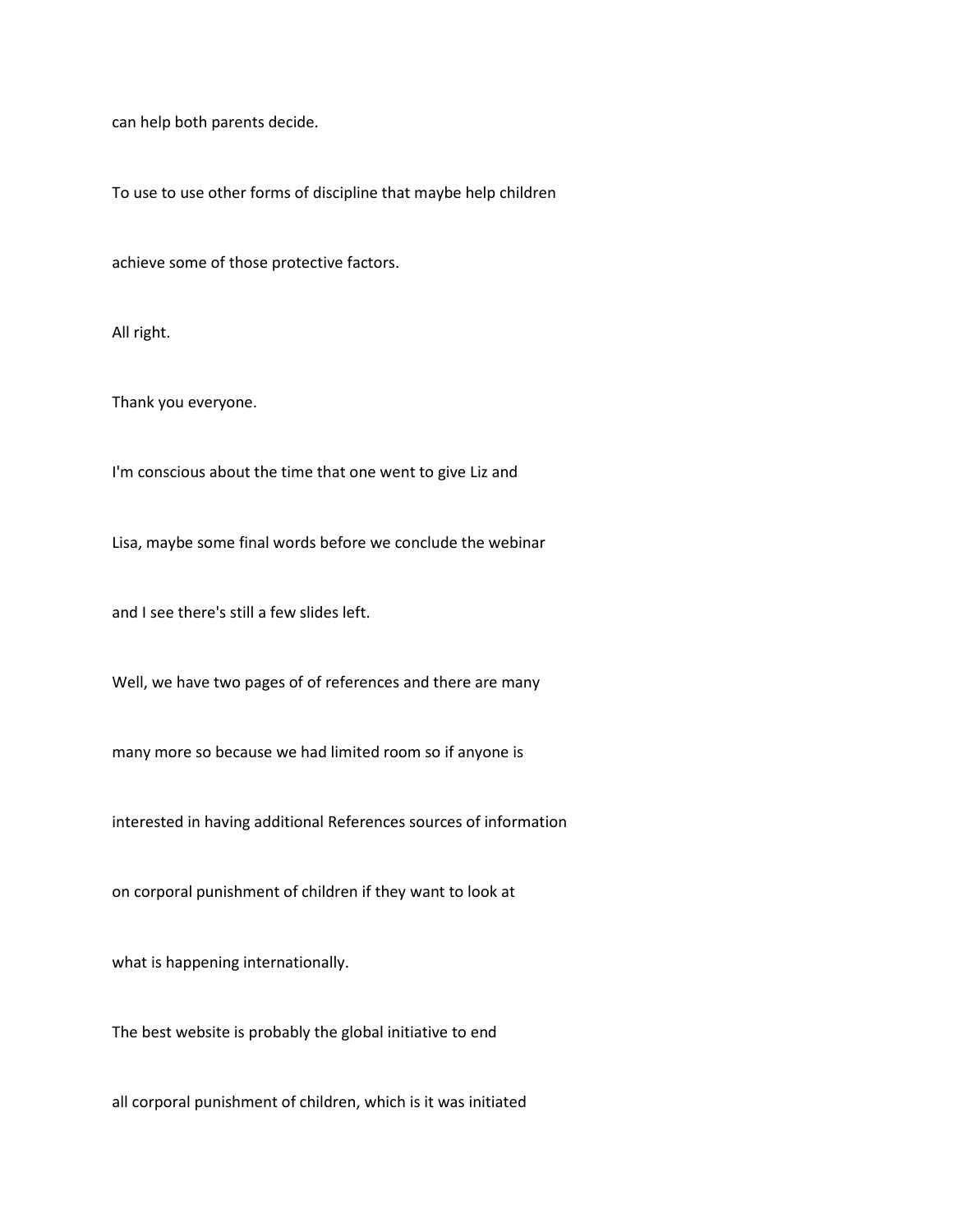can help both parents decide.

To use to use other forms of discipline that maybe help children

achieve some of those protective factors.

All right.

Thank you everyone.

I'm conscious about the time that one went to give Liz and

Lisa, maybe some final words before we conclude the webinar

and I see there's still a few slides left.

Well, we have two pages of of references and there are many

many more so because we had limited room so if anyone is

interested in having additional References sources of information

on corporal punishment of children if they want to look at

what is happening internationally.

The best website is probably the global initiative to end

all corporal punishment of children, which is it was initiated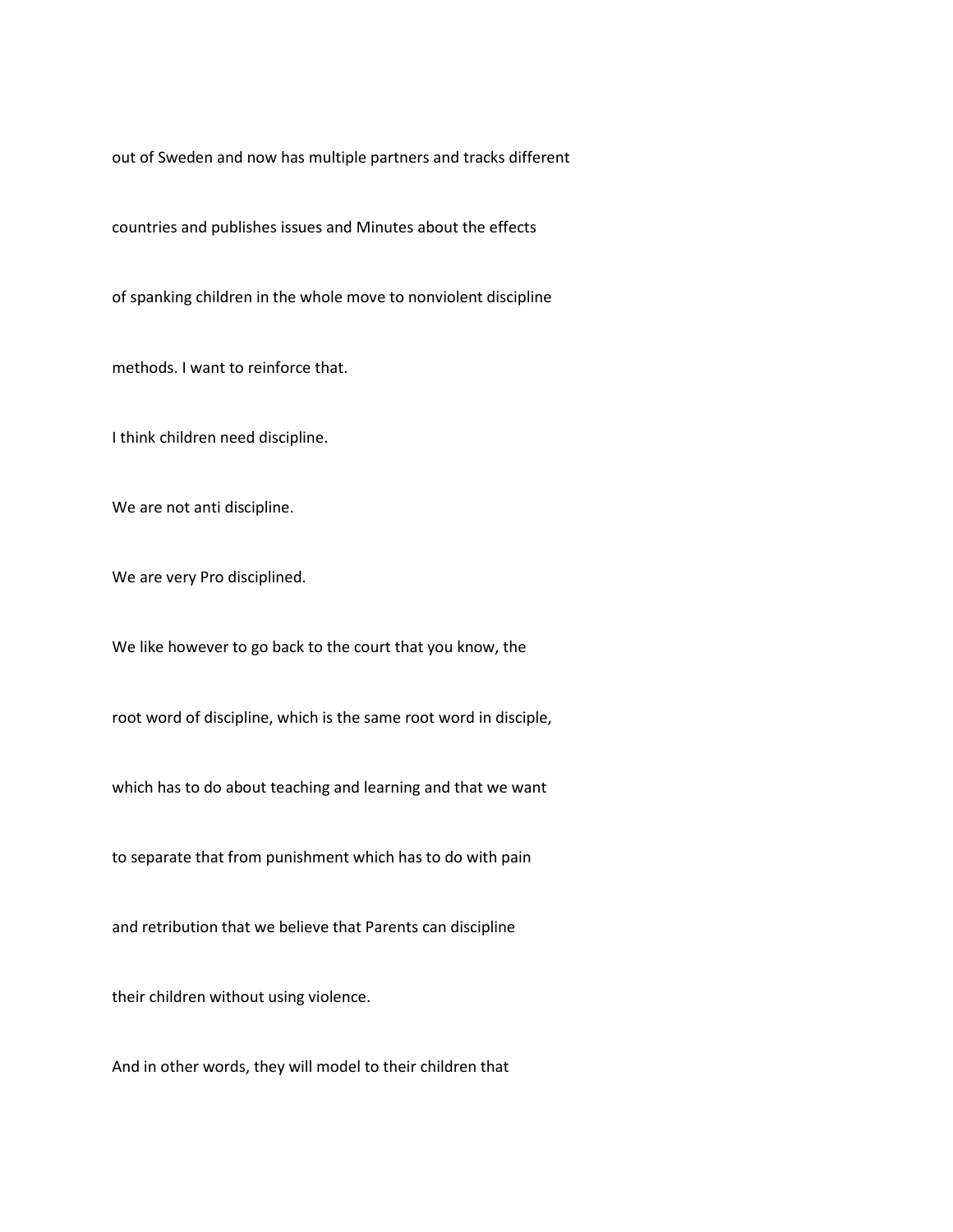out of Sweden and now has multiple partners and tracks different

countries and publishes issues and Minutes about the effects

of spanking children in the whole move to nonviolent discipline

methods. I want to reinforce that.

I think children need discipline.

We are not anti discipline.

We are very Pro disciplined.

We like however to go back to the court that you know, the

root word of discipline, which is the same root word in disciple,

which has to do about teaching and learning and that we want

to separate that from punishment which has to do with pain

and retribution that we believe that Parents can discipline

their children without using violence.

And in other words, they will model to their children that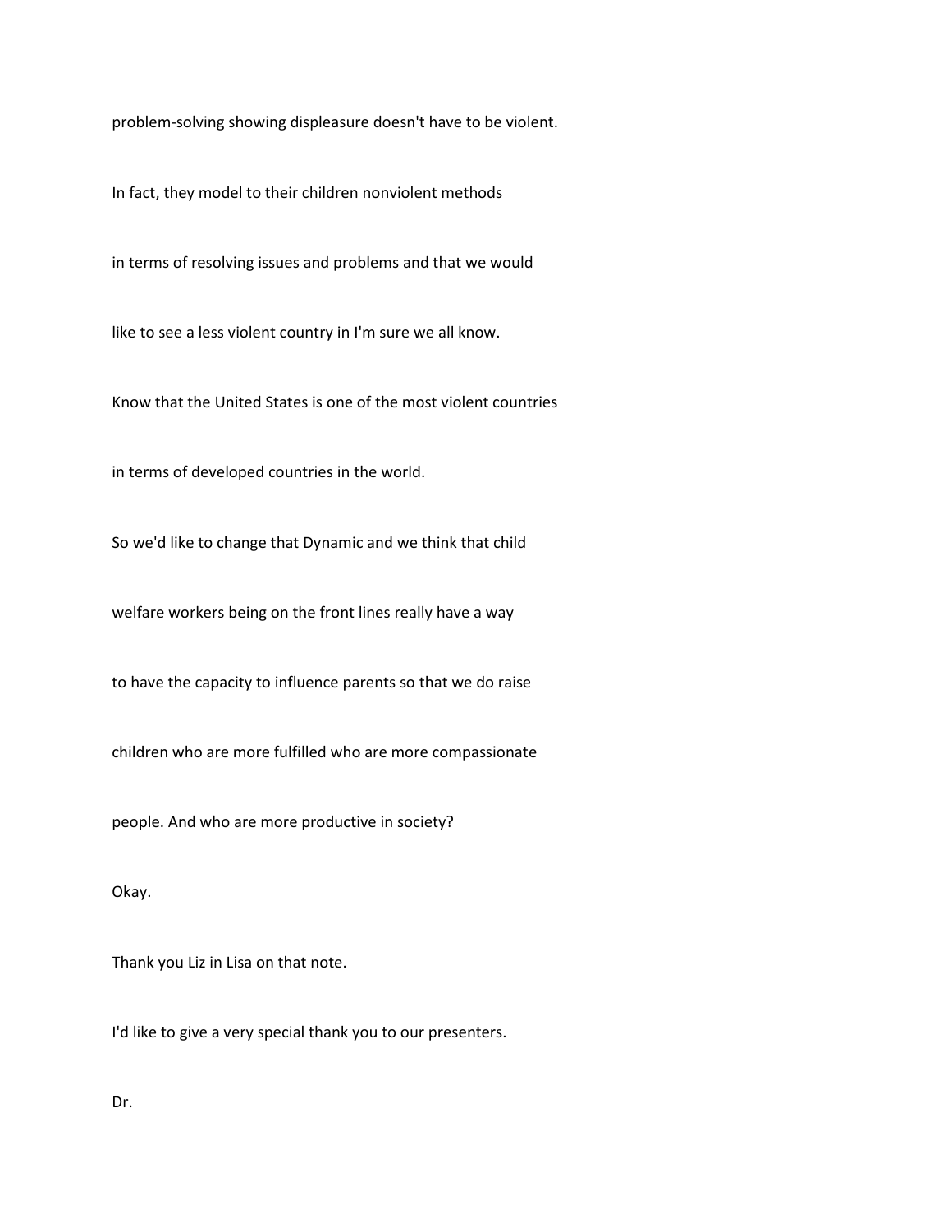problem-solving showing displeasure doesn't have to be violent.

In fact, they model to their children nonviolent methods

in terms of resolving issues and problems and that we would

like to see a less violent country in I'm sure we all know.

Know that the United States is one of the most violent countries

in terms of developed countries in the world.

So we'd like to change that Dynamic and we think that child

welfare workers being on the front lines really have a way

to have the capacity to influence parents so that we do raise

children who are more fulfilled who are more compassionate

people. And who are more productive in society?

Okay.

Thank you Liz in Lisa on that note.

I'd like to give a very special thank you to our presenters.

Dr.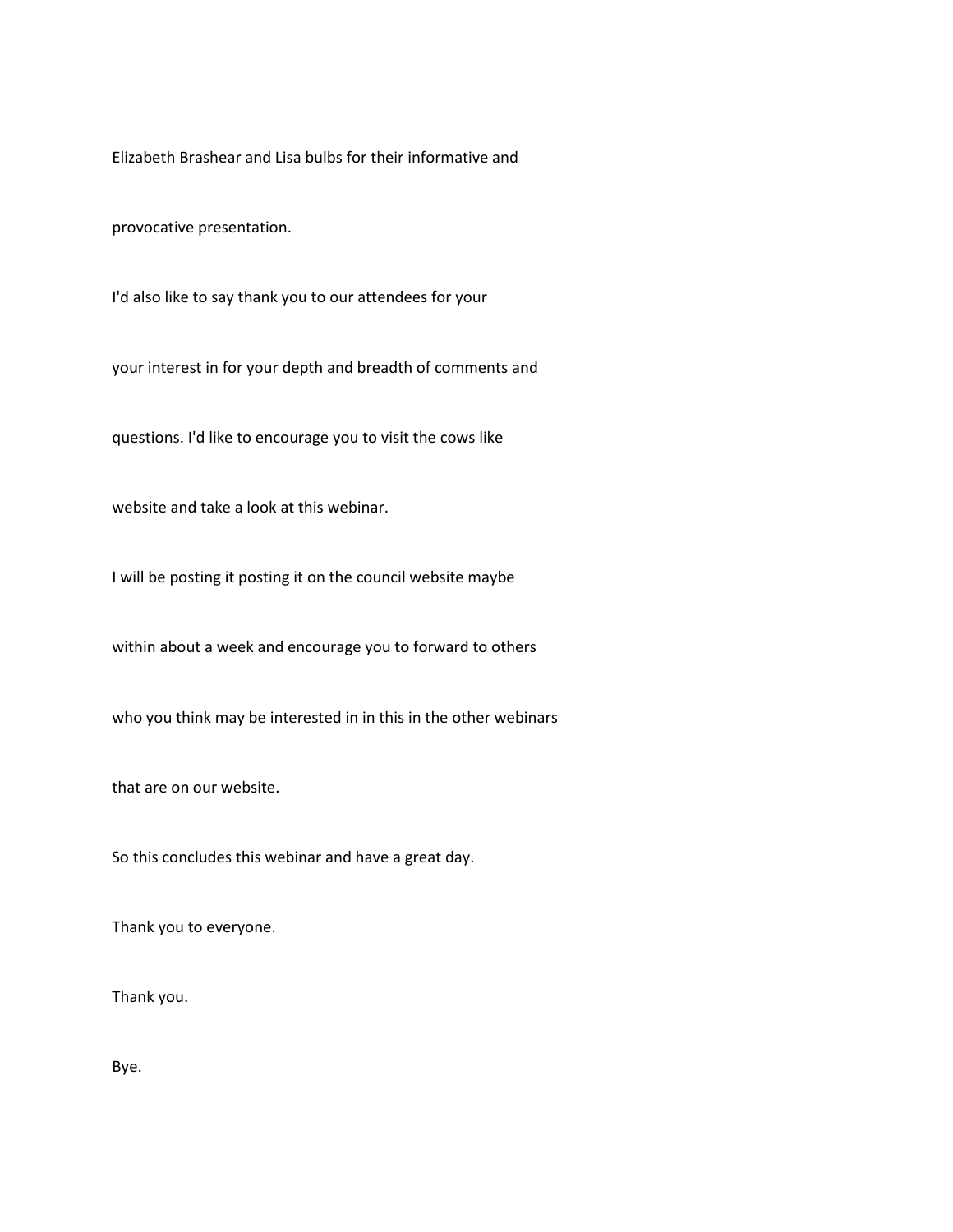Elizabeth Brashear and Lisa bulbs for their informative and

provocative presentation.

I'd also like to say thank you to our attendees for your

your interest in for your depth and breadth of comments and

questions. I'd like to encourage you to visit the cows like

website and take a look at this webinar.

I will be posting it posting it on the council website maybe

within about a week and encourage you to forward to others

who you think may be interested in in this in the other webinars

that are on our website.

So this concludes this webinar and have a great day.

Thank you to everyone.

Thank you.

Bye.